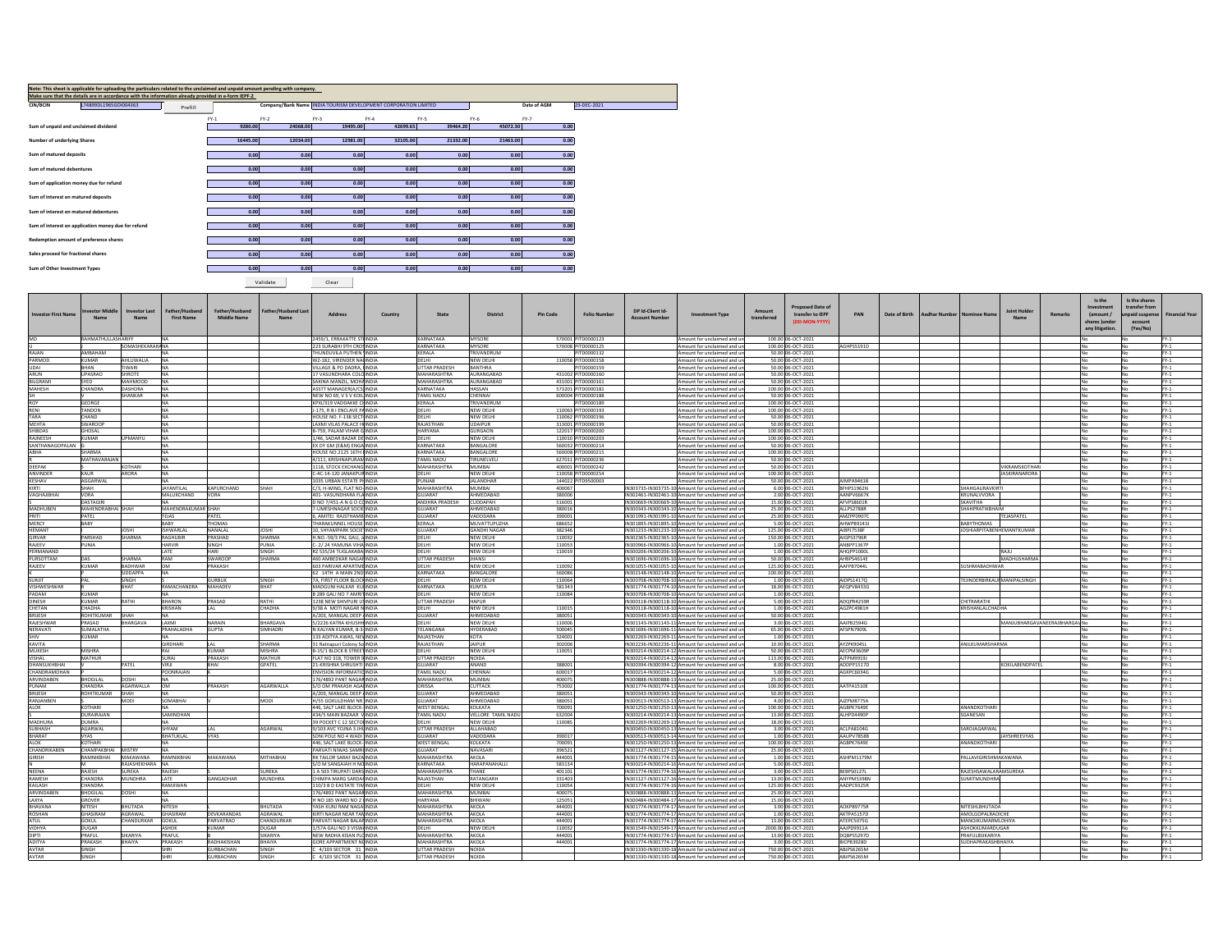Note: This sheet is applicable for uploading the particulars related to the unclaimed and unpaid amount pending with company.

Make sure that the details are in accordance with the information already provided in e-form IEPF-2

| CIN/BCIN | L74899DL1965GOI004363 | Prefill | Company/Bank Name | INDIA TOURISM DEVELOPMENT CORPORATION LIMITED | Date of AGM | 23-DEC-2021 |
|---|---|---|---|---|---|---|

| | FY-1 | FY-2 | FY-3 | FY-4 | FY-5 | FY-6 | FY-7 |
|---|---|---|---|---|---|---|---|
| Sum of unpaid and unclaimed dividend | 9280.00 | 24068.00 | 19495.00 | 42699.65 | 39464.20 | 45072.10 | 0.00 |
| Number of underlying Shares | 16445.00 | 12034.00 | 12981.00 | 32105.00 | 21332.00 | 21463.00 | 0.00 |
| Sum of matured deposits | 0.00 | 0.00 | 0.00 | 0.00 | 0.00 | 0.00 | 0.00 |
| Sum of matured debentures | 0.00 | 0.00 | 0.00 | 0.00 | 0.00 | 0.00 | 0.00 |
| Sum of application money due for refund | 0.00 | 0.00 | 0.00 | 0.00 | 0.00 | 0.00 | 0.00 |
| Sum of interest on matured deposits | 0.00 | 0.00 | 0.00 | 0.00 | 0.00 | 0.00 | 0.00 |
| Sum of interest on matured debentures | 0.00 | 0.00 | 0.00 | 0.00 | 0.00 | 0.00 | 0.00 |
| Sum of interest on application money due for refund | 0.00 | 0.00 | 0.00 | 0.00 | 0.00 | 0.00 | 0.00 |
| Redemption amount of preference shares | 0.00 | 0.00 | 0.00 | 0.00 | 0.00 | 0.00 | 0.00 |
| Sales proceed for fractional shares | 0.00 | 0.00 | 0.00 | 0.00 | 0.00 | 0.00 | 0.00 |
| Sum of Other Investment Types | 0.00 | 0.00 | 0.00 | 0.00 | 0.00 | 0.00 | 0.00 |

Validate Clear

| Investor First Name | Investor Middle Name | Investor Last Name | Father/Husband First Name | Father/Husband Middle Name | Father/Husband Last Name | Address | Country | State | District | Pin Code | Folio Number | DP Id-Client Id-Account Number | Investment Type | Amount transferred | Proposed Date of transfer to IEPF (DD-MON-YYYY) | PAN | Date of Birth | Aadhar Number | Nominee Name | Joint Holder Name | Remarks | Is the Investment (amount / shares )under any litigation. | Is the shares transfer from unpaid suspense account (Yes/No) | Financial Year |
|---|---|---|---|---|---|---|---|---|---|---|---|---|---|---|---|---|---|---|---|---|---|---|---|---|
| MD | RAHMATHULLASHARIFF | | NA | | | 2459/1, ERRAKATTE ST | INDIA | KARNATAKA | MYSORE | 570001 | PITD0000123 | | Amount for unclaimed and un | 100.00 | 06-OCT-2021 | | | | | | | No | No | FY-1 |
| U | | SOMASHEKARARA | NA | | | 223 SURABHI 9TH CROS | INDIA | KARNATAKA | MYSORE | 570008 | PITD0000125 | | Amount for unclaimed and un | 100.00 | 06-OCT-2021 | AGHPS5191D | | | | | | No | No | FY-1 |
| RAJAN | AMBAHAM | | NA | | | THUNDUVILA PUTHEN | INDIA | KERALA | TRIVANDRUM | | PITD0000132 | | Amount for unclaimed and un | 50.00 | 06-OCT-2021 | | | | | | | No | No | FY-1 |
| PARMOD | KUMAR | AHLUWALIA | NA | | | WZ-182, VIRENDER NA | INDIA | DELHI | NEW DELHI | 110058 | PITD0000158 | | Amount for unclaimed and un | 50.00 | 06-OCT-2021 | | | | | | | No | No | FY-1 |
| UDAI | BHAN | TIWARI | NA | | | VILLAGE & PO DADRA, | INDIA | UTTAR PRADESH | RANTHRA | | PITD0000159 | | Amount for unclaimed and un | 50.00 | 06-OCT-2021 | | | | | | | No | No | FY-1 |
| ARUN | UPASRAO | SHIRDTE | NA | | | 17 VASUNDHARA COLO | INDIA | MAHARASHTRA | AURANGABAD | 431002 | PITD0000160 | | Amount for unclaimed and un | 50.00 | 06-OCT-2021 | | | | | | | No | No | FY-1 |
| BILGRAMI | SYED | MAHMOOD | NA | | | SAKINA MANZIL, MOHA | INDIA | MAHARASHTRA | AURANGABAD | 431001 | PITD0000161 | | Amount for unclaimed and un | 50.00 | 06-OCT-2021 | | | | | | | No | No | FY-1 |
| MAHESH | CHANDRA | DASHORA | NA | | | ASSTT MANAGER(A/CS | INDIA | KARNATAKA | HASSAN | 573201 | PITD0000181 | | Amount for unclaimed and un | 100.00 | 06-OCT-2021 | | | | | | | No | No | FY-1 |
| SH | V | SHANKAR | NA | | | NEW NO 69, V S V KOIL | INDIA | TAMIL NADU | CHENNAI | 600004 | PITD0000188 | | Amount for unclaimed and un | 50.00 | 06-OCT-2021 | | | | | | | No | No | FY-1 |
| ROY | GEORGE | | NA | | | KPXI/519 VADDAKKE D | INDIA | KERALA | TRIVANDRUM | | PITD0000189 | | Amount for unclaimed and un | 100.00 | 06-OCT-2021 | | | | | | | No | No | FY-1 |
| RENI | TANDON | | NA | | | J-175, R B I ENCLAVE P | INDIA | DELHI | NEW DELHI | 110063 | PITD0000193 | | Amount for unclaimed and un | 100.00 | 06-OCT-2021 | | | | | | | No | No | FY-1 |
| TARA | CHAND | | NA | | | HOUSE NO. F-138 SECT | INDIA | DELHI | NEW DELHI | 110062 | PITD0000196 | | Amount for unclaimed and un | 50.00 | 06-OCT-2021 | | | | | | | No | No | FY-1 |
| MEHTA | SWAROOP | | NA | | | LAXMI VILAS PALACE H | INDIA | RAJASTHAN | UDAIPUR | 313001 | PITD0000199 | | Amount for unclaimed and un | 50.00 | 06-OCT-2021 | | | | | | | No | No | FY-1 |
| SHIBDAS | GHOSAL | | NA | | | B-759, PALAM VIHAR G | INDIA | HARYANA | GURGAON | 122017 | PITD0000200 | | Amount for unclaimed and un | 100.00 | 06-OCT-2021 | | | | | | | No | No | FY-1 |
| RAJNEESH | KUMAR | UPMANYU | NA | | | 1/46, SADAR BAZAR DE | INDIA | DELHI | NEW DELHI | 110010 | PITD0000203 | | Amount for unclaimed and un | 100.00 | 06-OCT-2021 | | | | | | | No | No | FY-1 |
| SANTHANAGOPALAN | G | | NA | | | EX DY GM (E&M) ENGA | INDIA | KARNATAKA | BANGALORE | 560032 | PITD0000214 | | Amount for unclaimed and un | 50.00 | 06-OCT-2021 | | | | | | | No | No | FY-1 |
| ABHA | SHARMA | | NA | | | HOUSE NO.2125 16TH | INDIA | KARNATAKA | BANGALORE | 560008 | PITD0000215 | | Amount for unclaimed and un | 100.00 | 06-OCT-2021 | | | | | | | No | No | FY-1 |
| R | MATHAVARAJAN | | NA | | | 4/111, KRISHNAPURAM | INDIA | TAMIL NADU | TIRUNELVELI | 627011 | PITD0000236 | | Amount for unclaimed and un | 50.00 | 06-OCT-2021 | | | | | | | No | No | FY-1 |
| DEEPAK | S | KOTHARI | NA | | | 1118, STOCK EXCHANG | INDIA | MAHARASHTRA | MUMBAI | 400001 | PITD0000242 | | Amount for unclaimed and un | 50.00 | 06-OCT-2021 | | | | | VIKRAMSKOTHARI | | No | No | FY-1 |
| ANVINDER | KAUR | ARORA | NA | | | C-4C-14-120 JANAKPUR | INDIA | DELHI | NEW DELHI | 110058 | PITD0000254 | | Amount for unclaimed and un | 100.00 | 06-OCT-2021 | | | | | JASKIRANARORA | | No | No | FY-1 |
| KESHAV | AGGARWAL | | NA | | | 1035 URBAN ESTATE PH | INDIA | PUNJAB | JALANDHAR | 144022 | PITD9500003 | | Amount for unclaimed and un | 50.00 | 06-OCT-2021 | AIMPA9461B | | | | | | No | No | FY-1 |
| KIRTI | SHAH | | JAYANTILAL | KAPURCHAND | SHAH | C/3, H-WING, FLAT NO- | INDIA | MAHARASHTRA | MUMBAI | 400067 | | IN303735-IN303735-10 | Amount for unclaimed and un | 6.00 | 06-OCT-2021 | BFHPS1962N | | | SHAHGAURAVKIRTI | | | No | No | FY-1 |
| VAGHAJIBHAI | VORA | | MALUKCHAND | VORA | | 401- VASUNDHARA FLA | INDIA | GUJARAT | AHMEDABAD | 380006 | | IN302461-IN302461-10 | Amount for unclaimed and un | 2.00 | 06-OCT-2021 | AANPV6667K | | | KRUNALVORA | | | No | No | FY-1 |
| S | DASTAGIRI | | NA | | | D NO 7/451-A N G O C | INDIA | ANDHRA PRADESH | CUDDAPAH | 516001 | | IN300669-IN300669-10 | Amount for unclaimed and un | 15.00 | 06-OCT-2021 | AFVPS8601R | | | SKAVITHA | | | No | No | FY-1 |
| MADHUBEN | MAHENDRABHAI | SHAH | MAHENDRAKUMAR | SHAH | | 7-UMESHNAGAR SOCIE | INDIA | GUJARAT | AHMEDABAD | 380016 | | IN300343-IN300343-10 | Amount for unclaimed and un | 25.00 | 06-OCT-2021 | ALLPS2788R | | | SHAHPRATIKBHAIM | | | No | No | FY-1 |
| PRITI | PATEL | | TEJAS | PATEL | | 6, AMITEJ RAJSTHAMB | INDIA | GUJARAT | VADODARA | 390001 | | IN301991-IN301991-10 | Amount for unclaimed and un | 25.00 | 06-OCT-2021 | AMZPP0907C | | | | TEJASPATEL | | No | No | FY-1 |
| MERCY | BABY | | BABY | THOMAS | | THARAKUNNEL HOUSE | INDIA | KERALA | MUVATTUPUZHA | 686652 | | IN301895-IN301895-10 | Amount for unclaimed and un | 5.00 | 06-OCT-2021 | AHWPB9143J | | | BABYTHOMAS | | | No | No | FY-1 |
| HEMANT | | JOSHI | SHIVARLAL | NANALAL | JOSHI | 10, SHYAMPARK SOCIE | INDIA | GUJARAT | GANDHI NAGAR | 382346 | | IN301233-IN301233-10 | Amount for unclaimed and un | 125.00 | 06-OCT-2021 | AIBPJ7538F | | | JOSHIARPITABENHEMANTKUMAR | | | No | No | FY-1 |
| GIRVAR | PARSHAD | SHARMA | RAGHUBIR | PRASHAD | SHARMA | H.NO.-59/3 PAL GALI, | INDIA | DELHI | NEW DELHI | 110032 | | IN302365-IN302365-10 | Amount for unclaimed and un | 150.00 | 06-OCT-2021 | AIGPS3796R | | | | | | No | No | FY-1 |
| RAJEEV | PUNIA | | HARVIR | SINGH | PUNIA | C- 2/ 24 YAMUNA VIHA | INDIA | DELHI | NEW DELHI | 110053 | | IN300966-IN300966-10 | Amount for unclaimed and un | 1.00 | 06-OCT-2021 | ANBPP1367P | | | | | | No | No | FY-1 |
| PERMANAND | | | LATE | HARI | SINGH | RZ 535/24 TUGLAKABA | INDIA | DELHI | NEW DELHI | 110019 | | IN300206-IN300206-10 | Amount for unclaimed and un | 1.00 | 06-OCT-2021 | AHQPP1000L | | | | RAJU | | No | No | FY-1 |
| PURSOTTAM | DAS | SHARMA | RAM | SWAROOP | SHARMA | 460 AMBEDKAR NAGAR | INDIA | UTTAR PRADESH | JHANSI | | | IN301696-IN301696-10 | Amount for unclaimed and un | 50.00 | 06-OCT-2021 | AHBPS4614E | | | | MADHUSHARMA | | No | No | FY-1 |
| RAJEEV | KUMAR | BADHWAR | OM | PRAKASH | | 503 PARIVAR APARTME | INDIA | DELHI | NEW DELHI | 110092 | | IN301055-IN301055-10 | Amount for unclaimed and un | 125.00 | 06-OCT-2021 | AAFPB7044L | | | SUSHMABADHWAR | | | No | No | FY-1 |
| K | | SIDDAPPA | NA | | | 62 14TH A MAIN 2ND | INDIA | KARNATAKA | BANGALORE | 560086 | | IN302148-IN302148-10 | Amount for unclaimed and un | 100.00 | 06-OCT-2021 | | | | | | | No | No | FY-1 |
| SURJIT | PAL | SINGH | S | GURBUX | SINGH | 7A, FIRST FLOOR BLOCK | INDIA | DELHI | NEW DELHI | 110064 | | IN300708-IN300708-10 | Amount for unclaimed and un | 1.00 | 06-OCT-2021 | AIDPS1417Q | | | TEJINDERBIRKAUR | MANIPALSINGH | | No | No | FY-1 |
| VISHWESHWAR | R | BHAT | RAMACHANDRA | MAHADEV | BHAT | MADGUNI HALKAR KU | INDIA | KARNATAKA | KUMTA | 581343 | | IN301774-IN301774-10 | Amount for unclaimed and un | 18.00 | 06-OCT-2021 | AEQPV8433G | | | | | | No | No | FY-1 |
| PADAM | KUMAR | | NA | | | B 289 GALI NO 7 AMRIT | INDIA | DELHI | NEW DELHI | 110084 | | IN300708-IN300708-10 | Amount for unclaimed and un | 1.00 | 06-OCT-2021 | | | | | | | No | No | FY-1 |
| DINESH | KUMAR | RATHI | BHARON | PRASAD | RATHI | 1238 NEW SHIVPURI U | INDIA | UTTAR PRADESH | HAPUR | | | IN300118-IN300118-10 | Amount for unclaimed and un | 5.00 | 06-OCT-2021 | ADQPR4259R | | | CHITRARATHI | | | No | No | FY-1 |
| CHETAN | CHADHA | | KRISHAN | LAL | CHADHA | 9/38 A MOTI NAGAR N | INDIA | DELHI | NEW DELHI | 110015 | | IN300118-IN300118-10 | Amount for unclaimed and un | 1.00 | 06-OCT-2021 | AGZPC4981H | | | KRISHANLALCHADHA | | | No | No | FY-1 |
| BRIJESH | ROHITKUMAR | SHAH | NA | | | A/203, MANGAL DEEP | INDIA | GUJARAT | AHMEDABAD | 380051 | | IN300343-IN300343-10 | Amount for unclaimed and un | 50.00 | 06-OCT-2021 | | | | | | | No | No | FY-1 |
| RAJESHWAR | PRASAD | BHARGAVA | LAXMI | NARAIN | BHARGAVA | 5/226 KATRA KHUSHH | INDIA | DELHI | NEW DELHI | 110006 | | IN301143-IN301143-11 | Amount for unclaimed and un | 3.00 | 06-OCT-2021 | AAIPB2594G | | | | MANJUBHARGAVANEERAJBHARGAVA | | No | No | FY-1 |
| NERAVATI | SUMALATHA | | PRAHALADHA | GUPTA | SIMHADRI | N KALYAN KUMAR, 8-3 | INDIA | TELANGANA | HYDERABAD | 500045 | | IN301696-IN301696-11 | Amount for unclaimed and un | 65.00 | 06-OCT-2021 | AFSPN7909L | | | | | | No | No | FY-1 |
| SHIV | KUMAR | | NA | | | 133 ADITYA AWAS, NEV | INDIA | RAJASTHAN | KOTA | 324001 | | IN302269-IN302269-11 | Amount for unclaimed and un | 1.00 | 06-OCT-2021 | | | | | | | No | No | FY-1 |
| KAVITA | | | GIRDHARI | LAL | SHARMA | 31 Ratnapuri Colony Se | INDIA | RAJASTHAN | JAIPUR | 302006 | | IN302236-IN302236-11 | Amount for unclaimed and un | 10.00 | 06-OCT-2021 | AYZPK9045L | | | ANILKUMARSHARMA | | | No | No | FY-1 |
| MUKESH | MISHRA | | RAJ | KUMAR | MISHRA | B-15/1 BLOCK B STREE | INDIA | DELHI | NEW DELHI | 110053 | | IN300214-IN300214-12 | Amount for unclaimed and un | 50.00 | 06-OCT-2021 | AECPM3699F | | | | | | No | No | FY-1 |
| VISHAL | MATHUR | | SURAJ | PRAKASH | MATHUR | FLAT NO 318, TOWER 9 | INDIA | UTTAR PRADESH | NOIDA | | | IN300214-IN300214-12 | Amount for unclaimed and un | 113.00 | 06-OCT-2021 | AJTPM8919J | | | | | | No | No | FY-1 |
| DHANSUKHBHAI | | PATEL | VIRJI | BHAI | GPATEL | 21-KRISHNA SHRUSHTI | INDIA | GUJARAT | ANAND | 388001 | | IN300394-IN300394-12 | Amount for unclaimed and un | 8.00 | 06-OCT-2021 | ADOPP1517D | | | | KOKILABENDPATEL | | No | No | FY-1 |
| CHANDRAMOHAN | P | | POONRAJAN | | | ENVISION INFORMATIO | INDIA | TAMIL NADU | CHENNAI | 600017 | | IN300214-IN300214-12 | Amount for unclaimed and un | 5.00 | 06-OCT-2021 | AGKPC6034G | | | | | | No | No | FY-1 |
| ARVINDABEN | BHOGILAL | DOSHI | NA | | | 176/4892 PANT NAGAR | INDIA | MAHARASHTRA | MUMBAI | 400075 | | IN300888-IN300888-13 | Amount for unclaimed and un | 25.00 | 06-OCT-2021 | | | | | | | No | No | FY-1 |
| PUNAM | CHANDRA | AGARWALLA | OM | PRAKASH | AGARWALLA | S/O OM PRAKASH AGA | INDIA | ORISSA | CUTTACK | 753002 | | IN301774-IN301774-13 | Amount for unclaimed and un | 100.00 | 06-OCT-2021 | AATPA1510E | | | | | | No | No | FY-1 |
| BRIJESH | ROHITKUMAR | SHAH | NA | | | A/203, MANGAL DEEP | INDIA | GUJARAT | AHMEDABAD | 380051 | | IN300343-IN300343-10 | Amount for unclaimed and un | 50.00 | 06-OCT-2021 | | | | | | | No | No | FY-1 |
| RANJANBEN | S | MODI | SOMABHAI | V | MODI | H/55 GOKULDHAM NR | INDIA | GUJARAT | AHMEDABAD | 380051 | | IN300513-IN300513-13 | Amount for unclaimed and un | 4.00 | 06-OCT-2021 | AJZPM8775A | | | | | | No | No | FY-1 |
| ALOK | KOTHARI | | NA | | | 446, SALT LAKE BLOCK- | INDIA | WEST BENGAL | KOLKATA | 700091 | | IN301250-IN301250-13 | Amount for unclaimed and un | 100.00 | 06-OCT-2021 | AGBPK7649E | | | ANANDKOTHARI | | | No | No | FY-1 |
| S | DURAIRAJAN | | SAMINDHAN | | | 434/5 MAIN BAZAAR V | INDIA | TAMIL NADU | VELLORE TAMIL NADU | 632004 | | IN300214-IN300214-13 | Amount for unclaimed and un | 13.00 | 06-OCT-2021 | ALHPD4490P | | | SGANESAN | | | No | No | FY-1 |
| MADHURA | DUMRA | | NA | | | 39 POCKET C 12 SECTO | INDIA | DELHI | NEW DELHI | 110085 | | IN302269-IN302269-13 | Amount for unclaimed and un | 18.00 | 06-OCT-2021 | | | | | | | No | No | FY-1 |
| SUBHASH | AGARWAL | | SHYAM | LAL | AGARWAL | 9/103 AVC YOJNA 3 HI | INDIA | UTTAR PRADESH | ALLAHABAD | | | IN300450-IN300450-13 | Amount for unclaimed and un | 3.00 | 06-OCT-2021 | ACLPA8104G | | | SAROJAGARWAL | | | No | No | FY-1 |
| BHARAT | VYAS | | BHATUKLAL | VYAS | | SONI POLE NO 4 WADI | INDIA | GUJARAT | VADODARA | 390017 | | IN300513-IN300513-14 | Amount for unclaimed and un | 1.00 | 06-OCT-2021 | AAUPV7858B | | | | JAYSHREEVYAS | | No | No | FY-1 |
| ALOK | KOTHARI | | NA | | | 446, SALT LAKE BLOCK- | INDIA | WEST BENGAL | KOLKATA | 700091 | | IN301250-IN301250-13 | Amount for unclaimed and un | 100.00 | 06-OCT-2021 | AGBPK7649E | | | ANANDKOTHARI | | | No | No | FY-1 |
| CHANDRIKABEN | CHAMPAKBHAI | MISTRY | NA | | | PARVATI NIWAS SAMRI | INDIA | GUJARAT | NAVASARI | 396521 | | IN301127-IN301127-15 | Amount for unclaimed and un | 25.00 | 06-OCT-2021 | | | | | | | No | No | FY-1 |
| GIRISH | RAMNIKBHAI | MAKAWANA | RAMNIKBHAI | MAKAWANA | MITHABHAI | RK TAILOR SARAF BAZA | INDIA | MAHARASHTRA | AKOLA | 444001 | | IN301774-IN301774-15 | Amount for unclaimed and un | 1.00 | 06-OCT-2021 | ASHPM1179M | | | PALLAVIGIRISHMAKAWANA | | | No | No | FY-1 |
| N | M | RAJASHEKHARA | NA | | | S/O M SANGAIAH H NO | INDIA | KARNATAKA | HARAPANAHALLI | 583134 | | IN300214-IN300214-16 | Amount for unclaimed and un | 5.00 | 06-OCT-2021 | | | | | | | No | No | FY-1 |
| NEENA | RAJESH | SUREKA | RAJESH | S | SUREKA | 1 A 503 TIRUPATI DARS | INDIA | MAHARASHTRA | THANE | 401101 | | IN301774-IN301774-16 | Amount for unclaimed and un | 3.00 | 06-OCT-2021 | BEBPS0127L | | | RAJESHSAWALARAMSUREKA | | | No | No | FY-1 |
| RAMESH | CHANDRA | MUNDHRA | LATE | GANGADHAR | MUNDHRA | CHIMPA MARG SARDA | INDIA | RAJASTHAN | RATANGARH | 331403 | | IN301127-IN301127-16 | Amount for unclaimed and un | 13.00 | 06-OCT-2021 | ANYPM5398N | | | SUMITMUNDHRA | | | No | No | FY-1 |
| KAILASH | CHANDRA | | RAMJIWAN | | | 110/3 B D EASTATE TIM | INDIA | DELHI | NEW DELHI | 110054 | | IN301774-IN301774-16 | Amount for unclaimed and un | 125.00 | 06-OCT-2021 | AADPC9325R | | | | | | No | No | FY-1 |
| ARVINDABEN | BHOGILAL | DOSHI | NA | | | 176/4892 PANT NAGAR | INDIA | MAHARASHTRA | MUMBAI | 400075 | | IN300888-IN300888-13 | Amount for unclaimed and un | 25.00 | 06-OCT-2021 | | | | | | | No | No | FY-1 |
| LAXYA | GROVER | | NA | | | H NO 185 WARD NO 2 | INDIA | HARYANA | BHIWANI | 125051 | | IN300484-IN300484-17 | Amount for unclaimed and un | 15.00 | 06-OCT-2021 | | | | | | | No | No | FY-1 |
| BHAVANA | NITESH | BHUTADA | NITESH | | BHUTADA | YASH KUNJ RAM NAGA | INDIA | MAHARASHTRA | AKOLA | 444001 | | IN301774-IN301774-17 | Amount for unclaimed and un | 3.00 | 06-OCT-2021 | AOKPB9775R | | | NITESHLBHUTADA | | | No | No | FY-1 |
| ROSHAN | GHASIRAM | AGRAWAL | GHASIRAM | DEVKARANDAS | AGRAWAL | KIRTI NAGAR NEAR TAN | INDIA | MAHARASHTRA | AKOLA | 444001 | | IN301774-IN301774-17 | Amount for unclaimed and un | 1.00 | 06-OCT-2021 | AKTPA5157D | | | AMOLGOPALRAOICHE | | | No | No | FY-1 |
| ATUL | GOKUL | CHANDURKAR | GOKUL | PARVATRAO | CHANDURKAR | PARVATI NAGAR BALAP | INDIA | MAHARASHTRA | AKOLA | 444001 | | IN301774-IN301774-17 | Amount for unclaimed and un | 13.00 | 06-OCT-2021 | ATEPC5075G | | | MANOJKUMARMLOHIYA | | | No | No | FY-1 |
| VIDHYA | DUGAR | | ASHOK | KUMAR | DUGAR | 1/57A GALI NO 3 VISW | INDIA | DELHI | NEW DELHI | 110032 | | IN301549-IN301549-17 | Amount for unclaimed and un | 2000.00 | 06-OCT-2021 | AAJPD9911A | | | ASHOKKUMARDUGAR | | | No | No | FY-1 |
| DIPTI | PRAFUL | SIKARIYA | PRAFUL | B | SIKARIYA | NEW RADHA KISAN PLO | INDIA | MAHARASHTRA | AKOLA | 444001 | | IN301774-IN301774-17 | Amount for unclaimed and un | 13.00 | 06-OCT-2021 | DQBPS5297D | | | PRAFULBSIKARIYA | | | No | No | FY-1 |
| ADITYA | PRAKASH | BHAIYA | PRAKASH | RADHAKISHAN | BHAIYA | GORE APPARTMENT NE | INDIA | MAHARASHTRA | AKOLA | 444001 | | IN301774-IN301774-17 | Amount for unclaimed and un | 3.00 | 06-OCT-2021 | BICPB3928D | | | SUDHAPRAKASHBHAIYA | | | No | No | FY-1 |
| AVTAR | SINGH | | SHRI | GURBACHAN | SINGH | C 4/103 SECTOR 31 | INDIA | UTTAR PRADESH | NOIDA | | | IN301330-IN301330-18 | Amount for unclaimed and un | 750.00 | 06-OCT-2021 | ABJPS6265M | | | | | | No | No | FY-1 |
| AVTAR | SINGH | | SHRI | GURBACHAN | SINGH | C 4/103 SECTOR 31 | INDIA | UTTAR PRADESH | NOIDA | | | IN301330-IN301330-18 | Amount for unclaimed and un | 750.00 | 06-OCT-2021 | ABJPS6265M | | | | | | No | No | FY-1 |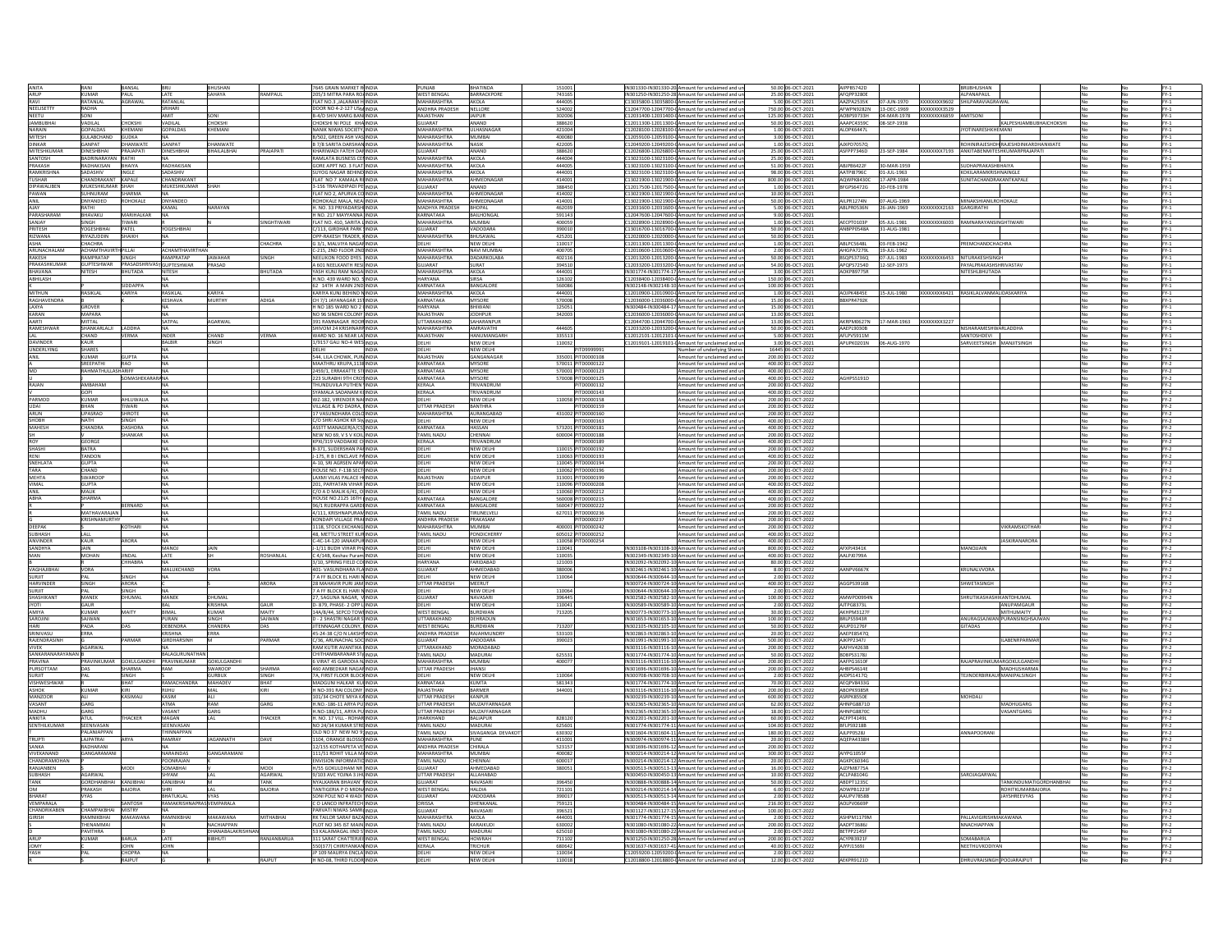| | | | | | | | | | | | | | | | | | | | | | | |
|---|---|---|---|---|---|---|---|---|---|---|---|---|---|---|---|---|---|---|---|---|---|---|
| ANITA | RANI | BANSAL | BRIJ | | BHUSHAN | 7645 GRAIN MARKET R | INDIA | PUNJAB | BHATINDA | 151001 | IN301330-IN301330-20 | Amount for unclaimed and un | 50.00 | 06-OCT-2021 | AIPPB5742D | | | BRIJBHUSHAN | | No | No | FY-1 |
| ARUP | KUMAR | PAUL | LATE | SAHAYA | RAMPAUL | 205/3 MITRA PARA RO | INDIA | WEST BENGAL | BARRACKPORE | 743165 | IN301250-IN301250-28 | Amount for unclaimed and un | 25.00 | 06-OCT-2021 | AFQPP3280E | | | ALPANAPAUL | | No | No | FY-1 |
| RAVI | RATANLAL | AGRAWAL | RATANLAL | | | FLAT NO.3 ,JALARAM H | INDIA | MAHARASHTRA | AKOLA | 444005 | 13035800-13035800-0 | Amount for unclaimed and un | 5.00 | 06-OCT-2021 | AAZPA2535K | 07-JUN-1970 | XXXXXXXX9602 | SHILPARAVIAGRAWAL | | No | No | FY-1 |
| NEELISETTY | RADHA | | SRIHARI | | | DOOR NO 4-2-127 UNA | INDIA | ANDHRA PRADESH | NELLORE | 524002 | 12047700-12047700-0 | Amount for unclaimed and un | 750.00 | 06-OCT-2021 | AFWPN9282N | 13-DEC-1969 | XXXXXXXX3529 | | | No | No | FY-1 |
| NEETU | SONI | | AMIT | | SONI | B-4/D SHIV MARG BANI | INDIA | RAJASTHAN | JAIPUR | 302006 | 12031400-12031400-0 | Amount for unclaimed and un | 125.00 | 06-OCT-2021 | AOBPS9733H | 04-MAR-1978 | XXXXXXXX6859 | AMITSONI | | No | No | FY-1 |
| JAMBUBHAI | VADILAL | CHOKSHI | VADILAL | | CHOKSHI | CHOKSHI NI POLE KHA | INDIA | GUJARAT | ANAND | 388620 | 12011300-12011300-0 | Amount for unclaimed and un | 50.00 | 06-OCT-2021 | AAAPC4359C | 08-SEP-1938 | | | RALPESHJAMBUBHAICHOKSHI | No | No | FY-1 |
| NARAIN | GOPALDAS | KHEMANI | GOPALDAS | | KHEMANI | NANIK NIWAS SOCIETY | INDIA | MAHARASHTRA | ULHASNAGAR | 421004 | 12028100-12028100-0 | Amount for unclaimed and un | 1.00 | 06-OCT-2021 | ALOPK6447L | | | JYOTINARESHKHEMANI | | No | No | FY-1 |
| MITESH | GULABCHAND | GUDKA | NA | | | B/502, GREEN ASH VAS | INDIA | MAHARASHTRA | MUMBAI | 400080 | 12059100-12059100-0 | Amount for unclaimed and un | 3.00 | 06-OCT-2021 | | | | | | No | No | FY-1 |
| DINKAR | GANPAT | DHANWATE | GANPAT | | DHANWATE | B 7/8 SARITA DARSHAN | INDIA | MAHARASHTRA | NASIK | 422005 | 12049200-12049200-0 | Amount for unclaimed and un | 1.00 | 06-OCT-2021 | AIKPD7057Q | | | | ROHINIRAJESHDHRAJESHDINKARDHANWATE | No | No | FY-1 |
| MITESHKUMAR | DINESHBHAI | PRAJAPATI | DINESHBHAI | BHAILALBHAI | PRAJAPATI | KHARIWADI FATEH DAR | INDIA | GUJARAT | ANAND | 388620 | 12026800-12026800-0 | Amount for unclaimed and un | 25.00 | 06-OCT-2021 | ASFPP7346D | 23-SEP-1984 | XXXXXXXX7193 | ANKITABENMITESHKUMARPRAJAPATI | | No | No | FY-1 |
| SANTOSH | BADRINARAYAN | RATHI | NA | | | RAMLATA BUSINESS CE | INDIA | MAHARASHTRA | AKOLA | 444004 | 13023100-13023100-0 | Amount for unclaimed and un | 25.00 | 06-OCT-2021 | | | | | | No | No | FY-1 |
| PRAKASH | RADHAKISAN | BHAIYA | RADHAKISAN | | | GORE APPT NO. 3 FLAT | INDIA | MAHARASHTRA | AKOLA | 444005 | 13023100-13023100-0 | Amount for unclaimed and un | 51.00 | 06-OCT-2021 | ABIPB6422F | 30-MAR-1959 | | SUDHAPRAKASHBHAIYA | | No | No | FY-1 |
| RAMKRISHNA | SADASHIV | INGLE | SADASHIV | | | SUYOG NAGAR BEHIND | INDIA | MAHARASHTRA | AKOLA | 444001 | 13023100-13023100-0 | Amount for unclaimed and un | 98.00 | 06-OCT-2021 | AATPI8796C | 01-JUL-1963 | | KOKILARAMKRISHNAINGLE | | No | No | FY-1 |
| TUSHAR | CHANDRAKANT | KAPALE | CHANDRAKANT | | | FLAT NO.7 KAMALA N | INDIA | MAHARASHTRA | AHMEDNAGAR | 414001 | 13021900-13021900-0 | Amount for unclaimed and un | 800.00 | 06-OCT-2021 | AQWPK8430C | 17-APR-1984 | | SUNITACHANDRAKANTKAPALE | | No | No | FY-1 |
| DIPAWALIBEN | MUKESHKUMAR | SHAH | MUKESHKUMAR | SHAH | | 3-156 TRAVADIPADI PE | INDIA | GUJARAT | ANAND | 388450 | 12017500-12017500-0 | Amount for unclaimed and un | 1.00 | 06-OCT-2021 | BFGPS6472G | 20-FEB-1978 | | | | No | No | FY-1 |
| PAWAN | SUHNURAM | SHARMA | NA | | | FLAT NO.2, APURVA CO | INDIA | MAHARASHTRA | AHMEDNAGAR | 414002 | 13021900-13021900-0 | Amount for unclaimed and un | 10.00 | 06-OCT-2021 | | | | | | No | No | FY-1 |
| ANIL | DNYANDEO | ROHOKALE | DNYANDEO | | | ROHOKALE MALA, NEA | INDIA | MAHARASHTRA | AHMEDNAGAR | 414001 | 13021900-13021900-0 | Amount for unclaimed and un | 50.00 | 06-OCT-2021 | AILPR1274N | 07-AUG-1969 | | MINAKSHIANILROHOKALE | | No | No | FY-1 |
| AJAY | RATHI | | KAMAL | | NARAYAN | H. NO. 33 PRIYADARSH | INDIA | MADHYA PRADESH | BHOPAL | 462039 | 12031600-12031600-0 | Amount for unclaimed and un | 5.00 | 06-OCT-2021 | ABLPR0536N | 26-JAN-1969 | XXXXXXXX2163 | GARGIRATHI | | No | No | FY-1 |
| PARASHARAM | BHAVAKU | MARIHALKAR | NA | | | H NO. 217 MAYYANNA | INDIA | KARNATAKA | BAILHONGAL | 591143 | 12047600-12047600-0 | Amount for unclaimed and un | 9.00 | 06-OCT-2021 | | | | | | No | No | FY-1 |
| SANJAY | SINGH | TIWARI | R | | SINGHTIWARI | FLAT NO. 410, SARITA | INDIA | MAHARASHTRA | MUMBAI | 400059 | 12028900-12028900-0 | Amount for unclaimed and un | 1.00 | 06-OCT-2021 | AECPT0103P | 05-JUL-1981 | XXXXXXXX6003 | RAMNARAYANSINGHTIWARI | | No | No | FY-1 |
| PRITESH | YOGESHBHAI | PATEL | YOGESHBHAI | | | C/113, GIRDHAR PARK | INDIA | GUJARAT | VADODARA | 390010 | 13016700-13016700-0 | Amount for unclaimed and un | 50.00 | 06-OCT-2021 | ANBPP0548A | 31-AUG-1981 | | | | No | No | FY-1 |
| RIZWANA | RIYAZUDDIN | SHAIKH | NA | | | OPP-RAKESH TRADER, | INDIA | MAHARASHTRA | BHUSAWAL | 425201 | 12020000-12020000-0 | Amount for unclaimed and un | 50.00 | 06-OCT-2021 | | | | | | No | No | FY-1 |
| ASHA | CHACHRA | | C | | CHACHRA | G 3/1, MALVIYA NAGAR | INDIA | DELHI | NEW DELHI | 110017 | 12011300-12011300-0 | Amount for unclaimed and un | 1.00 | 06-OCT-2021 | ABLPC5648L | 03-FEB-1942 | | PREMCHANDCHACHRA | | No | No | FY-1 |
| ARUNACHALAM | ACHAMTHAVIRTHPILLAI | | ACHAMTHAVIRTHAN | | | C-215, 2ND FLOOR 2ND | INDIA | MAHARASHTRA | NAVI MUMBAI | 400705 | 12010600-12010600-0 | Amount for unclaimed and un | 2.00 | 06-OCT-2021 | AHGPA7279L | 19-JUL-1962 | | | | No | No | FY-1 |
| RAKESH | RAMPRATAP | SINGH | RAMPRATAP | JAWAHAR | SINGH | NEELKON FOOD DYES | INDIA | MAHARASHTRA | DADARKOLABA | 402116 | 12013200-12013200-0 | Amount for unclaimed and un | 50.00 | 06-OCT-2021 | BSQPS7336Q | 07-JUL-1983 | XXXXXXXX6453 | NITURAKESHSINGH | | No | No | FY-1 |
| PRAKASHKUMAR | GUPTESHWAR | PRASADSHRIVASTAV | GUPTESHWAR | PRASAD | | A 601 NEELKANTH RESI | INDIA | GUJARAT | SURAT | 394510 | 12033200-12033200-0 | Amount for unclaimed and un | 54.00 | 06-OCT-2021 | APQPS7254D | 12-SEP-1973 | | PAYALPRAKASHSHRIVASTAV | | No | No | FY-1 |
| BHAVANA | NITESH | BHUTADA | NITESH | | BHUTADA | YASH KUNJ RAJ NAGA | INDIA | MAHARASHTRA | AKOLA | 444001 | IN301774-IN301774-1 | Amount for unclaimed and un | 3.00 | 06-OCT-2021 | AOXPB9775R | | | NITESHLBHUTADA | | No | No | FY-1 |
| ABHILASH | | | NA | | | H.NO. 439 WARD NO. 5 | INDIA | HARYANA | SIRSA | 126102 | 12038400-12038400-0 | Amount for unclaimed and un | 150.00 | 06-OCT-2021 | | | | | | No | No | FY-1 |
| K | | SIDDAPPA | NA | | | 62 14TH A MAIN 2ND | INDIA | KARNATAKA | BANGALORE | 560086 | IN302148-IN302148-10 | Amount for unclaimed and un | 100.00 | 06-OCT-2021 | | | | | | No | No | FY-1 |
| MITHUN | RASIKLAL | KARIYA | RASIKLAL | | KARIYA | KARIYA KUNJ BEHIND N | INDIA | MAHARASHTRA | AKOLA | 444001 | 12010900-12010900-0 | Amount for unclaimed and un | 1.00 | 06-OCT-2021 | AOJPK4845E | 15-JUL-1980 | XXXXXXXX6421 | RASIKLALVANMALIDASKARIYA | | No | No | FY-1 |
| RAGHAVENDRA | B | K | KESHAVA | | MURTHY | CH 7/1 JAYANAGAR 1ST | INDIA | KARNATAKA | MYSORE | 570008 | 12036000-12036000-0 | Amount for unclaimed and un | 15.00 | 06-OCT-2021 | BBXPR4792K | | | | | No | No | FY-1 |
| LAXYA | GROVER | | NA | | | H NO 185 WARD NO 2 | INDIA | HARYANA | BHIWANI | 125051 | IN300484-IN300484-17 | Amount for unclaimed and un | 15.00 | 06-OCT-2021 | | | | | | No | No | FY-1 |
| KARAN | MAPARA | | NA | | | NO 96 SINDHI COLONY | INDIA | RAJASTHAN | JODHPUR | 342003 | 12036000-12036000-0 | Amount for unclaimed and un | 15.00 | 06-OCT-2021 | | | | | | No | No | FY-1 |
| AARTI | MITTAL | | SATPAL | | AGARWAL | 391 RAMNAGAR ROOR | INDIA | UTTARAKHAND | SAHARANPUR | | 12044700-12044700-0 | Amount for unclaimed and un | 13.00 | 06-OCT-2021 | AKRPM0627N | 17-MAR-1963 | XXXXXXXX3227 | | | No | No | FY-1 |
| RAMESHWAR | SHANKARLALJI | LADDHA | NA | | | SHIVOM 24 KRISHNARP | INDIA | MAHARASHTRA | AMRAVATHI | 444605 | 12033200-12033200-0 | Amount for unclaimed and un | 50.00 | 06-OCT-2021 | AAEPL9030B | | | NISHARAMESHWARLADDHA | | No | No | FY-1 |
| LAL | CHAND | VERMA | INDER | CHAND | VERMA | WARD NO. 16 NEAR LA | INDIA | RAJASTHAN | HANUMANGARH | 335513 | 12012101-12012101-0 | Amount for unclaimed and un | 5.00 | 06-OCT-2021 | AFLPV5911M | | | SANTOSHDEVI | | No | No | FY-1 |
| DAVINDER | KAUR | | BALBIR | | SINGH | 1/9157 GALI NO-4 WES | INDIA | DELHI | NEW DELHI | 110032 | 12019101-12019101-0 | Amount for unclaimed and un | 3.00 | 06-OCT-2021 | APUPK0201N | 06-AUG-1970 | | SARVJEETSINGH | MANJITSINGH | No | No | FY-1 |
| UNDERLYING | SHARES | | | | | DELHI | INDIA | DELHI | NEW DELHI | | PITD9999991 | Number of underlying Shares | 16445 | 06-OCT-2021 | | | | | | No | No | FY-1 |
| ANIL | KUMAR | GUPTA | NA | | | 544, LILA CHOWK, PUR | INDIA | RAJASTHAN | GANGANAGAR | 335001 | PITD0000108 | Amount for unclaimed and un | 200.00 | 01-OCT-2022 | | | | | | No | No | FY-2 |
| A | SREEPATHI | RAO | NA | | | MAATHRU KRUPA,1138 | INDIA | KARNATAKA | MYSORE | 570011 | PITD0000122 | Amount for unclaimed and un | 400.00 | 01-OCT-2022 | | | | | | No | No | FY-2 |
| MD | RAHMATHULLASHARIFF | | NA | | | 2459/1, ERRAKATTE ST | INDIA | KARNATAKA | MYSORE | 570001 | PITD0000123 | Amount for unclaimed and un | 400.00 | 01-OCT-2022 | | | | | | No | No | FY-2 |
| U | | SOMASHEKARARAO | NA | | | 223 SURABHI 9TH CRO | INDIA | KARNATAKA | MYSORE | 570008 | PITD0000125 | Amount for unclaimed and un | 400.00 | 01-OCT-2022 | AGHPS5191D | | | | | No | No | FY-2 |
| RAJAN | AMBAHAM | | NA | | | THUNDUVILA PUTHEN | INDIA | KERALA | TRIVANDRUM | | PITD0000132 | Amount for unclaimed and un | 200.00 | 01-OCT-2022 | | | | | | No | No | FY-2 |
| V | GOPI | | NA | | | SYAMALA SADANAM K | INDIA | KERALA | TRIVANDRUM | | PITD0000143 | Amount for unclaimed and un | 400.00 | 01-OCT-2022 | | | | | | No | No | FY-2 |
| PARMOD | KUMAR | AHLUWALIA | NA | | | WZ-182, VIRENDER NA | INDIA | DELHI | NEW DELHI | 110058 | PITD0000158 | Amount for unclaimed and un | 200.00 | 01-OCT-2022 | | | | | | No | No | FY-2 |
| UDAI | BHAN | TIWARI | NA | | | VILLAGE & PO DADRA, | INDIA | UTTAR PRADESH | BANTHRA | | PITD0000159 | Amount for unclaimed and un | 200.00 | 01-OCT-2022 | | | | | | No | No | FY-2 |
| ARUN | UPASRAO | SHIROTE | NA | | | 17 VASUNDHARA COLO | INDIA | MAHARASHTRA | AURANGABAD | 431002 | PITD0000160 | Amount for unclaimed and un | 200.00 | 01-OCT-2022 | | | | | | No | No | FY-2 |
| SHOBH | NATH | SINGH | NA | | | C/O SHRI ASHOK KR SIN | INDIA | DELHI | NEW DELHI | | PITD0000163 | Amount for unclaimed and un | 400.00 | 01-OCT-2022 | | | | | | No | No | FY-2 |
| MAHESH | CHANDRA | DASHORA | NA | | | ASSTT MANAGER(A/CS | INDIA | KARNATAKA | HASSAN | 573201 | PITD0000181 | Amount for unclaimed and un | 400.00 | 01-OCT-2022 | | | | | | No | No | FY-2 |
| SH | | SHANKAR | NA | | | NEW NO 69, V S V KOIL | INDIA | TAMIL NADU | CHENNAI | 600004 | PITD0000188 | Amount for unclaimed and un | 200.00 | 01-OCT-2022 | | | | | | No | No | FY-2 |
| ROY | GEORGE | | NA | | | KPXI/319 VADDAKKE C | INDIA | KERALA | TRIVANDRUM | | PITD0000189 | Amount for unclaimed and un | 400.00 | 01-OCT-2022 | | | | | | No | No | FY-2 |
| SHASHI | BATRA | | NA | | | B-371, SUDERSHAN PAR | INDIA | DELHI | NEW DELHI | 110015 | PITD0000192 | Amount for unclaimed and un | 200.00 | 01-OCT-2022 | | | | | | No | No | FY-2 |
| RENI | TANDON | | NA | | | J-175, R B I ENCLAVE PA | INDIA | DELHI | NEW DELHI | 110063 | PITD0000193 | Amount for unclaimed and un | 400.00 | 01-OCT-2022 | | | | | | No | No | FY-2 |
| SNEHLATA | GUPTA | | NA | | | A-10, SRI AGRSEN APAR | INDIA | DELHI | NEW DELHI | 110045 | PITD0000194 | Amount for unclaimed and un | 200.00 | 01-OCT-2022 | | | | | | No | No | FY-2 |
| TARA | CHAND | | NA | | | HOUSE NO. F-138 SECT | INDIA | DELHI | NEW DELHI | 110062 | PITD0000196 | Amount for unclaimed and un | 200.00 | 01-OCT-2022 | | | | | | No | No | FY-2 |
| MEHTA | SWAROOP | | NA | | | LAXMI VILAS PALACE H | INDIA | RAJASTHAN | UDAIPUR | 313001 | PITD0000199 | Amount for unclaimed and un | 200.00 | 01-OCT-2022 | | | | | | No | No | FY-2 |
| VIMAL | GUPTA | | NA | | | 201, PARYATAN VIHAR | INDIA | DELHI | NEW DELHI | 110096 | PITD0000208 | Amount for unclaimed and un | 400.00 | 01-OCT-2022 | | | | | | No | No | FY-2 |
| ANIL | MAUR | | NA | | | C/O A D MALIK 6/41, O | INDIA | DELHI | NEW DELHI | 110060 | PITD0000212 | Amount for unclaimed and un | 400.00 | 01-OCT-2022 | | | | | | No | No | FY-2 |
| ABHA | SHARMA | | NA | | | HOUSE NO.2125 16TH | INDIA | KARNATAKA | BANGALORE | 560008 | PITD0000215 | Amount for unclaimed and un | 400.00 | 01-OCT-2022 | | | | | | No | No | FY-2 |
| R | | BERNARD | NA | | | 96/1 RUDRAPPA GARD | INDIA | KARNATAKA | BANGALORE | 560047 | PITD0000222 | Amount for unclaimed and un | 200.00 | 01-OCT-2022 | | | | | | No | No | FY-2 |
| R | MATHAVARAJAN | | NA | | | 4/111, KRISHNAPURAM | INDIA | TAMIL NADU | TIRUNELVELI | 627011 | PITD0000236 | Amount for unclaimed and un | 200.00 | 01-OCT-2022 | | | | | | No | No | FY-2 |
| G | KRISHNAMURTHY | | NA | | | KONDAPI VILLAGE PRAK | INDIA | ANDHRA PRADESH | PRAKASAM | | PITD0000237 | Amount for unclaimed and un | 200.00 | 01-OCT-2022 | | | | | | No | No | FY-2 |
| DEEPAK | | KOTHARI | NA | | | 1118, STOCK EXCHANG | INDIA | MAHARASHTRA | MUMBAI | 400001 | PITD0000242 | Amount for unclaimed and un | 200.00 | 01-OCT-2022 | | | | | VIKRAMSKOTHARI | No | No | FY-2 |
| SUBHASH | LALL | | NA | | | 48, METTU STREET KUR | INDIA | TAMIL NADU | PONDICHERRY | 605012 | PITD0000252 | Amount for unclaimed and un | 400.00 | 01-OCT-2022 | | | | | | No | No | FY-2 |
| ARVINDER | KAUR | ARORA | NA | | | C-4C-14-120 JANAKPUR | INDIA | DELHI | NEW DELHI | 110058 | PITD0000254 | Amount for unclaimed and un | 400.00 | 01-OCT-2022 | | | | | JASKIRANARORA | No | No | FY-2 |
| SANDHYA | JAIN | | MANOJ | | JAIN | 1-1/11 BUDH VIHAR PH | INDIA | DELHI | NEW DELHI | 110041 | IN303108-IN303108-10 | Amount for unclaimed and un | 800.00 | 01-OCT-2022 | AFXPJ4341K | | | MANOJJAIN | | No | No | FY-2 |
| MAN | MOHAN | JINDAL | LATE | SH | ROSHANLAL | C 4/148, Keshav Puram | INDIA | DELHI | NEW DELHI | 110035 | IN302349-IN302349-10 | Amount for unclaimed and un | 400.00 | 01-OCT-2022 | AALPJ0799A | | | | | No | No | FY-2 |
| R | | CHHABRA | NA | | | 3/10, SPRING FIELD CO | INDIA | HARYANA | FARIDABAD | 121003 | IN302092-IN302092-10 | Amount for unclaimed and un | 80.00 | 01-OCT-2022 | | | | | | No | No | FY-2 |
| VAGHAJIBHAI | VORA | | MALUKCHAND | | VORA | 401- VASUNDHARA FL | INDIA | GUJARAT | AHMEDABAD | 380006 | IN302461-IN302461-10 | Amount for unclaimed and un | 8.00 | 01-OCT-2022 | AANPV6667K | | | KRUNALVVORA | | No | No | FY-2 |
| SURJIT | PAL | SINGH | NA | | | 7 A FF BLOCK EL HARI N | INDIA | DELHI | NEW DELHI | 110064 | IN300644-IN300644-10 | Amount for unclaimed and un | 2.00 | 01-OCT-2022 | | | | | | No | No | FY-2 |
| HARVINDER | SINGH | ARORA | | | ARORA | 28 MAHAVIR PURI JAM | INDIA | UTTAR PRADESH | MEERUT | | IN300724-IN300724-10 | Amount for unclaimed and un | 400.00 | 01-OCT-2022 | AGGPS3916B | | | SHWETASINGH | | No | No | FY-2 |
| SURJIT | PAL | SINGH | NA | | | 7 A FF BLOCK EL HARI N | INDIA | DELHI | NEW DELHI | 110064 | IN300644-IN300644-10 | Amount for unclaimed and un | 2.00 | 01-OCT-2022 | | | | | | No | No | FY-2 |
| SHASHIKANT | MANEK | DHUMAL | MANEK | | DHUMAL | 27, SAGUNA NAGAR, V | INDIA | GUJARAT | NAVSARI | 396445 | IN302582-IN302582-10 | Amount for unclaimed and un | 100.00 | 01-OCT-2022 | AMWPD0994N | | | SHRUTIKASHASHIKANTDHUMAL | | No | No | FY-2 |
| JYOTI | GAUR | | BAL | KRISHNA | GAUR | D- 879, PHASE- 2 OPP | INDIA | DELHI | NEW DELHI | 110041 | IN300589-IN300589-10 | Amount for unclaimed and un | 2.00 | 01-OCT-2022 | AJTPG8375L | | | | ANUPAMGAUR | No | No | FY-2 |
| AMIYA | KUMAR | MAITY | BIMAL | KUMAR | MAITY | 14A/8/44, SEPCO TOW | INDIA | WEST BENGAL | BURDWAN | 713205 | IN300773-IN300773-10 | Amount for unclaimed and un | 30.00 | 01-OCT-2022 | AKHPM3127F | | | | MITHUMAITY | No | No | FY-2 |
| SAROJINI | BAJWAN | | PURAN | SINGH | BAJWAN | D - 2 SHASTRI NAGAR S | INDIA | UTTARAKHAND | DEHRADUN | | IN301653-IN301653-10 | Amount for unclaimed and un | 100.00 | 01-OCT-2022 | BRLPS5943R | | | ANURAGSAJWAN | PURANSINGHBAJWAN | No | No | FY-2 |
| HARI | PADA | DAS | DEBENDRA | CHANDRA | DAS | JITENNAGAR COLONY, | INDIA | WEST BENGAL | BURDWAN | 713207 | IN302105-IN302105-10 | Amount for unclaimed and un | 50.00 | 01-OCT-2022 | AIUPD1276F | | | GITADAS | | No | No | FY-2 |
| SRINIVASU | ERRA | | KRISHNA | | ERRA | 45-24-38 C/O N LAKSH | INDIA | ANDHRA PRADESH | RAJAHMUNDRY | 533103 | IN302863-IN302863-10 | Amount for unclaimed and un | 20.00 | 01-OCT-2022 | AAEPE8547Q | | | | | No | No | FY-2 |
| RAJENDRASINH | PARMAR | | GIRDHARSINH | M | PARMAR | C/36, ARUNACHAL SOC | INDIA | GUJARAT | VADODARA | 390023 | IN301991-IN301991-10 | Amount for unclaimed and un | 500.00 | 01-OCT-2022 | AJKPP2347J | | | | ILABENRPARMAR | No | No | FY-2 |
| VIVEK | AGARWAL | | NA | | | RAM KUTIR AVANTIKA | INDIA | UTTARAKHAND | MORADABAD | | IN303116-IN303116-10 | Amount for unclaimed and un | 200.00 | 01-OCT-2022 | AAFHV4263B | | | | | No | No | FY-2 |
| SANKARANARAYANAN | B | | BALAGURUNATHAN | | | CHITHAMBARANAR ST | INDIA | TAMIL NADU | MADURAI | 625531 | IN301774-IN301774-10 | Amount for unclaimed and un | 50.00 | 01-OCT-2022 | BDRPS5178J | | | | | No | No | FY-2 |
| PRAVINA | PRAVINKUMAR | GOKULGANDHI | PRAVINKUMAR | | GOKULGANDHI | 6 VIRAT 45 GARODIA N | INDIA | MAHARASHTRA | MUMBAI | 400077 | IN303116-IN303116-10 | Amount for unclaimed and un | 200.00 | 01-OCT-2022 | AAFPG1610F | | | RAJAPRAVINKUMARGOKULGANDHI | | No | No | FY-2 |
| PURSOTTAM | DAS | SHARMA | RAM | | SWAROOP SHARMA | 460 AMBEDKAR NAGA | INDIA | UTTAR PRADESH | JHANSI | | IN301696-IN301696-10 | Amount for unclaimed and un | 200.00 | 01-OCT-2022 | AHBPS4614E | | | | MADHUSHARMA | No | No | FY-2 |
| SURJIT | PAL | SINGH | S | GURBUX | SINGH | 7A, FIRST FLOOR BLOC | INDIA | DELHI | NEW DELHI | 110064 | IN300708-IN300708-10 | Amount for unclaimed and un | 2.00 | 01-OCT-2022 | AIDPS1417Q | | | TEJINDERBIRKAUR | MANIPALSINGH | No | No | FY-2 |
| VISHWESHWAR | | BHAT | RAMACHANDRA | MAHADEV | BHAT | MADGUNI HALKAR KU | INDIA | KARNATAKA | KUMTA | 581343 | IN301774-IN301774-10 | Amount for unclaimed and un | 70.00 | 01-OCT-2022 | AEQPV8433G | | | | | No | No | FY-2 |
| ASHOK | KUMAR | KIRI | RIJHU | MAL | KIRI | H NO-391 RAJ COLONY | INDIA | RAJASTHAN | BARMER | 344001 | IN303116-IN303116-10 | Amount for unclaimed and un | 200.00 | 01-OCT-2022 | ABOPK9385R | | | | | No | No | FY-2 |
| MANZOOR | ALI | KASIMALI | KASIM | | ALI | 101/34 CHOTE MIYA KA | INDIA | UTTAR PRADESH | KANPUR | | IN300239-IN300239-10 | Amount for unclaimed and un | 600.00 | 01-OCT-2022 | ASRPK8950E | | | MOHDALI | | No | No | FY-2 |
| VASANT | GARG | | ATMA | RAM | GARG | H.NO.-186-11 ARYA PU | INDIA | UTTAR PRADESH | MUZAFFARNAGAR | | IN302365-IN302365-10 | Amount for unclaimed and un | 62.00 | 01-OCT-2022 | AHNPG8871D | | | | MADHUGARG | No | No | FY-2 |
| MADHU | GARG | | VASANT | | GARG | H.NO-186/11, ARYA PU | INDIA | UTTAR PRADESH | MUZAFFARNAGAR | | IN302365-IN302365-10 | Amount for unclaimed and un | 18.00 | 01-OCT-2022 | AHNPG8870C | | | | VASANTGARG | No | No | FY-2 |
| ANKITA | ATUL | THACKER | MAGAN | LAL | THACKER | H. NO. 17 VILL.- ROHAR | INDIA | JHARKHAND | BALIAPUR | 828120 | IN302201-IN302201-10 | Amount for unclaimed and un | 60.00 | 01-OCT-2022 | ACFPT4149L | | | | | No | No | FY-2 |
| SENTHILKUMAR | SEENIVASAN | | SEENIVASAN | | | NO 24/34 KUMAR STRE | INDIA | TAMIL NADU | MADURAI | 625601 | IN301774-IN301774-11 | Amount for unclaimed and un | 104.00 | 01-OCT-2022 | BFLPS9218B | | | | | No | No | FY-2 |
| | PALANIAPPAN | | THINNAPPAN | | | OLD NO 37 NEW NO 9 | INDIA | TAMIL NADU | SIVAGANGA DEVAKOT | 630302 | IN301604-IN301604-11 | Amount for unclaimed and un | 180.00 | 01-OCT-2022 | AJLPP0528J | | | ANNAPOORANI | | No | No | FY-2 |
| TRUPTI | LAJPATRAI | ARYA | RAMRAY | JAGANNATH | DAVE | 1104, ORANGE BLOSSO | INDIA | MAHARASHTRA | PUNE | 411001 | IN300974-IN300974-11 | Amount for unclaimed and un | 20.00 | 01-OCT-2022 | AQEPA4338H | | | | | No | No | FY-2 |
| SANKA | RADHARANI | | NA | | | 12/155 KOTHAPETA VE | INDIA | ANDHRA PRADESH | CHIRALA | 523157 | IN301696-IN301696-12 | Amount for unclaimed and un | 200.00 | 01-OCT-2022 | | | | | | No | No | FY-2 |
| VIVEKANAND | GANGARAMANI | | NARAINDAS | | GANGARAMANI | 111/51 ROHIT VILLA M | INDIA | MAHARASHTRA | MUMBAI | 400082 | IN300214-IN300214-12 | Amount for unclaimed and un | 300.00 | 01-OCT-2022 | AIYPG1055F | | | | | No | No | FY-2 |
| CHANDRAMOHAN | | | PONNRAJAN | | | ENVISION INFORMATIC | INDIA | TAMIL NADU | CHENNAI | 600017 | IN300214-IN300214-12 | Amount for unclaimed and un | 20.00 | 01-OCT-2022 | AGKPC6034G | | | | | No | No | FY-2 |
| RANJANBEN | | MODI | SOMABHAI | V | MODI | H/55 GOKULDHAM NR | INDIA | GUJARAT | AHMEDABAD | 380051 | IN300513-IN300513-13 | Amount for unclaimed and un | 16.00 | 01-OCT-2022 | AIZPM8775A | | | | | No | No | FY-2 |
| SUBHASH | AGARWAL | | SHYAM | LAL | AGARWAL | 9/103 AVC YOJNA 3 H | INDIA | UTTAR PRADESH | ALLAHABAD | | IN300450-IN300450-13 | Amount for unclaimed and un | 10.00 | 01-OCT-2022 | ACLPA8104G | | | SAROJAGARWAL | | No | No | FY-2 |
| TANK | GORDHANBHAI | KANJIBHAI | KANJIBHAI | M | TANK | NYALKARAN BHAVAN | INDIA | GUJARAT | NAVSARI | 396450 | IN300888-IN300888-14 | Amount for unclaimed and un | 50.00 | 01-OCT-2022 | ABDPT1235C | | | | TANKINDUMATIGORDHANBHAI | No | No | FY-2 |
| OM | PRAKASH | BAJORIA | SHRI | LAL | BAJORIA | TANTIGERIA P O MIDN | INDIA | WEST BENGAL | HALDIA | 721101 | IN300214-IN300214-14 | Amount for unclaimed and un | 6.00 | 01-OCT-2022 | ADWPB1223F | | | | ROHITKUMARBAJORIA | No | No | FY-2 |
| BHARAT | VYAS | | BHATUKLAL | | VYAS | SONI POLE NO 4 WADI | INDIA | GUJARAT | VADODARA | 390017 | IN300513-IN300513-14 | Amount for unclaimed and un | 100.00 | 01-OCT-2022 | AAUPV7858B | | | | JAYSHREEVYAS | No | No | FY-2 |
| VEMPARALA | | SANTOSH | RAMAKRISHNAPRAS | VEMPARALA | | C O LANCO INFRATECH | INDIA | ORISSA | DHENKANAL | 759121 | IN300484-IN300484-15 | Amount for unclaimed and un | 216.00 | 01-OCT-2022 | AOLPV0669P | | | | | No | No | FY-2 |
| CHANDRIKABEN | CHAMPAKBHAI | MISTRY | NA | | | PARVATI NIWAS SAMR | INDIA | GUJARAT | NAVSARI | 396521 | IN301127-IN301127-15 | Amount for unclaimed and un | 100.00 | 01-OCT-2022 | | | | | | No | No | FY-2 |
| GIRISH | RAMNIKBHAI | MAKAWANA | RAMNIKBHAI | MAKAWANA | MITHABHAI | RK TAILOR SARAF BAZA | INDIA | MAHARASHTRA | AKOLA | 444001 | IN301774-IN301774-15 | Amount for unclaimed and un | 2.00 | 01-OCT-2022 | ASHPM1179M | | | PALLAVIGIRISHMAKAWANA | | No | No | FY-2 |
| D | THENAMMAI | | NACHIAPPAN | | | PLOT NO 345 IST MAIN | INDIA | TAMIL NADU | KARAIKUDI | 630002 | IN301080-IN301080-22 | Amount for unclaimed and un | 100.00 | 01-OCT-2022 | AADPT3686J | | | NNACHIAPPAN | | No | No | FY-2 |
| | PAVITHRA | | DHANABALAKRISHNAN | | | 53 KALAIMAGAL 2ND S | INDIA | TAMIL NADU | MADURAI | 625010 | IN301080-IN301080-22 | Amount for unclaimed and un | 20.00 | 01-OCT-2022 | BETPP2145F | | | | | No | No | FY-2 |
| ARUP | KUMAR | BARUA | LATE | BIBHUTI | RANJANBARUA | 311 SARAT CHATTERJEE | INDIA | WEST BENGAL | HOWRAH | 711102 | IN301250-IN301250-28 | Amount for unclaimed and un | 200.00 | 01-OCT-2022 | ACYPB3921F | | | SOMABARUA | | No | No | FY-2 |
| JOMY | | JOHN | JOHN | | | 550(177) CHIRIYANKAN | INDIA | KERALA | TRICHUR | 680642 | IN301637-IN301637-41 | Amount for unclaimed and un | 100.00 | 01-OCT-2022 | AJYPJ1569J | | | NEETHUVKODIYAN | | No | No | FY-2 |
| YASH | PAL | CHOPRA | NA | | | JP 109 MAURYA ENCLA | INDIA | DELHI | NEW DELHI | 110034 | 12059200-12059200-0 | Amount for unclaimed and un | 100.00 | 01-OCT-2022 | | | | | | No | No | FY-2 |
| K | | RAJPUT | K | | RAJPUT | H NO-08, THIRD FLOOR | INDIA | DELHI | NEW DELHI | 110018 | 12018800-12018800-0 | Amount for unclaimed and un | 12.00 | 01-OCT-2022 | AEKPR9121D | | | DHRUVRAJSINGH | POOJARAJPUT | No | No | FY-2 |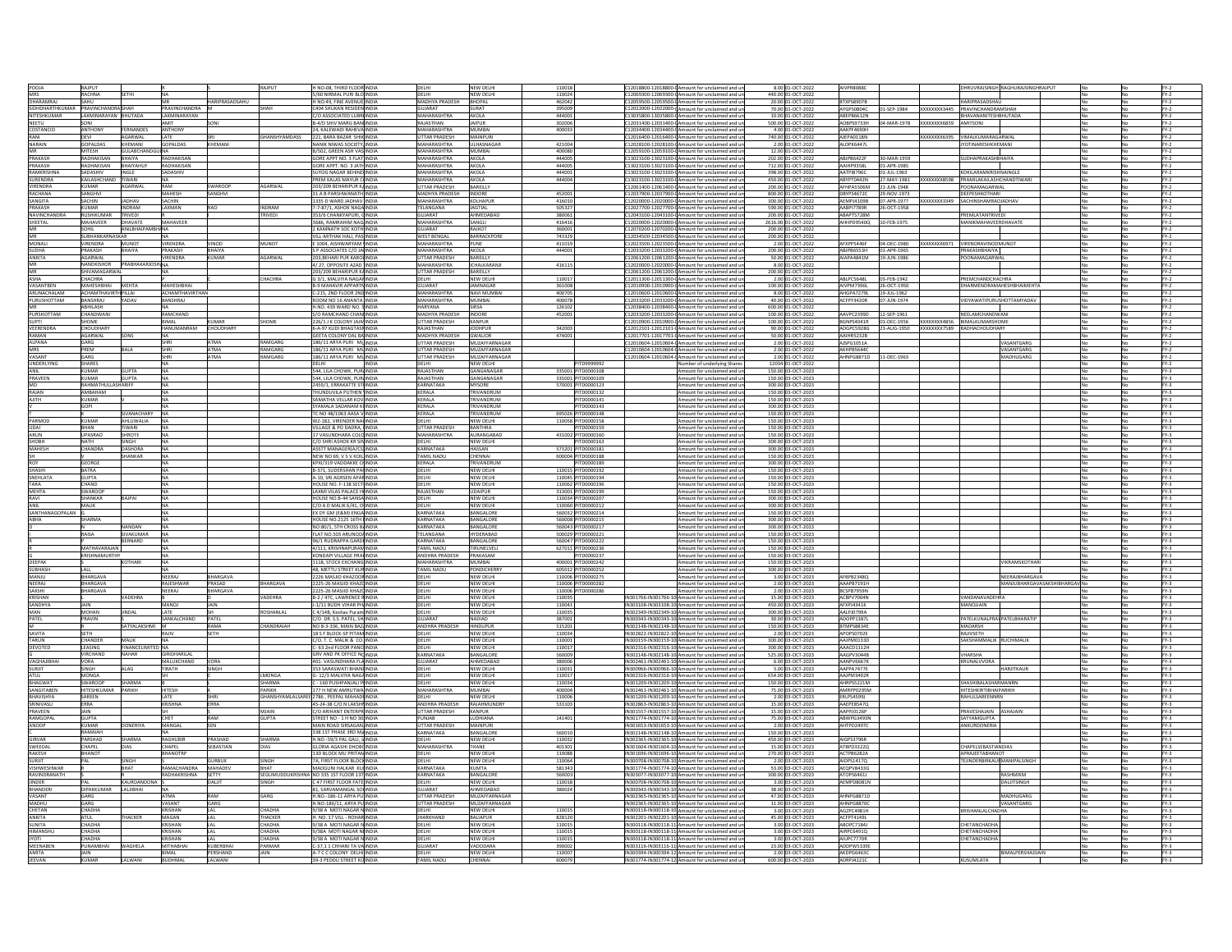| | | | | | | | | | | | | | | | | | | | | | | |
|---|---|---|---|---|---|---|---|---|---|---|---|---|---|---|---|---|---|---|---|---|---|---|
| POOJA | RAJPUT | | R | | S | RAJPUT | H NO-08, THIRD FLOOR | INDIA | DELHI | NEW DELHI | 110018 | C12018800-12018800-0 | Amount for unclaimed and un | 8.00 | 01-OCT-2022 | AIVPR8088C | | | DHRUVRAJSINGH | RAGHURAJSINGHRAJPUT | No | No | FY-2 |
| MRS | RACHNA | SETHI | NA | | | | 5/60 NIRMAL PURI BLD | INDIA | DELHI | NEW DELHI | 110024 | C12069300-12069300-0 | Amount for unclaimed and un | 440.00 | 01-OCT-2022 | | | | | | No | No | FY-2 |
| DHARAMRAJ | SAHU | | MR | | HARIPRASADSAHU | | H NO-49, FINE AVENUE | INDIA | MADHYA PRADESH | BHOPAL | 462042 | C12059500-12059500-0 | Amount for unclaimed and un | 20.00 | 01-OCT-2022 | BTXPS8907B | | | HARIPRASADSHAU | | No | No | FY-2 |
| SIDHDHARTHKUMAR | PRAVINCHANDRA | SHAH | PRAVINCHANDRA | M | | SHAH | C404 SHUKAN RESIDEN | INDIA | GUJARAT | SURAT | 395009 | C12022000-12022000-0 | Amount for unclaimed and un | 70.00 | 01-OCT-2022 | AYGPS0804C | 01-SEP-1984 | XXXXXXXX3445 | PRAVINCHANDRAMSHAH | | No | No | FY-2 |
| NITESHKUMAR | LAXMINARAYAN | BHUTADA | LAXMINARAYAN | | | | C/O ASSOCIATED LUBRI | INDIA | MAHARASHTRA | AKOLA | 444001 | C13035800-13035800-0 | Amount for unclaimed and un | 10.00 | 01-OCT-2022 | ABEPB6612N | | | BHAVANANITESHBHUTADA | | No | No | FY-2 |
| NEETU | SONI | | AMIT | SONI | | | B-4/D SHIV MARG BANI | INDIA | RAJASTHAN | JAIPUR | 302006 | C12031400-12031400-0 | Amount for unclaimed and un | 500.00 | 01-OCT-2022 | AOBPS9733H | 04-MAR-1978 | XXXXXXXX6859 | AMITSONI | | No | No | FY-2 |
| COSTANCIO | ANTHONY | FERNANDES | ANTHONY | | | | 24, KALEWADI RAHEVA | INDIA | MAHARASHTRA | MUMBAI | 400033 | C12034400-12034400-0 | Amount for unclaimed and un | 4.00 | 01-OCT-2022 | AAKPF4690H | | | | | No | No | FY-2 |
| RANI | DEVI | AGARWAL | LATE | | SRI | GHANSHYAMDASS | 221, BARA BAZAR SHIK | INDIA | UTTAR PRADESH | MAINPURI | | C12016400-12016400-0 | Amount for unclaimed and un | 740.00 | 01-OCT-2022 | AJEPA0118N | | XXXXXXXX6395 | VIMALKUMARAGARWAL | | No | No | FY-2 |
| NARAIN | GOPALDAS | KHEMANI | GOPALDAS | KHEMANI | | | NANIK NIWAS SOCIETY | INDIA | MAHARASHTRA | ULHASNAGAR | 421004 | C12028100-12028100-0 | Amount for unclaimed and un | 2.00 | 01-OCT-2022 | ALOPK6447L | | | JYOTINARESHKHEMANI | | No | No | FY-2 |
| MR | MITESH | GULABCHANDGU | NA | | | | B/502, GREEN ASH VAS | INDIA | MAHARASHTRA | MUMBAI | 400080 | C12059100-12059100-0 | Amount for unclaimed and un | 12.00 | 01-OCT-2022 | | | | | | No | No | FY-2 |
| PRAKASH | RADHAKISAN | BHAIYA | RADHAKISAN | | | | GORE APPT NO. 3 FLAT | INDIA | MAHARASHTRA | AKOLA | 444005 | C13023100-13023100-0 | Amount for unclaimed and un | 202.00 | 01-OCT-2022 | ABJPB6422F | 30-MAR-1959 | | SUDHAPRAKASHBHAIYA | | No | No | FY-2 |
| PRAKASH | RADHAKISAN | BHAIYAHUF | RADHAKISAN | | | | GORE APPT. NO. 3 ATI | INDIA | MAHARASHTRA | AKOLA | 444005 | C13023100-13023100-0 | Amount for unclaimed and un | 712.00 | 01-OCT-2022 | AAJHP9358L | 01-APR-1985 | | | | No | No | FY-2 |
| RAMKRISHNA | SADASHIV | INGLE | SADASHIV | | | | SUYOG NAGAR BEHIND | INDIA | MAHARASHTRA | AKOLA | 444001 | C13023100-13023100-0 | Amount for unclaimed and un | 398.00 | 01-OCT-2022 | AATPI8796C | 01-JUL-1963 | | KOKILARAMKRISHNAINGLE | | No | No | FY-2 |
| SURENDRA | KAILASHCHAND | TIWARI | NA | | | | PREM KALAS MAYUR C | INDIA | MAHARASHTRA | AKOLA | 444004 | C13023100-13023100-0 | Amount for unclaimed and un | 470.00 | 01-OCT-2022 | ABYPT0442N | 27-MAY-1981 | XXXXXXXX8598 | PRAMILAKAILASHCHANDTIWARI | | No | No | FY-2 |
| VIRENDRA | KUMAR | AGARWAL | RAM | SWAROOP | AGARWAL | | 203/209 BEHARIPUR K | INDIA | UTTAR PRADESH | BAREILLY | | C12061400-12061400-0 | Amount for unclaimed and un | 200.00 | 01-OCT-2022 | AFHPA5506M | 21-JUN-1948 | | POONAMAGARWAL | | No | No | FY-2 |
| RACHANA | SANGHVI | | MAHESH | SANGHVI | | | 31 A B PARSHWANATH | INDIA | MADHYA PRADESH | INDORE | 452001 | C12037900-12037900-0 | Amount for unclaimed and un | 800.00 | 01-OCT-2022 | DBYPS4672C | 29-NOV-1973 | | DEEPESHKOTHARI | | No | No | FY-2 |
| SANGITA | SACHIN | JADHAV | SACHIN | | | | 1335 D WARD JADHAV | INDIA | MAHARASHTRA | KOLHAPUR | 416010 | C12020000-12020000-0 | Amount for unclaimed and un | 300.00 | 01-OCT-2022 | AEMPJ4109B | 07-APR-1977 | XXXXXXXX3349 | SACHINSHAMRAOJADHAV | | No | No | FY-2 |
| PRAKASH | KUMAR | INDRAM | LAXMAN | RAO | | INDRAM | 7-7-87/1, ASHOK NAGA | INDIA | TELANGANA | JAGTIAL | 505327 | C12027700-12027700-0 | Amount for unclaimed and un | 590.00 | 01-OCT-2022 | AABPI7789R | 26-OCT-1958 | | | | No | No | FY-2 |
| NAVINCHANDRA | RUSHIKUMAR | TRIVEDI | R | | | TRIVEDI | 353/6 CHANKYAPURI, C | INDIA | GUJARAT | AHMEDABAD | 380061 | C12043100-12043100-0 | Amount for unclaimed and un | 200.00 | 01-OCT-2022 | ABAPT5728M | | | PREMLATANTRIVEDI | | No | No | FY-2 |
| SHEETAL | MAHAVEER | DHAVATE | MAHAVEER | | | | 3686, RAMRAHIM NAG | INDIA | MAHARASHTRA | SANGLI | 416416 | C12020000-12020000-0 | Amount for unclaimed and un | 2616.00 | 01-OCT-2022 | AHHPD9540Q | 10-FEB-1975 | | MANIKMAHAVEERDHAVATE | | No | No | FY-2 |
| MR | SOHIL | AMIJBHAIPAMBHA | NA | | | | 2 KAMNATH SOC KOTH | INDIA | GUJARAT | RAJKOT | 360001 | C12070200-12070200-0 | Amount for unclaimed and un | 200.00 | 01-OCT-2022 | | | | | | No | No | FY-2 |
| MR | SUBHANKARNASKAR | | NA | | | | VILL-MITHAK HALI, PAS | INDIA | WEST BENGAL | BARRACKPORE | 743329 | C12034500-12034500-0 | Amount for unclaimed and un | 200.00 | 01-OCT-2022 | | | | | | No | No | FY-2 |
| MONALI | VIRENDRA | MUNOT | VIRENDRA | VINOD | MUNOT | | E 1004, AISHWARYAM | INDIA | MAHARASHTRA | PUNE | 411019 | C12023500-12023500-0 | Amount for unclaimed and un | 2.00 | 01-OCT-2022 | AFXPP5446F | 04-DEC-1980 | XXXXXXXX6971 | VIRENDRAVINODMUNOT | | No | No | FY-2 |
| SUDHA | PRAKASH | BHAIYA | PRAKASH | BHAIYA | | | S P ASSOCIATES C/O JA | INDIA | MAHARASHTRA | AKOLA | 444001 | C12033200-12033200-0 | Amount for unclaimed and un | 200.00 | 01-OCT-2022 | ABJPB6553H | 01-APR-1965 | | PRAKASHBHAIYA | | No | No | FY-2 |
| ANKITA | AGARWAL | | VIRENDRA | KUMAR | AGARWAL | | 203,BEHARI PUR KAROI | INDIA | UTTAR PRADESH | BAREILLY | | C12061200-12061200-0 | Amount for unclaimed and un | 50.00 | 01-OCT-2022 | AIAPA4841M | 19-JUN-1986 | | POONAMAGARWAL | | No | No | FY-2 |
| MR | NANDKISHOR | PRABHAKARJOSHI | NA | | | | 4/ 27, OPPOSITE AZAD | INDIA | MAHARASHTRA | ICHALKARANJI | 416115 | C12020000-12020000-0 | Amount for unclaimed and un | 8.00 | 01-OCT-2022 | | | | | | No | No | FY-2 |
| MR | SHIVAMAGARWAL | | NA | | | | 203/209 BEHARIPUR K | INDIA | UTTAR PRADESH | BAREILLY | | C12061200-12061200-0 | Amount for unclaimed and un | 200.00 | 01-OCT-2022 | | | | | | No | No | FY-2 |
| ASHA | CHACHRA | | P | | C | CHACHRA | G 3/1, MALVIYA NAGAR | INDIA | DELHI | NEW DELHI | 110017 | C12011300-12011300-0 | Amount for unclaimed and un | 2.00 | 01-OCT-2022 | ABLPC5648L | 03-FEB-1942 | | PREMCHANDCHACHRA | | No | No | FY-2 |
| VASANTBEN | MAHESHBHAI | MEHTA | MAHESHBHAI | | | | B-9 MAHAVIR APPARTM | INDIA | GUJARAT | JAMNAGAR | 361008 | C12010900-12010900-0 | Amount for unclaimed and un | 100.00 | 01-OCT-2022 | AIVPM7396L | 26-OCT-1950 | | DHARMENDRAMAHESHBHAIMEHTA | | No | No | FY-2 |
| ARUNACHALAM | ACHAMTHAVIRTH | PILLAI | ACHAMTHAVIRTHAN | | | | C-215, 2ND FLOOR 2ND | INDIA | MAHARASHTRA | NAVI MUMBAI | 400705 | C12010600-12010600-0 | Amount for unclaimed and un | 8.00 | 01-OCT-2022 | AHGPA7279L | 19-JUL-1962 | | | | No | No | FY-2 |
| PURUSHOTTAM | BANSHRAJ | YADAV | BANSHRAJ | | | | ROOM NO 16 ANANTA | INDIA | MAHARASHTRA | MUMBAI | 400078 | C12033200-12033200-0 | Amount for unclaimed and un | 40.00 | 01-OCT-2022 | ACFPY3420R | 07-JUN-1974 | | VIDYAWATIPURUSHOTTAMYADAV | | No | No | FY-2 |
| MR | ABHILASH | | NA | | | | H.NO. 439 WARD NO. 5 | INDIA | HARYANA | SIRSA | 125055 | C12038400-12038400-0 | Amount for unclaimed and un | 600.00 | 01-OCT-2022 | | | | | | No | No | FY-2 |
| PURSHOTTAM | CHANDWANI | | RAMCHAND | | | | 5/O RAMCHAND CHAN | INDIA | MADHYA PRADESH | INDORE | 452001 | C12033200-12033200-0 | Amount for unclaimed and un | 100.00 | 01-OCT-2022 | AAVPC2399D | 12-SEP-1961 | | NEELAMCHANDWANI | | No | No | FY-2 |
| SUPTI | SHOME | | BIMAL | KUMAR | SHOME | | 226/1 J K COLONY JAJM | INDIA | UTTAR PRADESH | KANPUR | | C12010900-12010900-0 | Amount for unclaimed and un | 100.00 | 01-OCT-2022 | BGNPS4041R | 01-DEC-1956 | XXXXXXXX4856 | BIMALKUMARSHOME | | No | No | FY-2 |
| VEERENDRA | CHOUDHARY | | HANUMANRAM | CHOUDHARY | | | 6-A-97 KUDI BHAGTASN | INDIA | RAJASTHAN | JODHPUR | 342005 | C12012101-12012101-0 | Amount for unclaimed and un | 90.00 | 01-OCT-2022 | ADGPC5928G | 25-AUG-1950 | XXXXXXXX7589 | RADHACHOUDHARY | | No | No | FY-2 |
| RAMAN | AGARWAL | SONS | NA | | | | GEETA COLONY DAL BA | INDIA | MADHYA PRADESH | GWALIOR | 474001 | C12017701-12017701-0 | Amount for unclaimed and un | 50.00 | 01-OCT-2022 | AAJHR5232B | | | | | No | No | FY-2 |
| ALPANA | GARG | | SHRI | ATMA | RAMGARG | | 186/11 ARYA PURI MU | INDIA | UTTAR PRADESH | MUZAFFARNAGAR | | C12010604-12010604-0 | Amount for unclaimed and un | 2.00 | 01-OCT-2022 | AJSPG1051A | | | | VASANTGARG | No | No | FY-2 |
| MRS | PREM | BALA | SHRI | ATMA | RAMGARG | | 186/11 ARYA PURI MU | INDIA | UTTAR PRADESH | MUZAFFARNAGAR | | C12010604-12010604-0 | Amount for unclaimed and un | 2.00 | 01-OCT-2022 | AKHPB5644C | | | | VASANTGARG | No | No | FY-2 |
| VASANT | GARG | | SHRI | ATMA | RAMGARG | | 186/11 ARYA PURI MU | INDIA | UTTAR PRADESH | MUZAFFARNAGAR | | C12010604-12010604-0 | Amount for unclaimed and un | 2.00 | 01-OCT-2022 | AHNPG8871D | 11-DEC-1963 | | | MADHUGARG | No | No | FY-2 |
| UNDERLYING | SHARES | | NA | | | INDIA | DELHI | | DELHI | NEW DELHI | | PIT09999992 | Number of underlying Shares | 12034 | 01-OCT-2022 | | | | | | No | No | FY-2 |
| ANIL | KUMAR | GUPTA | NA | | | | 544, LILA CHOWK, PUR | INDIA | RAJASTHAN | GANGANAGAR | 335001 | PIT00000108 | Amount for unclaimed and un | 150.00 | 03-OCT-2023 | | | | | | No | No | FY-3 |
| PRAVEEN | KUMAR | GUPTA | NA | | | | 544, LILA CHOWK, PUR | INDIA | RAJASTHAN | GANGANAGAR | 335001 | PIT00000109 | Amount for unclaimed and un | 150.00 | 03-OCT-2023 | | | | | | No | No | FY-3 |
| MD | RAHMATHULLASHARIFF | | NA | | | | 2459/1, ERRAKATTE ST | INDIA | KARNATAKA | MYSORE | 570001 | PIT00000123 | Amount for unclaimed and un | 300.00 | 03-OCT-2023 | | | | | | No | No | FY-3 |
| RAJAN | AMBAHAM | | NA | | | | THUNDUVILA PUTHEN | INDIA | KERALA | TRIVANDRUM | | PIT00000132 | Amount for unclaimed and un | 150.00 | 03-OCT-2023 | | | | | | No | No | FY-3 |
| AJITH | KUMAR | | NA | | | | SAMATHA VELLAR KOV | INDIA | KERALA | TRIVANDRUM | | PIT00000141 | Amount for unclaimed and un | 150.00 | 03-OCT-2023 | | | | | | No | No | FY-3 |
| V | GOPI | | NA | | | | SYAMALA SADANAM K | INDIA | KERALA | TRIVANDRUM | | PIT00000143 | Amount for unclaimed and un | 300.00 | 03-OCT-2023 | | | | | | No | No | FY-3 |
| V | | SIVANACHARY | NA | | | | TC NO 48/1063 AASA V | INDIA | KERALA | TRIVANDRUM | 695026 | PIT00000148 | Amount for unclaimed and un | 150.00 | 03-OCT-2023 | | | | | | No | No | FY-3 |
| PARMOD | KUMAR | AHLUWALIA | NA | | | | WZ-182, VIRENDER NA | INDIA | DELHI | NEW DELHI | 110058 | PIT00000158 | Amount for unclaimed and un | 150.00 | 03-OCT-2023 | | | | | | No | No | FY-3 |
| UDAI | BHAN | TIWARI | NA | | | | VILLAGE & PO DADRA, | INDIA | UTTAR PRADESH | BANTHRA | | PIT00000159 | Amount for unclaimed and un | 150.00 | 03-OCT-2023 | | | | | | No | No | FY-3 |
| ARUN | UPASRAO | SHIRDTE | NA | | | | 17 VASUNDHARA COLO | INDIA | MAHARASHTRA | AURANGABAD | 431002 | PIT00000160 | Amount for unclaimed and un | 150.00 | 03-OCT-2023 | | | | | | No | No | FY-3 |
| SHOBH | NATH | SINGH | NA | | | | C/O SHRI ASHOK KR SIN | INDIA | DELHI | NEW DELHI | | PIT00000163 | Amount for unclaimed and un | 300.00 | 03-OCT-2023 | | | | | | No | No | FY-3 |
| MAHESH | CHANDRA | DASHORA | NA | | | | ASSTT MANAGER(A/CS | INDIA | KARNATAKA | HASSAN | 573201 | PIT00000181 | Amount for unclaimed and un | 300.00 | 03-OCT-2023 | | | | | | No | No | FY-3 |
| SH | | SHANKAR | NA | | | | NEW NO 69, V S V KOIL | INDIA | TAMIL NADU | CHENNAI | 600004 | PIT00000188 | Amount for unclaimed and un | 150.00 | 03-OCT-2023 | | | | | | No | No | FY-3 |
| ROY | GEORGE | | NA | | | | KPXI/319 VADDAKEE D | INDIA | KERALA | TRIVANDRUM | | PIT00000189 | Amount for unclaimed and un | 300.00 | 03-OCT-2023 | | | | | | No | No | FY-3 |
| SHASHI | BATRA | | NA | | | | B-371, SUDERSHAN PAR | INDIA | DELHI | NEW DELHI | 110015 | PIT00000192 | Amount for unclaimed and un | 150.00 | 03-OCT-2023 | | | | | | No | No | FY-3 |
| SNEHLATA | GUPTA | | NA | | | | A-10, SRI AGRSEN APAR | INDIA | DELHI | NEW DELHI | 110045 | PIT00000194 | Amount for unclaimed and un | 150.00 | 03-OCT-2023 | | | | | | No | No | FY-3 |
| TARA | CHAND | | NA | | | | HOUSE NO. F-138 SECT | INDIA | DELHI | NEW DELHI | 110062 | PIT00000196 | Amount for unclaimed and un | 150.00 | 03-OCT-2023 | | | | | | No | No | FY-3 |
| MEHTA | SWAROOP | | NA | | | | LAXMI VILAS PALACE H | INDIA | RAJASTHAN | UDAIPUR | 313001 | PIT00000199 | Amount for unclaimed and un | 150.00 | 03-OCT-2023 | | | | | | No | No | FY-3 |
| RAVI | SHANKAR | BAJPAI | NA | | | | HOUSE NO.B-44 SANSA | INDIA | DELHI | NEW DELHI | 110034 | PIT00000207 | Amount for unclaimed and un | 300.00 | 03-OCT-2023 | | | | | | No | No | FY-3 |
| ANIL | MALIK | | NA | | | | C/O A D MALIK 6/41, O | INDIA | DELHI | NEW DELHI | 110026 | PIT00000212 | Amount for unclaimed and un | 300.00 | 03-OCT-2023 | | | | | | No | No | FY-3 |
| SANTHANAGOPALAN | G | | NA | | | | EX DY GM (E&M) ENGA | INDIA | KARNATAKA | BANGALORE | 560052 | PIT00000214 | Amount for unclaimed and un | 150.00 | 03-OCT-2023 | | | | | | No | No | FY-3 |
| ABHA | SHARMA | | NA | | | | HOUSE NO.2125 16TH | INDIA | KARNATAKA | BANGALORE | 560008 | PIT00000215 | Amount for unclaimed and un | 300.00 | 03-OCT-2023 | | | | | | No | No | FY-3 |
| D | N | NANDAN | NA | | | | NO.80/1, 5TH CROSS B | INDIA | KARNATAKA | BANGALORE | 560043 | PIT00000217 | Amount for unclaimed and un | 300.00 | 03-OCT-2023 | | | | | | No | No | FY-3 |
| | RAISA | SIVAKUMAR | NA | | | | FLAT NO.503 ARUNODA | INDIA | TELANGANA | HYDERABAD | 500029 | PIT00000221 | Amount for unclaimed and un | 150.00 | 03-OCT-2023 | | | | | | No | No | FY-3 |
| R | | BERNARD | NA | | | | 96/1 RUDRAPPA GARDI | INDIA | KARNATAKA | BANGALORE | 560047 | PIT00000222 | Amount for unclaimed and un | 150.00 | 03-OCT-2023 | | | | | | No | No | FY-3 |
| | MATHAVARAJAN | | NA | | | | 4/111, KRISHNAPURAM | INDIA | TAMIL NADU | TIRUNELVELI | 627011 | PIT00000236 | Amount for unclaimed and un | 150.00 | 03-OCT-2023 | | | | | | No | No | FY-3 |
| G | KRISHNAMURTHY | | NA | | | | KONDAPI VILLAGE PRA | INDIA | ANDHRA PRADESH | PRAKASAM | | PIT00000237 | Amount for unclaimed and un | 150.00 | 03-OCT-2023 | | | | | | No | No | FY-3 |
| DEEPAK | | KOTHARI | NA | | | | 111B, STOCK EXCHANG | INDIA | MAHARASHTRA | MUMBAI | 400001 | PIT00000242 | Amount for unclaimed and un | 150.00 | 03-OCT-2023 | | | | VIKRAMSKOTHARI | | No | No | FY-3 |
| SUBHASH | LALL | | NA | | | | 48, METTU STREET KUR | INDIA | TAMIL NADU | PONDICHERRY | 605012 | PIT00000252 | Amount for unclaimed and un | 300.00 | 03-OCT-2023 | | | | | | No | No | FY-3 |
| MANJU | BHARGAVA | | NEERAJ | BHARGAVA | | | 2226 MASJID KHAZOO | INDIA | DELHI | NEW DELHI | 110006 | PIT00000275 | Amount for unclaimed and un | 3.00 | 03-OCT-2023 | AFBPB2348Q | | | NEERAJBHARGAVA | | No | No | FY-3 |
| NEERAJ | BHARGAVA | | RAJESHWAR | PRASAD | BHARGAVA | | 2225-26 MASJID KHAZ | INDIA | DELHI | NEW DELHI | 110006 | PIT00000282 | Amount for unclaimed and un | 2.00 | 03-OCT-2023 | AAAPB7191H | | | MANJUBHARGAVASAKSHIBHARGAV | | No | No | FY-3 |
| SAKSHI | BHARGAVA | | NEERAJ | BHARGAVA | | | 2225-26 MASJID KHAZ | INDIA | DELHI | NEW DELHI | 110006 | PIT00000286 | Amount for unclaimed and un | 2.00 | 03-OCT-2023 | BCSPB7959N | | | | | No | No | FY-3 |
| KRISHAN | | VADEHRA | B | D | | VADEHRA | B-2 / 47C, LAWRENCE R | INDIA | DELHI | NEW DELHI | 110035 | IN301766-IN301766-10 | Amount for unclaimed and un | 15.00 | 03-OCT-2023 | ACBPV7004N | | | VANDANAVADEHRA | | No | No | FY-3 |
| SANDHYA | JAIN | | MANOJ | | JAIN | | I-1/11 BUDH VIHAR PH | INDIA | DELHI | NEW DELHI | 110041 | IN301308-IN301308-10 | Amount for unclaimed and un | 450.00 | 03-OCT-2023 | AFXPJ4341K | | | MANOJJAIN | | No | No | FY-3 |
| MAN | MOHAN | JINDAL | LATE | SH | | ROSHANLAL | C 4/148, Keshav Puram | INDIA | DELHI | NEW DELHI | 110035 | IN302349-IN302349-10 | Amount for unclaimed and un | 300.00 | 03-OCT-2023 | AALPJ0799A | | | | | No | No | FY-3 |
| PATEL | PRAVIN | | SANKALCHAND | PATEL | | | C/O. DR. S.S. PATEL, SH | INDIA | GUJARAT | NADIAD | 387001 | IN300343-IN300343-10 | Amount for unclaimed and un | 30.00 | 03-OCT-2023 | ADOPP1387L | | | PATELKUNALPRA | PATELBHARATIP | No | No | FY-3 |
| M | | SATYALAKSHMI | M | RAMA | | CHANDRAIAH | NO 8-3-336, MAIN BAZ | INDIA | ANDHRA PRADESH | HINDUPUR | 515201 | IN302148-IN302148-10 | Amount for unclaimed and un | 150.00 | 03-OCT-2023 | BTMPS8834E | | | MADARSH | | No | No | FY-3 |
| SAVITA | SETH | | RAJIV | SETH | | | 18 5 F BLOCK-SP PITAM | INDIA | DELHI | NEW DELHI | 110034 | IN302822-IN302822-10 | Amount for unclaimed and un | 2.00 | 03-OCT-2023 | APOPS0702E | | | RAJIVSETH | | No | No | FY-3 |
| TARUN | CHANDER | MALIK | NA | | | | C/O. T. C. MALIK & CO | INDIA | DELHI | NEW DELHI | 110005 | IN300159-IN300159-10 | Amount for unclaimed and un | 300.00 | 03-OCT-2023 | AAJPM0133D | | | SAKSHAMMALIK | RUCHIMALIK | No | No | FY-3 |
| DEVOTED | LEASING | FINANCELIMITED | NA | | | | C- 63 2nd FLOOR PANC | INDIA | DELHI | NEW DELHI | 110017 | IN302316-IN302316-10 | Amount for unclaimed and un | 300.00 | 03-OCT-2023 | AAACD1112H | | | | | No | No | FY-3 |
| G | VIRCHAND | NAHAR | GIRIDHARILAL | | | | GRV AND PK OFFICE NO | INDIA | KARNATAKA | BANGALORE | 560009 | IN302148-IN302148-10 | Amount for unclaimed and un | 525.00 | 03-OCT-2023 | AAGPV3044B | | | VHARSHA | | No | No | FY-3 |
| VAGHAJIBHAI | VORA | | MALUKCHAND | VORA | | | 401- VASUNDHARA FL | INDIA | GUJARAT | AHMEDABAD | 380006 | IN302461-IN302461-10 | Amount for unclaimed and un | 6.00 | 03-OCT-2023 | AANPV6667K | | | KRUNALVVORA | | No | No | FY-3 |
| SURJIT | SINGH | ALAG | TIRATH | SINGH | | | 353 SARASWATI BHAN | INDIA | DELHI | NEW DELHI | 110031 | IN300966-IN300966-10 | Amount for unclaimed and un | 5.00 | 03-OCT-2023 | AAPPA7477E | | | | HARJITKAUR | No | No | FY-3 |
| ATUL | MONGA | | SH | | | LMONGA | G- 12/3 MALVIYA NAG | INDIA | DELHI | NEW DELHI | 110017 | IN302316-IN302316-10 | Amount for unclaimed and un | 654.00 | 03-OCT-2023 | AAJPM5492R | | | | | No | No | FY-3 |
| BHAGWAT | SWAROOP | SHARMA | B | | | SHARMA | C - 160 PUSHPANJALI | INDIA | DELHI | NEW DELHI | 110034 | IN301209-IN301209-10 | Amount for unclaimed and un | 150.00 | 03-OCT-2023 | AHRPS5221M | | | SHASHIBALASHARMANRN | | No | No | FY-3 |
| SANGITABEN | HITESHKUMAR | PARIKH | HITESH | | | PARIKH | 177 H NEW AMRUTWA | INDIA | MAHARASHTRA | MUMBAI | 400004 | IN302461-IN302461-10 | Amount for unclaimed and un | 75.00 | 03-OCT-2023 | AMRPP0295M | | | HITESHKIRTIBHAIPARIKH | | No | No | FY-3 |
| BHAVISHYA | SAREEN | | LATE | SHRI | | GHANSHYAMLALSAREE | 2786 , PEEPAL MAHAD | INDIA | DELHI | NEW DELHI | 110006 | IN301209-IN301209-10 | Amount for unclaimed and un | 2.00 | 03-OCT-2023 | ERLPS4599J | | | RAHULSAREENNRN | | No | No | FY-3 |
| SRINIVASU | ERRA | | KRISHNA | ERRA | | | 45-24-38 C/O N LAKSH | INDIA | ANDHRA PRADESH | RAJAHMUNDRY | 533103 | IN302863-IN302863-10 | Amount for unclaimed and un | 15.00 | 03-OCT-2023 | AAEPE8547Q | | | | | No | No | FY-3 |
| PRAVEEN | JAIN | | SH | | | MJAIN | C/O ARIHANT ENTERPR | INDIA | UTTAR PRADESH | KANPUR | | IN301557-IN301557-10 | Amount for unclaimed and un | 15.00 | 03-OCT-2023 | AAPPJ0126P | | | PRAVESHAJAIN | ASHAJAIN | No | No | FY-3 |
| RAMGOPAL | GUPTA | | CHET | RAM | | GUPTA | STREET NO - 1 H NO 30 | INDIA | PUNJAB | LUDHIANA | 141401 | IN301774-IN301774-10 | Amount for unclaimed and un | 75.00 | 03-OCT-2023 | ABWPG3493N | | | SATYAMGUPTA | | No | No | FY-3 |
| ANDOP | KUMAR | DONERIYA | MANGAL | SEN | | | MAIN ROAD SIRSAGAN | INDIA | UTTAR PRADESH | MAINPURI | | IN301653-IN301653-10 | Amount for unclaimed and un | 2.00 | 03-OCT-2023 | AHTPD2497C | | | ANKURDONERIA | | No | No | FY-3 |
| | RAMAIAH | | NA | | | | 338 1ST PHASE 3RD MA | INDIA | KARNATAKA | BANGALORE | 560010 | IN302148-IN302148-10 | Amount for unclaimed and un | 150.00 | 03-OCT-2023 | | | | | | No | No | FY-3 |
| GIRVAR | PARSHAD | SHARMA | RAGHUBIR | PRASHAD | | SHARMA | H.NO.-59/3 PAL GALI, J | INDIA | DELHI | NEW DELHI | 110032 | IN302365-IN302365-10 | Amount for unclaimed and un | 450.00 | 03-OCT-2023 | AIGPS3796R | | | | | No | No | FY-3 |
| SWEEDAL | CHAPEL | DIAS | CHAPEL | SEBASTIAN | | DIAS | GLORIA AGASHI DHOBI | INDIA | MAHARASHTRA | THANE | 401301 | IN301604-IN301604-10 | Amount for unclaimed and un | 15.00 | 03-OCT-2023 | ATRPD3322Q | | | CHAPELSEBASTIANDIAS | | No | No | FY-3 |
| RAKESH | BHANOT | | BHANOTRP | | | | 130 BLOCK MU PRITAM | INDIA | DELHI | NEW DELHI | 110088 | IN301696-IN301696-10 | Amount for unclaimed and un | 270.00 | 03-OCT-2023 | ACTPB6282A | | | APRAJEETABHANOT | | No | No | FY-3 |
| SURJIT | PAL | SINGH | S | GURBUX | | SINGH | 7A, FIRST FLOOR BLOC | INDIA | DELHI | NEW DELHI | 110064 | IN300708-IN300708-10 | Amount for unclaimed and un | 2.00 | 03-OCT-2023 | AIDPS1417Q | | | TEJINDERBIRKAUR | MANIPALSINGH | No | No | FY-3 |
| VISHWESHWAR | R | BHAT | RAMACHANDRA | MAHADEV | | BHAT | MADGUNI HALKAR KU | INDIA | KARNATAKA | KUMTA | 581343 | IN301774-IN301774-10 | Amount for unclaimed and un | 53.00 | 03-OCT-2023 | AEQPV8433G | | | | | No | No | FY-3 |
| RAVINDRANATH | S | | RADHAKRISHNA | SETTY | | SEGUMUDDUKRISHNA | NO 335 1ST FLOOR 13T | INDIA | KARNATAKA | BANGALORE | 560003 | IN303077-IN303077-10 | Amount for unclaimed and un | 15.00 | 03-OCT-2023 | ATOPS6461J | | | | RASHMIKM | No | No | FY-3 |
| JINDER | PAL | KAURDANDONA | S | | | DALJIT | C-47 FIRST FLOOR FATE | INDIA | DELHI | NEW DELHI | 110018 | IN300708-IN300708-10 | Amount for unclaimed and un | 3.00 | 03-OCT-2023 | AEMPD8081N | | | | DALJITSINGH | No | No | FY-3 |
| BHANDERI | DIPAKKUMAR | LALJIBHAI | NA | | | | 81, SARVAMANGAL SO | INDIA | GUJARAT | AHMEDABAD | 380024 | IN300343-IN300343-10 | Amount for unclaimed and un | 38.00 | 03-OCT-2023 | | | | | | No | No | FY-3 |
| VASANT | GARG | | ATMA | RAM | | GARG | H.NO.-186-11 ARYA PU | INDIA | UTTAR PRADESH | MUZAFFARNAGAR | | IN302365-IN302365-10 | Amount for unclaimed and un | 47.00 | 03-OCT-2023 | AHNPG8871D | | | | MADHUGARG | No | No | FY-3 |
| MADHU | GARG | | VASANT | GARG | | | H.NO-186/11, ARYA PU | INDIA | UTTAR PRADESH | MUZAFFARNAGAR | | IN302365-IN302365-10 | Amount for unclaimed and un | 11.00 | 03-OCT-2023 | AHNPG8870C | | | | VASANTGARG | No | No | FY-3 |
| CHHAYA | CHADHA | | KRISHAN | LAL | | CHADHA | 9/38 A MOTI NAGAR N | INDIA | DELHI | NEW DELHI | 110015 | IN300118-IN300118-10 | Amount for unclaimed and un | 3.00 | 03-OCT-2023 | AGZPC4981H | | | KRISHANLALCHADHA | | No | No | FY-3 |
| ANKITA | ATUL | THACKER | MAGAN | LAL | | THACKER | H. NO. 17 VILL - ROHAR | INDIA | JHARKHAND | BALIAPUR | 828120 | IN302201-IN302201-10 | Amount for unclaimed and un | 45.00 | 03-OCT-2023 | ACFPT4149L | | | | | No | No | FY-3 |
| SUNITA | CHADHA | | KRISHAN | LAL | | CHADHA | 9/38 A MOTI NAGAR N | INDIA | DELHI | NEW DELHI | 110015 | IN300118-IN300118-10 | Amount for unclaimed and un | 15.00 | 03-OCT-2023 | ABOPC7184J | | | CHETANCHADHA | | No | No | FY-3 |
| HIMANSHU | CHADHA | | KRISHAN | LAL | | CHADHA | 9/38A MOTI NAGAR N | INDIA | DELHI | NEW DELHI | 110015 | IN300118-IN300118-10 | Amount for unclaimed and un | 3.00 | 03-OCT-2023 | AIRPC6491Q | | | CHETANCHADHA | | No | No | FY-3 |
| JYOTI | CHADHA | | KRISHAN | LAL | | CHADHA | 9/38 A MOTI NAGAR N | INDIA | DELHI | NEW DELHI | 110015 | IN300118-IN300118-10 | Amount for unclaimed and un | 3.00 | 03-OCT-2023 | AIUPC7770R | | | CHETANCHADHA | | No | No | FY-3 |
| MEENABEN | PUNAMBHAI | WAGHELA | MITHABHAI | KUBERBHAI | | PARMAR | C-37,1 1 CHINAR SOC | INDIA | GUJARAT | VADODARA | 390002 | IN300116-IN300116-10 | Amount for unclaimed and un | 23.00 | 03-OCT-2023 | ADDPW5339E | | | | | No | No | FY-3 |
| AMITA | JAIN | | BIMAL | PERSHAND | | JAIN | A-7 C C COLONY DELHI | INDIA | DELHI | NEW DELHI | 110007 | IN300394-IN300394-12 | Amount for unclaimed and un | 2.00 | 03-OCT-2023 | AKDPG6463C | | | | BIMALPERSHADJAIN | No | No | FY-3 |
| JEEVAN | KUMAR | LALWANI | BUDHMAL | LALWANI | | | 39-3 PEDDU STREET KO | INDIA | TAMIL NADU | CHENNAI | 600079 | IN301774-IN301774-12 | Amount for unclaimed and un | 600.00 | 03-OCT-2023 | ADRPJ4221C | | | KUSUMLATA | | No | No | FY-3 |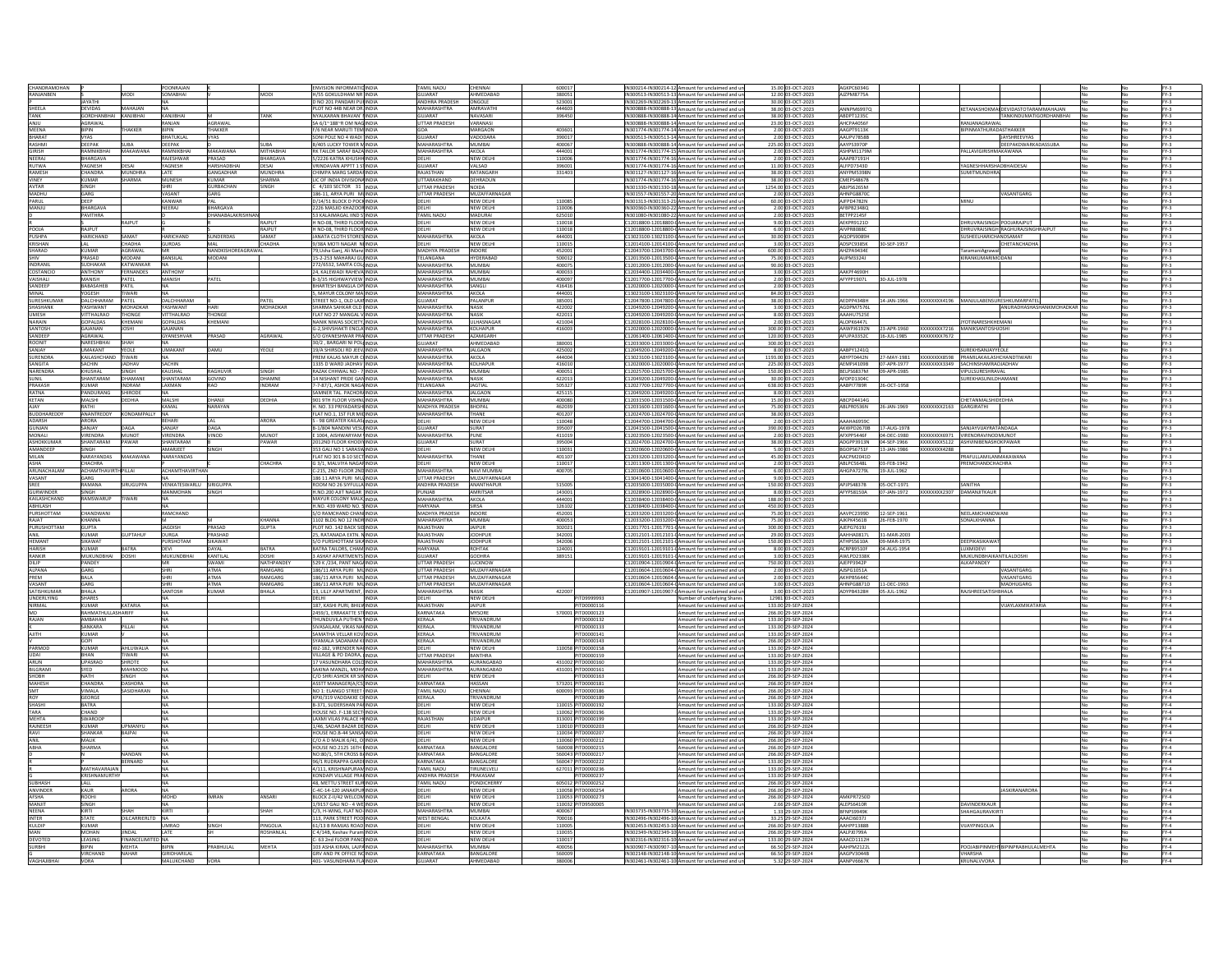| | | | | | | | | | | | | | | | | | | | | | | | |
|---|---|---|---|---|---|---|---|---|---|---|---|---|---|---|---|---|---|---|---|---|---|---|---|
| CHANDRAMOHAN | | | POONRAJAN | | | ENVISION INFORMATIC | INDIA | TAMIL NADU | CHENNAI | 600017 | IN300214-IN300214-12 | Amount for unclaimed and un | 15.00 | 03-OCT-2023 | AGKPC6034G | | | | | | No | No | FY-3 |
| RANJANBEN | | MODI | SOMABHAI | | MODI | H/55 GOKULDHAM NR | INDIA | GUJARAT | AHMEDABAD | 380051 | IN300513-IN300513-13 | Amount for unclaimed and un | 12.00 | 03-OCT-2023 | AJZPM8775A | | | | | | No | No | FY-3 |
| JAYATHI | | | NA | | | D NO 201 PANDARI PU | INDIA | ANDHRA PRADESH | ONGOLE | 523001 | IN302269-IN302269-13 | Amount for unclaimed and un | 30.00 | 03-OCT-2023 | | | | | | | No | No | FY-3 |
| SHEELA | DEVIDAS | MAHAJAN | NA | | | PLOT NO 44B NEAR DR | INDIA | MAHARASHTRA | AMRAVATHI | 444603 | IN300888-IN300888-13 | Amount for unclaimed and un | 38.00 | 03-OCT-2023 | ANNPM6997Q | | | KETANASHOKMAH | DEVIDASTOTARAMMAHAJAN | | No | No | FY-3 |
| TANK | GORDHANBHAI | KANJIBHAI | KANJIBHAI | | TANK | NYALKARAN BHAVAN | INDIA | GUJARAT | NAVASARI | 396450 | IN300888-IN300888-14 | Amount for unclaimed and un | 38.00 | 03-OCT-2023 | ABDPT1235C | | | | TANKINDUMATIGORDHANBHAI | | No | No | FY-3 |
| ANJU | AGRAWAL | | RANJAN | AGRAWAL | | SA 6/1*388 H OM NAG | INDIA | UTTAR PRADESH | VARANASI | | IN300888-IN300888-14 | Amount for unclaimed and un | 23.00 | 03-OCT-2023 | AHCPA4056F | | | RANJANAGRAWAL | | | No | No | FY-3 |
| MEENA | BIPIN | THAKKER | BIPIN | THAKKER | | F/6 NEAR MARUTI TEM | INDIA | GOA | MARGAON | 403601 | IN301774-IN301774-14 | Amount for unclaimed and un | 2.00 | 03-OCT-2023 | AAGPT9113K | | | BIPINMATHURADASTHAKKER | | | No | No | FY-3 |
| BHARAT | VYAS | | BHATUKLAL | VYAS | | SONI POLE NO 4 WADI | INDIA | GUJARAT | VADODARA | 390017 | IN300513-IN300513-14 | Amount for unclaimed and un | 2.00 | 03-OCT-2023 | AAUPV7858B | | | | JAYSHREEVYAS | | No | No | FY-3 |
| RASHMI | DEEPAK | SUBA | DEEPAK | D | SUBA | B/405 LUCKY TOWER M | INDIA | MAHARASHTRA | MUMBAI | 400067 | IN300888-IN300888-14 | Amount for unclaimed and un | 225.00 | 03-OCT-2023 | AAYPS3970P | | | | DEEPAKDWARKADASSUBA | | No | No | FY-3 |
| GIRISH | RAMNIKBHAI | MAKAWANA | RAMNIKBHAI | MAKAWANA | MITHABHAI | RK TAILOR SARAF BAZA | INDIA | MAHARASHTRA | AKOLA | 444001 | IN301774-IN301774-15 | Amount for unclaimed and un | 2.00 | 03-OCT-2023 | ASHPM1179M | | | PALLAVIGIRISHMAKAWANA | | | No | No | FY-3 |
| NEERAJ | BHARGAVA | | RAJESHWAR | PRASAD | BHARGAVA | 5/226 KATRA KHUSHA | INDIA | DELHI | NEW DELHI | 110006 | IN301774-IN301774-15 | Amount for unclaimed and un | 2.00 | 03-OCT-2023 | AAAPB7191H | | | | | | No | No | FY-3 |
| RUTWA | YAGNESH | DESAI | YAGNESH | HARSHADBHAI | DESAI | VRINDAVAN APPTT 1 S | INDIA | GUJARAT | VALSAD | 396001 | IN301774-IN301774-16 | Amount for unclaimed and un | 11.00 | 03-OCT-2023 | ALFPD7343D | | | YAGNESHHARSHADBHAIDESAI | | | No | No | FY-3 |
| RAMESH | CHANDRA | MUNDHRA | LATE | GANGADHAR | MUNDHRA | CHIMPA MARG SARDA | INDIA | RAJASTHAN | RATANGARH | 331403 | IN301127-IN301127-16 | Amount for unclaimed and un | 38.00 | 03-OCT-2023 | AAYPM5398N | | | SUMITMUNDHRA | | | No | No | FY-3 |
| VINEY | KUMAR | SHARMA | MUNESH | KUMAR | SHARMA | LIC OF INDIA DIVISIONA | INDIA | UTTARAKHAND | DEHRADUN | | IN301774-IN301774-16 | Amount for unclaimed and un | 38.00 | 03-OCT-2023 | CMEPS4867R | | | | | | No | No | FY-3 |
| AVTAR | SINGH | | SHRI | GURBACHAN | SINGH | C 4/103 SECTOR 33 | INDIA | UTTAR PRADESH | NOIDA | | IN301330-IN301330-18 | Amount for unclaimed and un | 1254.00 | 03-OCT-2023 | ABJPS6265M | | | | | | No | No | FY-3 |
| MADHU | GARG | | VASANT | GARG | | 186-11, ARYA PURI M | INDIA | UTTAR PRADESH | MUZAFFARNAGAR | | IN301557-IN301557-20 | Amount for unclaimed and un | 2.00 | 03-OCT-2023 | AHNPG8870C | | | | VASANTGARG | | No | No | FY-3 |
| PARUL | DEEP | | KANWAR | PAL | | D/14/51 BLOCK D POCK | INDIA | DELHI | NEW DELHI | 110085 | IN301313-IN301313-21 | Amount for unclaimed and un | 60.00 | 03-OCT-2023 | AJFPD4782N | | | MINU | | | No | No | FY-3 |
| MANJU | BHARGAVA | | NEERAJ | BHARGAVA | | 2226 MASJID KHAZOOR | INDIA | DELHI | NEW DELHI | 110006 | IN300360-IN300360-22 | Amount for unclaimed and un | 2.00 | 03-OCT-2023 | AFBPB2348Q | | | | | | No | No | FY-3 |
| D | PAVITHRA | | D | DHANABALAKRISHNAN | | 53 KALAIMAGAL IIND S | INDIA | TAMIL NADU | MADURAI | 625010 | IN301080-IN301080-22 | Amount for unclaimed and un | 2.00 | 03-OCT-2023 | BETPP2145F | | | | | | No | No | FY-3 |
| R | | RAJPUT | R | | RAJPUT | H NO-08, THIRD FLOOR | INDIA | DELHI | NEW DELHI | 110018 | C12018800-12018800-0 | Amount for unclaimed and un | 9.00 | 03-OCT-2023 | AEKPR9121D | | | DHRUVRAISINGH | POOJARAJPUT | | No | No | FY-3 |
| POOJA | RAJPUT | | R | | RAJPUT | H NO-08, THIRD FLOOR | INDIA | DELHI | NEW DELHI | 110018 | C12018800-12018800-0 | Amount for unclaimed and un | 6.00 | 03-OCT-2023 | AFYPR8088C | | | DHRUVRAISINGH | RAGHURAJSINGHRAJPUT | | No | No | FY-3 |
| PUSHPA | HARICHAND | SAMAT | HARICHAND | SUNDERDAS | SAMAT | JANATA CLOTH STORES | INDIA | MAHARASHTRA | AKOLA | 444001 | C13023100-13023100-0 | Amount for unclaimed and un | 30.00 | 03-OCT-2023 | AQCPS9089H | | | SUSHEELHARICHANDSAMAT | | | No | No | FY-3 |
| KRISHAN | LAL | CHADHA | GURDAS | MAL | CHADHA | 9/38A MOTI NAGAR NE | INDIA | DELHI | NEW DELHI | 110015 | C12014100-12014100-0 | Amount for unclaimed and un | 3.00 | 03-OCT-2023 | ADSPC9385K | 30-SEP-1957 | | | CHETANCHADHA | | No | No | FY-3 |
| SHARAD | KUMAR | AGRAWAL | MR | NANDKISHOREAGRAWAL | | 79,Usha Ganj, Ali Marg | INDIA | MADHYA PRADESH | INDORE | 452001 | C12043700-12043700-0 | Amount for unclaimed and un | 600.00 | 03-OCT-2023 | AHZPA9434E | | | TaramaniAgrawal | | | No | No | FY-3 |
| SHIV | PRASAD | MODANI | BANSILAL | MODANI | | 15-2-253 MAHARAJ GU | INDIA | TELANGANA | HYDERABAD | 500012 | C12013500-12013500-0 | Amount for unclaimed and un | 75.00 | 03-OCT-2023 | AIJPM3324J | | | KIRANKUMARIMODANI | | | No | No | FY-3 |
| INDRANIL | SUDHAKAR | KATWANKAR | NA | | | 272/6532, SAMTA COL | INDIA | MAHARASHTRA | MUMBAI | 400075 | C12012000-12012000-0 | Amount for unclaimed and un | 90.00 | 03-OCT-2023 | | | | | | | No | No | FY-3 |
| COSTANCIO | ANTHONY | FERNANDES | ANTHONY | | | 24, KALEWADI RAHEVA | INDIA | MAHARASHTRA | MUMBAI | 400033 | C12034400-12034400-0 | Amount for unclaimed and un | 3.00 | 03-OCT-2023 | AAKPF4690H | | | | | | No | No | FY-3 |
| VAISHALI | MANISH | PATEL | MANISH | PATEL | | B-3/35 HIGHWAYVIEW | INDIA | MAHARASHTRA | MUMBAI | 400097 | C12017700-12017700-0 | Amount for unclaimed and un | 2.00 | 03-OCT-2023 | AFYPP1907L | 30-JUL-1978 | | | | | No | No | FY-3 |
| SANDEEP | BABASAHEB | PATIL | NA | | | BHARTESH BANGLA OP | INDIA | MAHARASHTRA | SANGLI | 416416 | C12020000-12020000-0 | Amount for unclaimed and un | 2.00 | 03-OCT-2023 | | | | | | | No | No | FY-3 |
| MINAL | YOGESH | TIWARI | NA | | | 5, MAYUR COLONY MA | INDIA | MAHARASHTRA | AKOLA | 444001 | C13023100-13023100-0 | Amount for unclaimed and un | 84.00 | 03-OCT-2023 | | | | | | | No | No | FY-3 |
| SURESHKUMAR | DALCHHARAM | PATEL | DALCHHARAM | | PATEL | STREET NO-1, OLD LAX | INDIA | GUJARAT | PALANPUR | 385001 | C12047800-12047800-0 | Amount for unclaimed and un | 38.00 | 03-OCT-2023 | AEDPP4348H | 14-JAN-1966 | XXXXXXXX4196 | MANJULABENSURESHKUMARPATEL | | | No | No | FY-3 |
| SHASHANK | YASHWANT | MOHADKAR | YASHWANT | HARI | MOHADKAR | SHARMA SANKAR OLD | INDIA | MAHARASHTRA | NASIK | 422002 | C12049200-12049200-0 | Amount for unclaimed and un | 3.00 | 03-OCT-2023 | AGDPM7576L | | | | ANURADHASHASHANKMOHADKAR | | No | No | FY-3 |
| UMESH | VITTHALRAO | THONGE | VITTHALRAO | THONGE | | FLAT NO 27 MANGAL V | INDIA | MAHARASHTRA | NASIK | 422011 | C12049200-12049200-0 | Amount for unclaimed and un | 8.00 | 03-OCT-2023 | AAAHU7525E | | | | | | No | No | FY-3 |
| NARAIN | GOPALDAS | KHEMANI | GOPALDAS | KHEMANI | | NANIK NIWAS SOCIETY | INDIA | MAHARASHTRA | ULHASNAGAR | 421004 | C12028100-12028100-0 | Amount for unclaimed and un | 2.00 | 03-OCT-2023 | ALOPK6447L | | | JYOTINARESHKHEMANI | | | No | No | FY-3 |
| SANTOSH | GAJANAN | JOSHI | GAJANAN | | | G-2,SHIVSHAKTI ENCLA | INDIA | MAHARASHTRA | KOLHAPUR | 416003 | C12020000-12020000-0 | Amount for unclaimed and un | 300.00 | 03-OCT-2023 | AAWPJ6192N | 23-APR-1960 | XXXXXXXX7216 | MANIKSANTOSHJOSHI | | | No | No | FY-3 |
| SANDEEP | AGRAWAL | | GYANESHVAR | PRASAD | AGRAWAL | S/O GYANESHWAR PRA | INDIA | UTTAR PRADESH | AZAMGARH | | C12061400-12061400-0 | Amount for unclaimed and un | 120.00 | 03-OCT-2023 | AFUPA3352C | 16-JUL-1985 | XXXXXXXX7672 | | | | No | No | FY-3 |
| ROONIT | NARESHBHAI | SHAH | NA | | | 30/2 , BARGARI NI POL | INDIA | GUJARAT | AHMEDABAD | 380001 | C12033000-12033000-0 | Amount for unclaimed and un | 300.00 | 03-OCT-2023 | | | | | | | No | No | FY-3 |
| SANJAY | UMAKANT | YEOLE | UMAKANT | DAMU | YEOLE | 19/A SHIRSOLI RD JEEV | INDIA | MAHARASHTRA | JALGAON | 425002 | C12049200-12049200-0 | Amount for unclaimed and un | 8.00 | 03-OCT-2023 | AABPY1241Q | | | SUREKHSANJAYYEOLE | | | No | No | FY-3 |
| SURENDRA | KAILASHCHAND | TIWARI | NA | | | PREM KALAS MAYUR C | INDIA | MAHARASHTRA | AKOLA | 444004 | C13023100-13023100-0 | Amount for unclaimed and un | 1193.00 | 03-OCT-2023 | ABYPT0442N | 27-MAY-1981 | XXXXXXXX8598 | PRAMILAKAILASHCHANDTIWARI | | | No | No | FY-3 |
| SANGITA | SACHIN | JADHAV | SACHIN | | | 1335 D WARD JADHAV | INDIA | MAHARASHTRA | KOLHAPUR | 416010 | C12020000-12020000-0 | Amount for unclaimed and un | 225.00 | 03-OCT-2023 | AEMPJ4109B | 07-APR-1977 | XXXXXXXX3349 | SACHINSHAMRAOJADHAV | | | No | No | FY-3 |
| NARENDRA | KHUSHAL | SINGH | KAUSHAL | RAGHUVIR | SINGH | RAZAK CHHWAL NO.-7 | INDIA | MAHARASHTRA | MUMBAI | 400051 | C12025700-12025700-0 | Amount for unclaimed and un | 150.00 | 03-OCT-2023 | BELPS6837M | 09-APR-1985 | | VIPULSURESHRAVAL | | | No | No | FY-3 |
| SUNIL | SHANTARAM | DHAMANE | SHANTARAM | GOVIND | DHAMNE | 14 NISHANT PRIDE GAN | INDIA | MAHARASHTRA | NASIK | 422013 | C12049200-12049200-0 | Amount for unclaimed and un | 30.00 | 03-OCT-2023 | AFDPD1304C | | | SUREKHASUNILDHAMANE | | | No | No | FY-3 |
| PRAKASH | KUMAR | INDRAM | LAXMAN | RAO | INDRAM | 7-7-87/1, ASHOK NAGA | INDIA | TELANGANA | JAGTIAL | 505327 | C12027700-12027700-0 | Amount for unclaimed and un | 638.00 | 03-OCT-2023 | AABPI7789R | 26-OCT-1958 | | | | | No | No | FY-3 |
| RATNA | PANDURANG | SHIRODE | NA | | | SAMNER TAL. PACHOR | INDIA | MAHARASHTRA | JALGAON | 425115 | C12049200-12049200-0 | Amount for unclaimed and un | 8.00 | 03-OCT-2023 | | | | | | | No | No | FY-3 |
| KETAN | MALSHI | DEDHIA | MALSHI | DHANJI | DEDHIA | 901 9TH FLOOR VISHNU | INDIA | MAHARASHTRA | MUMBAI | 400080 | C12031500-12031500-0 | Amount for unclaimed and un | 15.00 | 03-OCT-2023 | ABCPD4414G | | | CHETANMALSHIDEDHIA | | | No | No | FY-3 |
| AJAY | RATHI | | KAMAL | NARAYAN | | H. NO. 33 PRIYADARSH | INDIA | MADHYA PRADESH | BHOPAL | 462039 | C12031600-12031600-0 | Amount for unclaimed and un | 75.00 | 03-OCT-2023 | ABLPR0536N | 26-JAN-1969 | XXXXXXXX2163 | GARGIRATHI | | | No | No | FY-3 |
| BUDDHAREDDY | ANANTREDDY | KONDAMPALLY | NA | | | FLAT NO 1, 1ST FLR MO | INDIA | MAHARASHTRA | THANE | 401207 | C12024700-12024700-0 | Amount for unclaimed and un | 38.00 | 03-OCT-2023 | | | | | | | No | No | FY-3 |
| ADARSH | ARORA | | BEHARI | LAL | ARORA | G - 98 GREATER KAILAS | INDIA | DELHI | NEW DELHI | 110048 | C12044700-12044700-0 | Amount for unclaimed and un | 2.00 | 03-OCT-2023 | AAAHA6950C | | | | | | No | No | FY-3 |
| GUNJAN | SANJAY | DAGA | SANJAY | DAGA | | B-1/804 NANDINI VESU | INDIA | GUJARAT | SURAT | 395007 | C12041500-12041500-0 | Amount for unclaimed and un | 390.00 | 03-OCT-2023 | AKWPD2670B | 17-AUG-1978 | | SANJAYVIJAYRATANDAGA | | | No | No | FY-3 |
| MONALI | VIRENDRA | MUNOT | VIRENDRA | VINOD | MUNOT | E 1004, AISHWARYAM | INDIA | MAHARASHTRA | PUNE | 411019 | C12023500-12023500-0 | Amount for unclaimed and un | 2.00 | 03-OCT-2023 | AFXPP5446F | 04-DEC-1980 | XXXXXXXX6971 | VIRENDRAVINODMUNOT | | | No | No | FY-3 |
| ASHOKKUMAR | SHANTARAM | PAWAR | SHANTARAM | B | PAWAR | 2012ND FLOOR KHODIY | INDIA | GUJARAT | SURAT | 395004 | C12024700-12024700-0 | Amount for unclaimed and un | 38.00 | 03-OCT-2023 | ADGPP3913N | 04-SEP-1966 | XXXXXXXX5122 | ASHVINIBENASHOKPAWAR | | | No | No | FY-3 |
| AMANDEEP | SINGH | | AMARJEET | SINGH | | 353 GALI NO 1 SARASW | INDIA | DELHI | NEW DELHI | 110031 | C12020600-12020600-0 | Amount for unclaimed and un | 5.00 | 03-OCT-2023 | BGOPS6751F | 13-JAN-1986 | XXXXXXXX4288 | | | | No | No | FY-3 |
| MILAN | NARAYANDAS | MAKAWANA | NARAYANDAS | | | FLAT NO 301 B-10 SECT | INDIA | MAHARASHTRA | THANE | 401107 | C12033200-12033200-0 | Amount for unclaimed and un | 45.00 | 03-OCT-2023 | AACPM2041D | | | PRAFULLAMILANMAKAWANA | | | No | No | FY-3 |
| ASHA | CHACHRA | | | | CHACHRA | G 3/1, MALVIYA NAGAR | INDIA | DELHI | NEW DELHI | 110017 | C12011300-12011300-0 | Amount for unclaimed and un | 2.00 | 03-OCT-2023 | ABLPC5648L | 03-FEB-1942 | | PREMCHANDCHACHRA | | | No | No | FY-3 |
| ARUNACHALAM | ACHAMTHAVIRTH | PILLAI | ACHAMTHAVIRTHAN | | | C-215, 2ND FLOOR 2ND | INDIA | MAHARASHTRA | NAVI MUMBAI | 400705 | C12010600-12010600-0 | Amount for unclaimed and un | 6.00 | 03-OCT-2023 | AHGPA7279L | 19-JUL-1962 | | | | | No | No | FY-3 |
| VASANT | GARG | | NA | | | 186 11 ARYA PURI MU | INDIA | UTTAR PRADESH | MUZAFFARNAGAR | | C13041400-13041400-0 | Amount for unclaimed and un | 9.00 | 03-OCT-2023 | | | | | | | No | No | FY-3 |
| SREE | RAMANA | SIRUGUPPA | VENKATESWARLU | SIRIGUPPA | | ROOM NO 26 SHYLLA | INDIA | ANDHRA PRADESH | ANANTHAPUR | 515005 | C12035000-12035000-0 | Amount for unclaimed and un | 150.00 | 03-OCT-2023 | APIPS4837B | 05-OCT-1971 | | SANITHA | | | No | No | FY-3 |
| GURWINDER | SINGH | | MANMOHAN | SINGH | | H.NO.200 AJIT NAGAR | INDIA | PUNJAB | AMRITSAR | 143001 | C12028900-12028900-0 | Amount for unclaimed and un | 8.00 | 03-OCT-2023 | AFYPS8150A | 07-JAN-1972 | XXXXXXXX2307 | DAMANJITKAUR | | | No | No | FY-3 |
| KAILASHCHAND | RAMSWARUP | TIWARI | NA | | | MAYUR COLONY MALK | INDIA | MAHARASHTRA | AKOLA | 444001 | C12038400-12038400-0 | Amount for unclaimed and un | 188.00 | 03-OCT-2023 | | | | | | | No | No | FY-3 |
| ABHILASH | | | NA | | | H.NO. 419 WARD NO. | INDIA | HARYANA | SIRSA | 126102 | C12038400-12038400-0 | Amount for unclaimed and un | 450.00 | 03-OCT-2023 | | | | | | | No | No | FY-3 |
| PURSHOTTAM | CHANDWANI | | RAMCHAND | | | S/O RAMCHAND CHAN | INDIA | MADHYA PRADESH | INDORE | 452001 | C12033200-12033200-0 | Amount for unclaimed and un | 75.00 | 03-OCT-2023 | AAVPC2399D | 12-SEP-1961 | | NEELAMCHANDWANI | | | No | No | FY-3 |
| RAJAT | KHANNA | | M | M | KHANNA | 1102 BLDG NO 12 INDR | INDIA | MAHARASHTRA | MUMBAI | 400053 | C12033200-12033200-0 | Amount for unclaimed and un | 75.00 | 03-OCT-2023 | AJKPK4561B | 26-FEB-1970 | | SONALKHANNA | | | No | No | FY-3 |
| PURUSHOTTAM | GUPTA | | JAGDISH | PRASAD | GUPTA | PLOT NO. 142 BACK SID | INDIA | RAJASTHAN | JAIPUR | 302021 | C12017701-12017701-0 | Amount for unclaimed and un | 300.00 | 03-OCT-2023 | AJEPG7619J | | | | | | No | No | FY-3 |
| ANIL | KUMAR | GUPTABUF | DURGA | PRASHAD | | 25, RATANADA EXTN. N | INDIA | RAJASTHAN | JODHPUR | 342001 | C12012101-12012101-0 | Amount for unclaimed and un | 29.00 | 03-OCT-2023 | AAHHA0817L | 31-MAR-2003 | | | | | No | No | FY-3 |
| HEMANT | SIKAWAT | | PURSHOTAM | SIKAWAT | | S/O PURSHOTTAM SIKA | INDIA | RAJASTHAN | JODHPUR | 342006 | C12012101-12012101-0 | Amount for unclaimed and un | 150.00 | 03-OCT-2023 | ATHPS5610A | 09-MAR-1975 | | DEEPIKASIKAWAT | | | No | No | FY-3 |
| HARISH | KUMAR | BATRA | DEVI | DAYAL | BATRA | BATRA TAILORS, CHAN | INDIA | HARYANA | ROHTAK | 124001 | C12019101-12019101-0 | Amount for unclaimed and un | 8.00 | 03-OCT-2023 | ACRPB9510F | 04-AUG-1954 | | LUXMIDEVI | | | No | No | FY-3 |
| RANKIR | MUKUNDBHAI | DOSHI | MUKUNDBHAI | KANTILAL | DOSHI | 3 ASHAY APARTMENTS | INDIA | GUJARAT | GODHRA | 389151 | C12019101-12019101-0 | Amount for unclaimed and un | 3.00 | 03-OCT-2023 | AWLPD2338K | | | MUKUNDBHAIKANTILALDOSHI | | | No | No | FY-3 |
| DILIP | PANDEY | | MR | SWAMI | NATHPANDEY | 529 K /234, PANT NAGA | INDIA | UTTAR PRADESH | LUCKNOW | | C12010904-12010904-0 | Amount for unclaimed and un | 750.00 | 03-OCT-2023 | AJEPP3942P | | | ALKAPANDEY | | | No | No | FY-3 |
| ALPANA | GARG | | SHRI | ATMA | RAMGARG | 186/11 ARYA PURI MU | INDIA | UTTAR PRADESH | MUZAFFARNAGAR | | C12010604-12010604-0 | Amount for unclaimed and un | 2.00 | 03-OCT-2023 | AJSPG1051A | | | | VASANTGARG | | No | No | FY-3 |
| PREM | BALA | | SHRI | ATMA | RAMGARG | 186/11 ARYA PURI MU | INDIA | UTTAR PRADESH | MUZAFFARNAGAR | | C12010604-12010604-0 | Amount for unclaimed and un | 2.00 | 03-OCT-2023 | AKHPB5644C | | | | VASANTGARG | | No | No | FY-3 |
| VASANT | GARG | | SHRI | ATMA | RAMGARG | 186/11 ARYA PURI MU | INDIA | UTTAR PRADESH | MUZAFFARNAGAR | | C12010604-12010604-0 | Amount for unclaimed and un | 3.00 | 03-OCT-2023 | AHNPG8871D | 11-DEC-1963 | | | MADHUGARG | | No | No | FY-3 |
| SATISHKUMAR | BHALA | | SANTOSH | KUMAR | BHALA | 13, LILLY APARTMENT, | INDIA | MAHARASHTRA | NASIK | 422007 | C12010907-12010907-0 | Amount for unclaimed and un | 3.00 | 03-OCT-2023 | ADYPB4328H | 05-JUL-1962 | | RAJSHREESATISHBHALA | | | No | No | FY-3 |
| UNDERLYING | SHARES | | NA | | | DELHI | INDIA | DELHI | NEW DELHI | | PIT09999993 | Number of underlying Shares | 12981 | 03-OCT-2023 | | | | | | | No | No | FY-3 |
| NIRMAL | KUMAR | KATARIA | NA | | | 187, KASHI PURI, BHILW | INDIA | RAJASTHAN | JAIPUR | | PIT00000116 | Amount for unclaimed and un | 133.00 | 29-SEP-2024 | | | | | VIJAYLAXMIKATARIA | | No | No | FY-4 |
| MD | RAHMATHULLASHARIFF | | NA | | | 2459/1, ERRAKATTE ST | INDIA | KARNATAKA | MYSORE | 570001 | PIT00000123 | Amount for unclaimed and un | 266.00 | 29-SEP-2024 | | | | | | | No | No | FY-4 |
| RAJAN | AMBAHAM | | NA | | | THUNDUVILA PUTHEN | INDIA | KERALA | TRIVANDRUM | | PIT00000132 | Amount for unclaimed and un | 133.00 | 29-SEP-2024 | | | | | | | No | No | FY-4 |
| | SANKARA | PILLAI | NA | | | SIVASAILAM, VIKAS NA | INDIA | KERALA | TRIVANDRUM | | PIT00000133 | Amount for unclaimed and un | 133.00 | 29-SEP-2024 | | | | | | | No | No | FY-4 |
| AJITH | KUMAR | | NA | | | SAMATHA VELLAR KOV | INDIA | KERALA | TRIVANDRUM | | PIT00000141 | Amount for unclaimed and un | 133.00 | 29-SEP-2024 | | | | | | | No | No | FY-4 |
| | GOPI | | NA | | | SYAMALA SADANAM K | INDIA | KERALA | TRIVANDRUM | | PIT00000143 | Amount for unclaimed and un | 266.00 | 29-SEP-2024 | | | | | | | No | No | FY-4 |
| PARMOD | KUMAR | AHLUWALIA | NA | | | WZ-182, VIRENDER NA | INDIA | DELHI | NEW DELHI | 110058 | PIT00000158 | Amount for unclaimed and un | 133.00 | 29-SEP-2024 | | | | | | | No | No | FY-4 |
| UDAI | BHAN | TIWARI | NA | | | VILLAGE & PO DADRA, | INDIA | UTTAR PRADESH | BANTHRA | | PIT00000159 | Amount for unclaimed and un | 133.00 | 29-SEP-2024 | | | | | | | No | No | FY-4 |
| ARUN | UPASRAO | SHROTE | NA | | | 17 VASUNDHARA COLO | INDIA | MAHARASHTRA | AURANGABAD | 431002 | PIT00000160 | Amount for unclaimed and un | 133.00 | 29-SEP-2024 | | | | | | | No | No | FY-4 |
| BILGRAMI | SYED | MAHMOOD | NA | | | SAKINA MANZIL, MOH | INDIA | MAHARASHTRA | AURANGABAD | 431001 | PIT00000161 | Amount for unclaimed and un | 133.00 | 29-SEP-2024 | | | | | | | No | No | FY-4 |
| SHOBH | NATH | SINGH | NA | | | C/O SHRI ASHOK KR SIN | INDIA | DELHI | NEW DELHI | | PIT00000163 | Amount for unclaimed and un | 266.00 | 29-SEP-2024 | | | | | | | No | No | FY-4 |
| MAHESH | CHANDRA | DASHORA | NA | | | ASSTT MANAGER(A/CS) | INDIA | KARNATAKA | HASSAN | 573201 | PIT00000181 | Amount for unclaimed and un | 266.00 | 29-SEP-2024 | | | | | | | No | No | FY-4 |
| SMT | VIMALA | SASIDHARAN | NA | | | NO 1, ELANGO STREET | INDIA | TAMIL NADU | CHENNAI | 600093 | PIT00000186 | Amount for unclaimed and un | 266.00 | 29-SEP-2024 | | | | | | | No | No | FY-4 |
| ROY | GEORGE | | NA | | | KPXI/319 VADOAKKE | INDIA | KERALA | TRIVANDRUM | | PIT00000189 | Amount for unclaimed and un | 266.00 | 29-SEP-2024 | | | | | | | No | No | FY-4 |
| SHASHI | BATRA | | NA | | | B-371, SUDERSHAN PA | INDIA | DELHI | NEW DELHI | 110015 | PIT00000192 | Amount for unclaimed and un | 133.00 | 29-SEP-2024 | | | | | | | No | No | FY-4 |
| TARA | CHAND | | NA | | | HOUSE NO. F-138 SECT | INDIA | DELHI | NEW DELHI | 110062 | PIT00000194 | Amount for unclaimed and un | 133.00 | 29-SEP-2024 | | | | | | | No | No | FY-4 |
| MEHTA | SWAROOP | | NA | | | LAXMI VILAS PALACE H | INDIA | RAJASTHAN | UDAIPUR | 313001 | PIT00000199 | Amount for unclaimed and un | 133.00 | 29-SEP-2024 | | | | | | | No | No | FY-4 |
| RAJNEESH | KUMAR | UPMANYU | NA | | | 1/46, SADAR BAZAR DE | INDIA | DELHI | NEW DELHI | 110010 | PIT00000203 | Amount for unclaimed and un | 266.00 | 29-SEP-2024 | | | | | | | No | No | FY-4 |
| RAVI | SHANKAR | BAJPAI | NA | | | HOUSE NO.8-44 SANJA | INDIA | DELHI | NEW DELHI | 110094 | PIT00000207 | Amount for unclaimed and un | 266.00 | 29-SEP-2024 | | | | | | | No | No | FY-4 |
| ANIL | MALIK | | NA | | | C/O A D MALIK 6/41, O | INDIA | DELHI | NEW DELHI | 110060 | PIT00000212 | Amount for unclaimed and un | 266.00 | 29-SEP-2024 | | | | | | | No | No | FY-4 |
| ABHA | SHARMA | | NA | | | HOUSE NO.2125 16TH | INDIA | KARNATAKA | BANGALORE | 560008 | PIT00000215 | Amount for unclaimed and un | 266.00 | 29-SEP-2024 | | | | | | | No | No | FY-4 |
| | | NANDAN | NA | | | NO.80/1, 5TH CROSS 8 | INDIA | KARNATAKA | BANGALORE | 560043 | PIT00000217 | Amount for unclaimed and un | 266.00 | 29-SEP-2024 | | | | | | | No | No | FY-4 |
| | | BERNARD | NA | | | 96/1 RUDRAPPA GARD | INDIA | KARNATAKA | BANGALORE | 560047 | PIT00000222 | Amount for unclaimed and un | 133.00 | 29-SEP-2024 | | | | | | | No | No | FY-4 |
| | MATHAVARAJAN | | NA | | | 4/111, KRISHNAPURAM | INDIA | TAMIL NADU | TIRUNELVELI | 627011 | PIT00000236 | Amount for unclaimed and un | 133.00 | 29-SEP-2024 | | | | | | | No | No | FY-4 |
| G | KRISHNAMURTHY | | NA | | | KONDAPI VILLAGE PRA | INDIA | ANDHRA PRADESH | PRAKASAM | | PIT00000237 | Amount for unclaimed and un | 133.00 | 29-SEP-2024 | | | | | | | No | No | FY-4 |
| SUBHASH | LALL | | NA | | | 48, METTU STREET KUR | INDIA | TAMIL NADU | PONDICHERRY | 605012 | PIT00000252 | Amount for unclaimed and un | 266.00 | 29-SEP-2024 | | | | | | | No | No | FY-4 |
| ANVINDER | KAUR | ARORA | NA | | | C-4C-14-120 JANAKPUR | INDIA | DELHI | NEW DELHI | 110058 | PIT00000254 | Amount for unclaimed and un | 266.00 | 29-SEP-2024 | | | | | JASKIRANARORA | | No | No | FY-4 |
| AFSHA | ROOHI | | MOHD | IMRAN | ANSARI | BLOCK Z-II/42 WELCOM | INDIA | DELHI | NEW DELHI | 110053 | PIT00000273 | Amount for unclaimed and un | 266.00 | 29-SEP-2024 | AMKPR7250D | | | | | | No | No | FY-4 |
| MANJIT | SINGH | | NA | | | 1/9157 GALI NO - 4 WE | INDIA | DELHI | NEW DELHI | 110032 | PIT09500005 | Amount for unclaimed and un | 2.66 | 29-SEP-2024 | ALEPS6410R | | | DAVINDERKAUR | | | No | No | FY-4 |
| NEENA | KIRTI | SHAH | KIRTI | | SHAH | C/5, H-WING, FLAT NO- | INDIA | MAHARASHTRA | MUMBAI | 400067 | IN303735-IN303735-10 | Amount for unclaimed and un | 1.33 | 29-SEP-2024 | BFNPS9949K | | | SHAHGAURAVKIRTI | | | No | No | FY-4 |
| INTER | STATE | OILCARRIERLTD | NA | | | 113, PARK STREET POD | INDIA | WEST BENGAL | KOLKATA | 700016 | IN302496-IN302496-10 | Amount for unclaimed and un | 33.25 | 29-SEP-2024 | AAACI6037J | | | | | | No | No | FY-4 |
| KULDIP | KUMAR | | JAIRAO | SINGH | PINGOLIA | 61/13 B RAMDAS ROAD | INDIA | DELHI | NEW DELHI | 110005 | IN301143-IN301143-10 | Amount for unclaimed and un | 266.00 | 29-SEP-2024 | AAHPP1388B | | | VIJAYPINGOLIA | | | No | No | FY-4 |
| MAN | MOHAN | JINDAL | LATE | SH | ROSHANLAL | C 4/148, Keshav Puram | INDIA | DELHI | NEW DELHI | 110035 | IN302349-IN302349-10 | Amount for unclaimed and un | 266.00 | 29-SEP-2024 | AALPJ0799A | | | | | | No | No | FY-4 |
| DEVOTED | LEASING | FINANCELIMITED | NA | | | C- 63 2nd FLOOR PAND | INDIA | DELHI | NEW DELHI | 110017 | IN302316-IN302316-10 | Amount for unclaimed and un | 133.00 | 29-SEP-2024 | AAACD3112H | | | | | | No | No | FY-4 |
| SURBHI | BIPIN | MEHTA | BIPIN | PRABHULAL | MEHTA | 103 ASHA KIRAN, LAJP | INDIA | MAHARASHTRA | MUMBAI | 400056 | IN300907-IN300907-10 | Amount for unclaimed and un | 266.00 | 29-SEP-2024 | AAHPM2112L | | | POOJABIPINMEHT | BIPINPRABHULALMEHTA | | No | No | FY-4 |
| B | VIRCHAND | NAHAR | GIRIDHARILAL | | | GRV AND PK OFFICE NO | INDIA | KARNATAKA | BANGALORE | 560009 | IN302148-IN302148-10 | Amount for unclaimed and un | 66.50 | 29-SEP-2024 | AAGPV3044B | | | VHARSHA | | | No | No | FY-4 |
| VAGHAJIBHAI | VORA | | MALUKCHAND | VORA | | 401- VASUNDHARA FLA | INDIA | GUJARAT | AHMEDABAD | 380006 | IN302461-IN302461-10 | Amount for unclaimed and un | 5.32 | 29-SEP-2024 | AANPV6667K | | | KRUNALVVORA | | | No | No | FY-4 |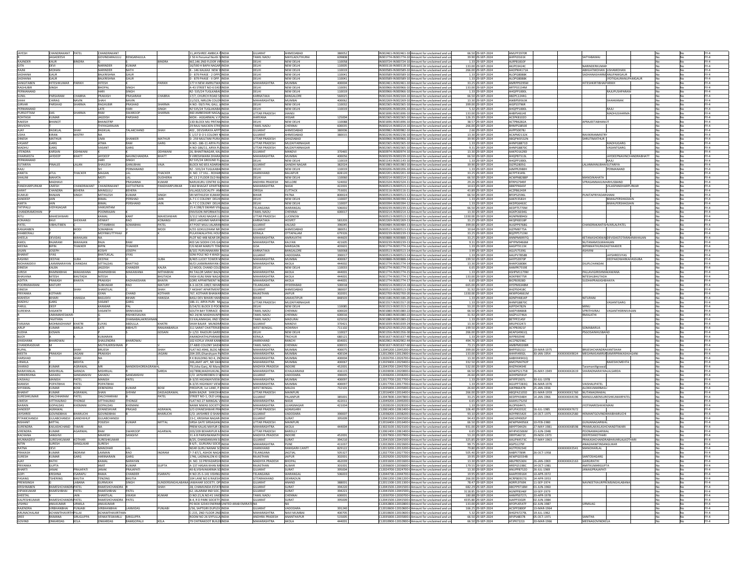| | | | | | | | | | | | | | | | | | | | | | | | |
|---|---|---|---|---|---|---|---|---|---|---|---|---|---|---|---|---|---|---|---|---|---|---|---|
| JAYESH | CHANDRAKANT | PATEL | CHANDRAKANT | | | 11,JAYSHREE AMBICA N | INDIA | GUJARAT | AHMEDABAD | 380052 | IN302461-IN302461-10 | Amount for unclaimed and un | 66.50 | 29-SEP-2024 | AMLPP2970R | | | | | | No | No | FY-4 |
| | JAGADEESH | | GOVINDARAJULU | RENGARAJULA | | 2 50 A Perumal North S | INDIA | TAMIL NADU | MAYILADUTHURAI | 609808 | IN301774-IN301774-10 | Amount for unclaimed and un | 39.90 | 29-SEP-2024 | AHFPJ0161K | | | SATYABAMAI | | | No | No | FY-4 |
| RAJINDER | KAUR | BINDRA | | | BINDRA | WZ-146 2ND FLOOR VIR | INDIA | DELHI | NEW DELHI | 110058 | IN300724-IN300724-10 | Amount for unclaimed and un | 1.33 | 29-SEP-2024 | ALRPB1810F | | | | | | No | No | FY-4 |
| GITA | DEVI | | NARINDER | KUMAR | | 16/590 H BAPA NAGAR | INDIA | DELHI | NEW DELHI | 110005 | IN300118-IN300118-10 | Amount for unclaimed and un | 133.00 | 29-SEP-2024 | AKJPD3424C | | | NARINDERKUMAR | | | No | No | FY-4 |
| RAJNI | MOHAN | | NARINDER | NATH | | B - 146 KALKAJI NEW D | INDIA | DELHI | NEW DELHI | 110019 | IN300589-IN300589-10 | Amount for unclaimed and un | 266.00 | 29-SEP-2024 | AAOPM4171A | | | ABHIJATMOHAN | USHAMOHAN | | No | No | FY-4 |
| SADHANA | GAUR | | BALKRISHNA | GAUR | | D - 879 PHASE - 2 OPPO | INDIA | DELHI | NEW DELHI | 110041 | IN300589-IN300589-10 | Amount for unclaimed and un | 1.33 | 29-SEP-2024 | ALOPG8088K | | | SADHANASHARMA | ANUPAMGAUR | | No | No | FY-4 |
| SADHANA | GAUR | | BALKRISHNA | GAUR | | D - 879 PHASE - II OPP | INDIA | DELHI | NEW DELHI | 110041 | IN300589-IN300589-10 | Amount for unclaimed and un | 1.33 | 29-SEP-2024 | ALOPG8088K | | | | JYOTIGAURANUPAMGAUR | | No | No | FY-4 |
| SANGITABEN | HITESHKUMAR | PARIKH | HITESH | K | PARIKH | 177 H NEW AMRUTWA | INDIA | MAHARASHTRA | MUMBAI | 400004 | IN302461-IN302461-10 | Amount for unclaimed and un | 33.25 | 29-SEP-2024 | AMRPP0295M | | | HITESHKIRTIBHAIPARIKH | | | No | No | FY-4 |
| RAGHUBIR | SINGH | | BHOPAL | SINGH | | A-43 STREET NO-6 EAST | INDIA | DELHI | NEW DELHI | 110091 | IN300966-IN300966-10 | Amount for unclaimed and un | 133.00 | 29-SEP-2024 | ARTPS5134M | | | | | | No | No | FY-4 |
| PERMANAND | | | HARI | SINGH | | RZ- 535/24 TUGLKABAD | INDIA | DELHI | NEW DELHI | 110019 | IN300966-IN300966-10 | Amount for unclaimed and un | 1.33 | 29-SEP-2024 | AHQPP1000L | | | | RAJUPUSHPARANI | | No | No | FY-4 |
| SUNIL | PARSARAM | CHABRIA | PRAKASH | PRASARAM | CHABRIA | 17/7, CHURCH ROAD SH | INDIA | KARNATAKA | BANGALORE | 560025 | IN302164-IN302164-10 | Amount for unclaimed and un | 66.50 | 29-SEP-2024 | ABZPC2244G | | | | | | No | No | FY-4 |
| SHAH | CHIRAG | NAVIN | SHAH | NAVIN | | 11/323, NIRLON COLON | INDIA | MAHARASHTRA | MUMBAI | 400062 | IN302269-IN302269-10 | Amount for unclaimed and un | 13.30 | 29-SEP-2024 | AWBPS9563K | | | | SHAHKANAK | | No | No | FY-4 |
| GIRVAR | PARSHAD | SHARMA | RAGHUBIR | PRASHAD | SHARMA | H.NO.-50/3 PAL GALI, | INDIA | DELHI | NEW DELHI | 110032 | IN302365-IN302365-10 | Amount for unclaimed and un | 399.00 | 29-SEP-2024 | AIGPS3796R | | | | | | No | No | FY-4 |
| PERMANAND | | | LATE | HARI | SINGH | RZ 535/24 TUGLAKABAD | INDIA | DELHI | NEW DELHI | 110019 | IN300206-IN300206-10 | Amount for unclaimed and un | 5.32 | 29-SEP-2024 | AHQPP1000L | | | | RAJU | | No | No | FY-4 |
| PURSOTTAM | DAS | SHARMA | RAM | SWAROOP | SHARMA | 460 AMBEDKAR NAGAR | INDIA | UTTAR PRADESH | JHANSI | | IN301696-IN301696-10 | Amount for unclaimed and un | 133.00 | 29-SEP-2024 | AHBPS4614E | | | | MADHUSHARMA | | No | No | FY-4 |
| ROHTASH | KUMAR | | JAGDISH | PARSHAD | | MOH.- AGGARWAL V.P | INDIA | HARYANA | HISSAR | 125004 | IN302365-IN302365-10 | Amount for unclaimed and un | 126.35 | 29-SEP-2024 | ACEPK8102D | | | | | | No | No | FY-4 |
| RAKESH | BHANOT | | BHANOTRP | | | 13D BLOCK MU PRITAN | INDIA | DELHI | NEW DELHI | 110088 | IN301696-IN301696-10 | Amount for unclaimed and un | 38.57 | 29-SEP-2024 | ACTPB6282A | | | APRAJEETABHANOT | | | No | No | FY-4 |
| SRIVIDYA | | | THYAGARAJAN | | | 29 RAJU NAICKEN STRE | INDIA | TAMIL NADU | CHENNAI | 600035 | IN300214-IN300214-10 | Amount for unclaimed and un | 266.00 | 29-SEP-2024 | BHMPS3850E | | | | | | No | No | FY-4 |
| AJAY | RASIKLAL | SHAH | RASIKLAL | TALAKCHAND | SHAH | 402 , DEVSHRAYA APPT | INDIA | GUJARAT | AHMEDABAD | 380006 | IN300982-IN300982-10 | Amount for unclaimed and un | 2.66 | 29-SEP-2024 | AVPPS0078J | | | | | | No | No | FY-4 |
| USHA | KIRAN | MISTRY | NA | | | C 1/17 D O S COLONY N | INDIA | GUJARAT | AHMEDABAD | 380015 | IN302236-IN302236-10 | Amount for unclaimed and un | 13.30 | 29-SEP-2024 | ACAPM2132K | | | RAVIKIRANMISTRY | | | No | No | FY-4 |
| DINESH | MATHUR | | UMA | SHANKER | MATHUR | D- 259 MULTANI PURA | INDIA | UTTAR PRADESH | GHAZIABAD | | IN300966-IN300966-10 | Amount for unclaimed and un | 39.90 | 29-SEP-2024 | ABQPM3532N | | | SHRUTIMATHUR | | | No | No | FY-4 |
| VASANT | GARG | | ATMA | RAM | GARG | H.NO.-186-11 ARYA PU | INDIA | UTTAR PRADESH | MUZAFFARNAGAR | | IN302365-IN302365-10 | Amount for unclaimed and un | 1.33 | 29-SEP-2024 | AHNPG8871D | | | | MADHUGARG | | No | No | FY-4 |
| MADHU | GARG | | VASANT | GARG | | H.NO-186/11, ARYA PU | INDIA | UTTAR PRADESH | MUZAFFARNAGAR | | IN302365-IN302365-10 | Amount for unclaimed and un | 9.31 | 29-SEP-2024 | AHNPG8870C | | | | VASANTGARG | | No | No | FY-4 |
| JITENDRA | KARSAN | ODHWANI | K | | ODHWANI | 26, BHAKTINAGAR, KAL | INDIA | GUJARAT | MANDVI | 370465 | IN300974-IN300974-10 | Amount for unclaimed and un | 13.30 | 29-SEP-2024 | AAKPO1629D | | | | | | No | No | FY-4 |
| DHARMISTA | JAYDEEP | BHATT | JAYDEEP | NAVINCHANDRA | BHATT | 9 VIRESHWARA DHARA | INDIA | MAHARASHTRA | MUMBAI | 400056 | IN300239-IN300239-10 | Amount for unclaimed and un | 66.50 | 29-SEP-2024 | AHQPB7313L | | | | JAYDEEPNAVINCHANDRABHATT | | No | No | FY-4 |
| PERMANAND | | | HARI | SINGH | | RZ 535/24 GROUND FL | INDIA | DELHI | NEW DELHI | 110019 | IN301143-IN301143-10 | Amount for unclaimed and un | 1.33 | 29-SEP-2024 | AHQPP1000L | | | | RAJU | | No | No | FY-4 |
| SUTARIYA | PINALEE | LALAN | SHAILESH | GANUBHAI | VAJA | BLOCK NO 853 ADARSH | INDIA | GUJARAT | GANDHI NAGAR | 382024 | IN301991-IN301991-10 | Amount for unclaimed and un | 39.90 | 29-SEP-2024 | DIZPS2805G | | | LALANMANUBHAISUTARIYA | | | No | No | FY-4 |
| RAJU | | | SH | PERMANAND | | RZ - 535/24 TUGLKABA | INDIA | DELHI | NEW DELHI | 110019 | IN300206-IN300206-10 | Amount for unclaimed and un | 1.33 | 29-SEP-2024 | AJMPR2980H | | | | PERMANAND | | No | No | FY-4 |
| ANKITA | ATUL | THACKER | MAGAN | LAL | THACKER | H. NO. 17 VILL - ROHAR | INDIA | JHARKHAND | BALIAPUR | 828120 | IN302201-IN302201-10 | Amount for unclaimed and un | 33.25 | 29-SEP-2024 | ACFPT4149L | | | | | | No | No | FY-4 |
| SHALINI | NAHATA | | MOTI | LAL | DUDHERIA | 4C 13 2 FLOOR OLD RA | INDIA | DELHI | NEW DELHI | 110060 | IN300214-IN300214-11 | Amount for unclaimed and un | 66.50 | 29-SEP-2024 | ACWPN8288P | | | MANOJNAHATA | | | No | No | FY-4 |
| | MADHAVI | | V | PRASANNA | KUMAR | NARUKURU CENTRE GL | INDIA | ANDHRA PRADESH | NELLORE | 524002 | IN302324-IN302324-11 | Amount for unclaimed and un | 29.26 | 29-SEP-2024 | BTRPG7949F | | | VPRASANNAKUMARHUSBAND | | | No | No | FY-4 |
| PANDHARPURKAR | UMESH | CHANDRAKANT | CHANDRAKANT | DATTATRAYA | PANDHARPURKAR | 1360 BHAGAT APARTM | INDIA | MAHARASHTRA | NASIK | 422001 | IN300513-IN300513-11 | Amount for unclaimed and un | 14.63 | 29-SEP-2024 | ABKPP4643F | | | | VILASPANDHARPURKAR | | No | No | FY-4 |
| SARAT | CHANDRA | BEHERA | MANGULU | BEHERA | | VILLAGE/LOCALITY- AM | INDIA | ORISSA | CUTTACK | 753001 | IN303116-IN303116-11 | Amount for unclaimed and un | 43.89 | 29-SEP-2024 | ACEPB6243R | | | | | | No | No | FY-4 |
| KUMUD | RANJAN | SINGH | MITHILESH | KUMAR | SINGH | SRI MITHILESH KUMAR | INDIA | BIHAR | PATNA | 800024 | IN300513-IN300513-12 | Amount for unclaimed and un | 66.50 | 29-SEP-2024 | BFDPS2596L | | | PUNITAPRIYADARSHANI | | | No | No | FY-4 |
| SANDEEP | JAIN | | BIMAL | PERSHAD | JAIN | A-7 C C COLONY DELHI | INDIA | DELHI | NEW DELHI | 110007 | IN300394-IN300394-12 | Amount for unclaimed and un | 1.33 | 29-SEP-2024 | AAKPJ3581H | | | | BIMALPERSHADJAIN | | No | No | FY-4 |
| AMITA | JAIN | | BIMAL | PERSHAND | JAIN | A-7 C C COLONY DELHI | INDIA | DELHI | NEW DELHI | 110007 | IN300394-IN300394-12 | Amount for unclaimed and un | 1.33 | 29-SEP-2024 | AKDPG6463C | | | | BIMALPERSHADJAIN | | No | No | FY-4 |
| TATIPALLI | VIDYASAGAR | | VAIKUNTAM | | | 15.4.198/3 SWAMI VIV | INDIA | TELANGANA | WARANGAL | 506002 | IN300239-IN300239-12 | Amount for unclaimed and un | 66.50 | 29-SEP-2024 | AEDPT5770M | | | | | | No | No | FY-4 |
| CHANDRAMOHAN | | | POONRAJAN | K | | ENVISION INFORMATIO | INDIA | TAMIL NADU | CHENNAI | 600017 | IN300214-IN300214-12 | Amount for unclaimed and un | 13.30 | 29-SEP-2024 | AGKPC6034G | | | | | | No | No | FY-4 |
| RITU | MAHESHWARI | | KAMAL | KANT | MAHESHWARI | 3/112 VIKAS NAGAR LU | INDIA | UTTAR PRADESH | LUCKNOW | | IN300513-IN300513-13 | Amount for unclaimed and un | 1330.00 | 29-SEP-2024 | AGNPM8940J | | | | | | No | No | FY-4 |
| KONANGI | RAVI | SHEKHAR | VENKAT | RAO | KONANGI | SREE LAKSHMI NARAYA | INDIA | KARNATAKA | HOSPET | 583201 | IN302269-IN302269-13 | Amount for unclaimed and un | 33.25 | 29-SEP-2024 | AKQPK8318P | | | | | | No | No | FY-4 |
| PATEL | VIBHUTIBEN | | UTTAMBHAI | SOMABHAI | PATEL | AT POST MULI JALARAM | INDIA | GUJARAT | VALSAD | 396045 | IN300484-IN300484-13 | Amount for unclaimed and un | 399.00 | 29-SEP-2024 | AUGPP9768G | | | CHANDRAKANTISHVARLALPATEL | | | No | No | FY-4 |
| RANJANBEN | | MODI | SOMABHAI | V | MODI | H/55 GOKULDHAM NR | INDIA | GUJARAT | AHMEDABAD | 380051 | IN300513-IN300513-13 | Amount for unclaimed and un | 10.64 | 29-SEP-2024 | AJZPM8775A | | | | | | No | No | FY-4 |
| SHABEERALI | P | | MOYINKUTTYHAJI | P | | PULAYAKALATHIL HOUS | INDIA | KERALA | OTTAPALAM | 679326 | IN300239-IN300239-13 | Amount for unclaimed and un | 33.25 | 29-SEP-2024 | BQZPP5713M | | | | | | No | No | FY-4 |
| SHEELA | DEVIDAS | MAHAJAN | NA | | | PLOT NO 448 NEAR DR | INDIA | MAHARASHTRA | AMRAVATI | 444603 | IN300888-IN300888-13 | Amount for unclaimed and un | 33.25 | 29-SEP-2024 | ANNPM6997Q | | | KETANASHOKMAHA | DEVIDASTOTARAMMAHAJAN | | No | No | FY-4 |
| AMOL | RAJARAM | MAHAJAN | RAJA | RAM | | 403 SAI SIDDHI CHS GA | INDIA | MAHARASHTRA | KALYAN | 421605 | IN300239-IN300239-13 | Amount for unclaimed and un | 9.31 | 29-SEP-2024 | APYPM9466M | | | NUTANAMOLMAHAJAN | | | No | No | FY-4 |
| MEENA | BIPIN | THAKKER | BIPIN | THAKKER | | F/6 NEAR MARUTI TEMP | INDIA | GOA | MARGAON | 403601 | IN301774-IN301774-14 | Amount for unclaimed and un | 1.33 | 29-SEP-2024 | AAGPT9113K | | | BIPINMATHURADASTHAKKER | | | No | No | FY-4 |
| SAJAN | JOSEPH | | KOSHY | JOSEPH | | B/101 PURVANKARA PA | INDIA | KARNATAKA | BANGALORE | 560068 | IN300513-IN300513-14 | Amount for unclaimed and un | 3.99 | 29-SEP-2024 | AGUPJ7535G | | | ASHVINI | | | No | No | FY-4 |
| BHARAT | VYAS | | BHATUKLAL | VYAS | | SONI POLE NO 4 WADI | INDIA | GUJARAT | VADODARA | 390017 | IN300513-IN300513-14 | Amount for unclaimed and un | 1.33 | 29-SEP-2024 | AAUPV7858B | | | | JAYSHREEVYAS | | No | No | FY-4 |
| RASHMI | DEEPAK | SUBA | DEEPAK | | SUBA | B/405 LUCKY TOWER M | INDIA | MAHARASHTRA | MUMBAI | 400067 | IN300888-IN300888-14 | Amount for unclaimed and un | 199.50 | 29-SEP-2024 | AAYPS3970P | | | | DEEPAKDWARKADASSUBA | | No | No | FY-4 |
| MOHANIDEVI | LAXMINARAYAN | CHANDAK | VITTALDAS | BHATTAD | | W/O LAXMINARAYAN C | INDIA | MAHARASHTRA | AKOLA | 444001 | IN301774-IN301774-14 | Amount for unclaimed and un | 13.30 | 29-SEP-2024 | AHAPC6808K | | | DILIPLCHANDAK | | | No | No | FY-4 |
| DINESH | KALRA | | JAGDISH | CHANDER | KALRA | 12 MOOL CHAND COLO | INDIA | DELHI | NEW DELHI | 110033 | IN301774-IN301774-15 | Amount for unclaimed and un | 6.65 | 29-SEP-2024 | AAMPK7559E | | | | | | No | No | FY-4 |
| GIRISH | RAMNIKBHAI | MAKAWANA | RAMNIKBHAI | MAKAWANA | MITHABHAI | RK TAILOR SARAF BAZA | INDIA | MAHARASHTRA | AKOLA | 444001 | IN301774-IN301774-15 | Amount for unclaimed and un | 1.33 | 29-SEP-2024 | ASHPM1179M | | | PALLAVIGIRISHMAKAWANA | | | No | No | FY-4 |
| BHAVANA | NITESH | BHUTADA | NITESH | | BHUTADA | YASH KUNJ RAM NAGA | INDIA | MAHARASHTRA | AKOLA | 444001 | IN301774-IN301774-15 | Amount for unclaimed and un | 133.00 | 29-SEP-2024 | AOXPB9775R | | | NITESHLBHUTADA | | | No | No | FY-4 |
| ADITYA | PRAKASH | BHAIYA | PRAKASH | RADHAKISHAN | BHAIYA | GORE APPARTMENT N | INDIA | MAHARASHTRA | AKOLA | 444001 | IN301774-IN301774-17 | Amount for unclaimed and un | 6.65 | 29-SEP-2024 | BICPB3928D | | | SUDHAPRAKASHBHAIYA | | | No | No | FY-4 |
| POORNIMARANI | MATURY | | SUBHAKAR | RAO | MATURY | 8-3-167/K-109/C NIHA | INDIA | TELANGANA | HYDERABAD | 500018 | IN300214-IN300214-18 | Amount for unclaimed and un | 665.00 | 29-SEP-2024 | AYEPM6948M | | | | | | No | No | FY-4 |
| DINESH | | SHAH | SHANTILAL | | SHAH | 7 AKSHAT APARTMENT | INDIA | GUJARAT | AHMEDABAD | 380007 | IN300513-IN300513-19 | Amount for unclaimed and un | 31.92 | 29-SEP-2024 | AHZPS0418C | | | | | | No | No | FY-4 |
| PRIYANKA | KOTHARI | | GYAN | CHAND | KOTHARI | 767, KOTHARI BHAWAN | INDIA | RAJASTHAN | JAIPUR | 302001 | IN302700-IN302700-20 | Amount for unclaimed and un | 1330.00 | 29-SEP-2024 | AKWPG4661M | | | | | | No | No | FY-4 |
| MAHESH | BIHARI | HANSDA | BASUDEV | BIHARI | HANSDA | BASU DEV BIHARI HANS | INDIA | BIHAR | SAMASTIPUR | 848506 | IN301186-IN301186-20 | Amount for unclaimed and un | 1.33 | 29-SEP-2024 | ADNPH4814P | | | NITURANI | | | No | No | FY-4 |
| MADHU | GARG | | VASANT | GARG | | 186-11, ARYA PURI M | INDIA | UTTAR PRADESH | MUZAFFARNAGAR | | IN301557-IN301557-20 | Amount for unclaimed and un | 1.33 | 29-SEP-2024 | AHNPG8870C | | | | VASANTGARG | | No | No | FY-4 |
| PARUL | DEEP | | KANWAR | PAL | | D/14/51 BLOCK D POCK | INDIA | DELHI | NEW DELHI | 110085 | IN301313-IN301313-21 | Amount for unclaimed and un | 53.20 | 29-SEP-2024 | AJFPD4782N | | | MINU | | | No | No | FY-4 |
| SUREKHA | VASANTH | | VASANTH | SRINIVASAN | | SOUTH BAY TERRACE, | INDIA | TAMIL NADU | CHENNAI | 600020 | IN301080-IN301080-22 | Amount for unclaimed and un | 66.50 | 29-SEP-2024 | AAEPV8486B | | | VPRITHVIRAJ | VASANTHSRINIVASAN | | No | No | FY-4 |
| R | UMAMAHESWARI | | | RISHIKESAVAN | | NO 24/46 MADHAVAPE | INDIA | TAMIL NADU | CHENNAI | 600016 | IN301080-IN301080-22 | Amount for unclaimed and un | 31.92 | 29-SEP-2024 | AAZPU2746A | | | RMALATHI | | | No | No | FY-4 |
| D | PAVITHRA | | | DHANABALAKRISHNAN | | 53 KALAIMAGAL IIND S | INDIA | TAMIL NADU | MADURAI | 625010 | IN301080-IN301080-22 | Amount for unclaimed and un | 1.33 | 29-SEP-2024 | BETPP2145F | | | | | | No | No | FY-4 |
| FARJANA | MOHMADHANIF | KHATRI | ILIYAS | ABDULLA | KHATRI | SHAH BAJAR MUNDRA | INDIA | GUJARAT | MANDVI | 370421 | IN301039-IN301039-24 | Amount for unclaimed and un | 13.30 | 29-SEP-2024 | ARUPK3247J | | | | | | No | No | FY-4 |
| ARUP | KUMAR | BARUA | LATE | BIBHUTI | RANJANBARUA | 311 SARAT CHATTERJEE | INDIA | WEST BENGAL | HOWRAH | 711102 | IN301250-IN301250-28 | Amount for unclaimed and un | 199.50 | 29-SEP-2024 | ACYPB3921F | | | SOMABARUA | | | No | No | FY-4 |
| SUDHA | GOSAIN | | | | GOSAIN | V-1/53 RAJOURI GARD | INDIA | DELHI | NEW DELHI | 110027 | IN301356-IN301356-30 | Amount for unclaimed and un | 266.00 | 29-SEP-2024 | AEAPG4961Q | | | PSGOSAINHUSBAND | | | No | No | FY-4 |
| BIJOY | | | KUMARAN | | | ANANDHATHUPARAM | INDIA | KERALA | TRICHUR | 680121 | IN301637-IN301637-40 | Amount for unclaimed and un | 1.33 | 29-SEP-2024 | AIFPB9294E | | | | | | No | No | FY-4 |
| SHASHANK | BHARDWAJ | | SHAILENDRA | BHARDWAJ | | 102 KOYLA VIHAR KAN | INDIA | JHARKHAND | RANCHI | 834001 | IN302902-IN302902-44 | Amount for unclaimed and un | 494.76 | 29-SEP-2024 | ACCPB2596C | | | | | | No | No | FY-4 |
| CHANDRASEKAR | M | | MUTHUKRISHNAN | P | V | 27 ABID COLONY SAIDA | INDIA | TAMIL NADU | CHENNAI | 600015 | IN301637-IN301637-60 | Amount for unclaimed and un | 73.15 | 29-SEP-2024 | AMBPM0208R | | | | | | No | No | FY-4 |
| RUPAL | B | SHAH | BRIJESH | | SHAH | FLAT NO.4946, BLDG N | INDIA | MAHARASHTRA | MUMBAI | 400075 | C12045200-12045200-0 | Amount for unclaimed and un | 399.00 | 29-SEP-2024 | BHPPS0132J | 29-MAR-1975 | | BRIJESHCHANDRAKANTSHAH | | | No | No | FY-4 |
| MEETA | PRAKASH | JAGANI | PRAKASH | | JAGANI | 204-205,Ghanshyam Pa | INDIA | MAHARASHTRA | MUMBAI | 400104 | C12012900-12012900-0 | Amount for unclaimed and un | 133.00 | 29-SEP-2024 | AHHPJ4990L | 30-JAN-1954 | XXXXXXXX9024 | MEGHNASAMIRJA | SAMIRPRAKASHJAGANI | | No | No | FY-4 |
| HARSHAD | | SHAH | NA | | | R K BUILDING NO 4, 2N | INDIA | MAHARASHTRA | MUMBAI | 400004 | C12026700-12026700-0 | Amount for unclaimed and un | 13.30 | 29-SEP-2024 | AABHH4941Q | | | | | | No | No | FY-4 |
| URMILA | | MEHTA | L | | | 306,AMIT APT, NR SWA | INDIA | MAHARASHTRA | MUMBAI | 400067 | C12029400-12029400-0 | Amount for unclaimed and un | 332.50 | 29-SEP-2024 | AMCPM4792P | | | | RAKESHCMEHTA | | No | No | FY-4 |
| SHARAD | KUMAR | AGRAWAL | MR | NANDKISHOREAGRAWAL | | 79,Usha Ganj, Ali Manz | INDIA | MADHYA PRADESH | INDORE | 452001 | C12043700-12043700-0 | Amount for unclaimed and un | 532.00 | 29-SEP-2024 | AHZPA9434E | | | TaramaniAgrawal | | | No | No | FY-4 |
| NARAYANLAL | MISHRILAL | SARDA | MISHRILAL | | SARDA | 10/7898,MADHUKUNJ, | INDIA | MAHARASHTRA | ICHALKARANJI | 416115 | C12020000-12020000-0 | Amount for unclaimed and un | 66.50 | 29-SEP-2024 | ADWPS2175B | 26-MAY-1949 | XXXXXXXX2619 | SHARADNARAYANLALSARDA | | | No | No | FY-4 |
| SHRIKRISHNA | SAHADU | SANDANSHIV | SAHADU | SANDANSHIV | | C/O. JAYSHREEBEN D S | INDIA | GUJARAT | VADODARA | 390005 | C12032800-12032800-0 | Amount for unclaimed and un | 26.60 | 29-SEP-2024 | AOHPS0591P | | | | | | No | No | FY-4 |
| VAISHALI | MANISH | PATEL | MANISH | PATEL | | B-3/35 HIGHWAYVIEW | INDIA | MAHARASHTRA | MUMBAI | 400097 | C12017700-12017700-0 | Amount for unclaimed and un | 1.33 | 29-SEP-2024 | AFYPP1907L | 30-JUL-1978 | | | | | No | No | FY-4 |
| MANISH | POPATBHAI | PATEL | POPATBHAI | | | B-3/35 HIGHWAY VIEW | INDIA | MAHARASHTRA | MUMBAI | 400097 | C12017700-12017700-0 | Amount for unclaimed and un | 1.33 | 29-SEP-2024 | AGUPP7283Q | 06-MAR-1976 | | VAISHALIPATEL | | | No | No | FY-4 |
| SHYAMAL | KUMAR | BOSE | DEBENDRA | KUMAR | BOSE | PIROJPUR, 1st LANE, P | INDIA | WEST BENGAL | MALDA | 732101 | C12035000-12035000-0 | Amount for unclaimed and un | 26.60 | 29-SEP-2024 | AJKPB6647B | 25-JAN-1936 | | ALOKKUMARBASU | | | No | No | FY-4 |
| BHARAT | KUMAR | AGRAWAL | SHAN | SHYAM | DASSAGRAWAL | BABA BAZAR SHIKOHA | INDIA | UTTAR PRADESH | MAINPURI | | C12016400-12016400-0 | Amount for unclaimed and un | 266.00 | 29-SEP-2024 | ABQPA2105D | 01-MAR-1959 | XXXXXXXX1760 | NUTANAGRAWAL | | | No | No | FY-4 |
| SURESHKUMAR | DALCHHARAM | PATEL | DALCHHARAM | B | PATEL | STREET NO-1, OLD LAM | INDIA | GUJARAT | PALANPUR | 385001 | C12047800-12047800-0 | Amount for unclaimed and un | 33.25 | 29-SEP-2024 | AEDPP4348H | 14-JAN-1966 | XXXXXXXX4196 | MANJULABENSURESHKUMARPATEL | | | No | No | FY-4 |
| UMESH | VITTHALRAO | THONGE | VITTHALRAO | THONGE | | FLAT NO 27 MANGAL V | INDIA | MAHARASHTRA | NASIK | 422011 | C12049200-12049200-0 | Amount for unclaimed and un | 6.65 | 29-SEP-2024 | AAAHU7525E | | | | | | No | No | FY-4 |
| NARAIN | GOPALDAS | KHEMANI | GOPALDAS | KHEMANI | | NANIK NIWAS SOCIETY | INDIA | MAHARASHTRA | ULHASNAGAR | 421004 | C12028100-12028100-0 | Amount for unclaimed and un | 1.33 | 29-SEP-2024 | ALOPK6447L | | | JYOTINARESHKHEMANI | | | No | No | FY-4 |
| SANDEEP | AGRAWAL | | GYANESHVAR | PRASAD | AGRAWAL | S/O GYANESHWAR PRA | INDIA | UTTAR PRADESH | AZAMGARH | | C12061400-12061400-0 | Amount for unclaimed and un | 106.40 | 29-SEP-2024 | AFUPA3332C | 16-JUL-1985 | XXXXXXXX7672 | | | | No | No | FY-4 |
| JAYSHREE | GOVINDBHAI | BHARUCHI | GOVINDBHAI | | BHARUCHI | C/O. JAYSHREE D SHAH | INDIA | GUJARAT | VADODARA | 390007 | C12038200-12038200-0 | Amount for unclaimed and un | 93.10 | 29-SEP-2024 | AOYPB5542E | 14-OCT-1975 | XXXXXXXX2580 | HEMANTGOVINDBHAIBHARUCHI | | | No | No | FY-4 |
| PITAMCHANDJI | GULABCHANDJI | GANDHIHUF | GULABCHANDJI | | | 23-C, KRISHNA NAGAR | INDIA | GUJARAT | SURAT | 395009 | C12041500-12041500-0 | Amount for unclaimed and un | 94.43 | 29-SEP-2024 | AACHP4905P | | | | | | No | No | FY-4 |
| NISHANT | MITTAL | | YOGESH | KUMAR | MITTAL | SIRSA GATE SIRSAGANJ | INDIA | UTTAR PRADESH | MAINPURI | | C12016400-12016400-0 | Amount for unclaimed and un | 66.50 | 29-SEP-2024 | AEWPM4956K | 10-FEB-1980 | | GUNJANAGARWAL | | | No | No | FY-4 |
| SURENDRA | KAILASHCHAND | TIWARI | NA | | | PREM KALAS MAYUR C | INDIA | MAHARASHTRA | AKOLA | 444004 | C12023100-12023100-0 | Amount for unclaimed and un | 931.00 | 29-SEP-2024 | ABYPT0442N | 27-MAY-1981 | XXXXXXXX8598 | PRAMILAKAILASHCHANDTIWARI | | | No | No | FY-4 |
| VIRENDRA | KUMAR | AGARWAL | RAM | SWAROOP | AGARWAL | 203/209 BEHARIPUR KA | INDIA | UTTAR PRADESH | BAREILLY | | C12061400-12061400-0 | Amount for unclaimed and un | 6.65 | 29-SEP-2024 | AFHPA5306M | 21-JUN-1948 | | POONAMAGARWAL | | | No | No | FY-4 |
| RACHANA | SANGHVI | | MAHESH | SANGHVI | | 31 A B PARSHWANATH | INDIA | MADHYA PRADESH | INDORE | 452001 | C12037900-12037900-0 | Amount for unclaimed and un | 53.20 | 29-SEP-2024 | DBYPS4672C | 29-NOV-1973 | | DEEPESHKOTHARI | | | No | No | FY-4 |
| MUNNADEVI | SURESHKUMAR | KOTHARI | SURESHKUMAR | | | B/25, CHANDANVAN SO | INDIA | GUJARAT | SURAT | 394210 | C12041500-12041500-0 | Amount for unclaimed and un | 325.85 | 29-SEP-2024 | AALPK4573C | 17-MAY-1963 | | PRAKASHCHANDRABHAVARILALKOTHARI | | | No | No | FY-4 |
| NITIN | SURESH | SANGLIKAR | SURESH | | | B 6/5 , GURURAJ SOCIE | INDIA | MAHARASHTRA | PUNE | 411037 | C12022600-12022600-0 | Amount for unclaimed and un | 99.75 | 29-SEP-2024 | ASIPS1279F | | | ANAGHANITINSANGLIKAR | | | No | No | FY-4 |
| RATNA | DEVI | | MANOHAR | LAL | | NEAR GURU NANAK SC | INDIA | JHARKHAND | RAMGARH CANTT | 829122 | C12023000-12023000-0 | Amount for unclaimed and un | 79.80 | 29-SEP-2024 | AGTPD9234E | | XXXXXXXX3541 | MANOHARLAL | | | No | No | FY-4 |
| PRAKASH | KUMAR | INDRAM | LAXMAN | RAO | INDRAM | 7-7-87/1, ASHOK NAGA | INDIA | TELANGANA | JAGTIAL | 505327 | C12027700-12027700-0 | Amount for unclaimed and un | 505.40 | 29-SEP-2024 | AABPI7789F | 26-OCT-1958 | | | | | No | No | FY-4 |
| SURESH | KUMAR | GARG | HARINARAIN | GARG | | 1746, LADIWALON KI G | INDIA | RAJASTHAN | JAIPUR | 302001 | C12029200-12029200-0 | Amount for unclaimed and un | 19.95 | 29-SEP-2024 | AEWPG0334B | | | SANTOSHGARG | | | No | No | FY-4 |
| AJAY | RATHI | | KAMAL | NARAYAN | | H. NO. 33 PRIYADARSH | INDIA | MADHYA PRADESH | BHOPAL | 462039 | C12031600-12031600-0 | Amount for unclaimed and un | 13.30 | 29-SEP-2024 | ABLPR0536N | 26-JAN-1969 | XXXXXXXX2163 | GARGIRATHI | | | No | No | FY-4 |
| PRIYANKA | GUPTA | | AMIT | KUMAR | GUPTA | A-197 HASAN KHAN ME | INDIA | RAJASTHAN | ALWAR | 301001 | C12036600-12036600-0 | Amount for unclaimed and un | 179.55 | 29-SEP-2024 | AREPG5198C | 14-OCT-1981 | | AMITKUMARGUPTA | | | No | No | FY-4 |
| BHARTI | JANAK | PRAJAPATI | JANAK | PRAJAPATI | | 40-B,VISHVAKARMA SO | INDIA | GUJARAT | SURAT | 395004 | C12024700-12024700-0 | Amount for unclaimed and un | 13.30 | 29-SEP-2024 | ANUPP8752D | 25-JUL-1969 | | JANAKJPRAJAPATI | | | No | No | FY-4 |
| GOPI | KRISHNA | ESARAPU | RAMA | CHANDER | ESARAPU | H NO 25-5-141 VISHNU | INDIA | TELANGANA | WARANGAL | 506002 | C12044700-12044700-0 | Amount for unclaimed and un | 19.95 | 29-SEP-2024 | AAAPE9916H | 10-APR-1972 | | | | | No | No | FY-4 |
| PASANG | TSHERING | BHUTIA | TENZING | BHUTIA | | 104 LANE NO 6 RAJESH | INDIA | UTTARAKHAND | DEHRADUN | 248001 | C12061200-12061200-0 | Amount for unclaimed and un | 266.00 | 29-SEP-2024 | ACRPB0917G | 14-APR-1953 | | | | | No | No | FY-4 |
| PREMSINGH | | LABANA | GURMUKH | SINGH | SUNDERSINGHLABANA | JAWAHAR SOCIETY, OPP | INDIA | GUJARAT | ANAND | 388001 | C12011300-12011300-0 | Amount for unclaimed and un | 78.47 | 29-SEP-2024 | ADRPL9769K | 11-SEP-1974 | | NAVNEETKAURPREMSINGHLABANA | | | No | No | FY-4 |
| URMILA | RAMESHCHANDRA | PATEL | RAMESHCHANDRA | | SHAH | 28, CHAMUNDA ESTATE | INDIA | GUJARAT | SURAT | 394210 | C12041500-12041500-0 | Amount for unclaimed and un | 682.29 | 29-SEP-2024 | ABCPP9718M | 01-JUN-1960 | | | | | No | No | FY-4 |
| DIPAKKUMAR | RAMESHBHAI | PATEL | RAMESHBHAI | PATEL | | 62, JALARAM IND SOC, | INDIA | GUJARAT | SURAT | 394221 | C12041500-12041500-0 | Amount for unclaimed and un | 3118.85 | 29-SEP-2024 | AGNPP8346F | 30-SEP-1979 | | | | | No | No | FY-4 |
| SHEETAL | | JAIN | SHANTILAL | VIKASH | KUMAR | D.NO.21,N.NO.41 VAID | INDIA | TAMIL NADU | CHENNAI | 600001 | C12030700-12030700-0 | Amount for unclaimed and un | 180.88 | 29-SEP-2024 | AAMPS0727L | 20-APR-1978 | | | | | No | No | FY-4 |
| KALPESHKUMAR | RAMESHCHANDRA | PATEL | RAMESHCHANDRA | PATEL | | B-4, R D PARK SOCIETY | INDIA | GUJARAT | SURAT | 395009 | C12041500-12041500-0 | Amount for unclaimed and un | 4335.80 | 29-SEP-2024 | AJAPP3300R | 02-JUN-1984 | | | | | No | No | FY-4 |
| VISHNU | ANILKUMAR | | ANILKUMAR | | | PO BOX 32343 ENERMI | UNITED ARAB EMIRATES | NA | | | C12032800-12032800-0 | Amount for unclaimed and un | 133.00 | 29-SEP-2024 | AFOPU0547F | 02-JUN-1987 | | URMILAG | | | No | No | FY-4 |
| RAJENDRA | VIRBHANBHAI | PUNJABI | VIRBHANBHAI | LAKHIDAS | PUNJABI | 1/36, SAPTGIRI DUPLEX | INDIA | GUJARAT | VADODARA | 391240 | C12010600-12010600-0 | Amount for unclaimed and un | 166.25 | 29-SEP-2024 | ACSPP2805P | 13-MAR-1964 | | | | | No | No | FY-4 |
| ARUNACHALAM | ACHAMTHAVIRTHI | PILLAI | ACHAMTHAVIRTHAN | | | C-215, 2ND FLOOR 2ND | INDIA | MAHARASHTRA | NAVI MUMBAI | 400705 | C12010600-12010600-0 | Amount for unclaimed and un | 5.32 | 29-SEP-2024 | AHGPA7279L | 19-JUL-1962 | | | | | No | No | FY-4 |
| SREE | RAMANA | SIRUGUPPA | VENKATESWARLU | SIRIGUPPA | | ROOM NO 26 SIYFULLA | INDIA | ANDHRA PRADESH | ANANTHAPUR | 515005 | C12035000-12035000-0 | Amount for unclaimed and un | 66.50 | 29-SEP-2024 | APJPS4837B | 05-OCT-1971 | | SANITHA | | | No | No | FY-4 |
| GOVIND | ONKARDAS | KELA | ONKARDAS | RAMGOPALJI | KELA | 79 CHITRAKOOT BUILDI | INDIA | MAHARASHTRA | AKOLA | 444001 | C12010900-12010900-0 | Amount for unclaimed and un | 66.50 | 29-SEP-2024 | ATJPK7221J | 20-MAR-1966 | | MEENAGOVINDKELA | | | No | No | FY-4 |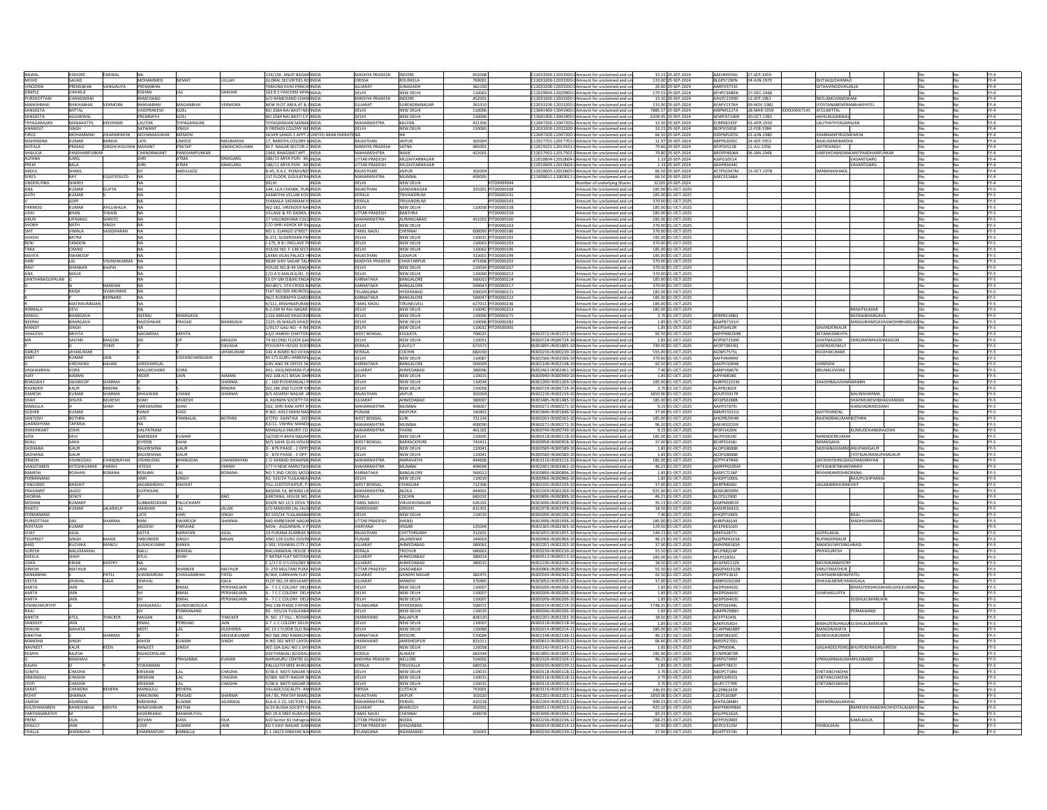| | | | | | | | | | | | | | | | | | | | | | | | | |
|---|---|---|---|---|---|---|---|---|---|---|---|---|---|---|---|---|---|---|---|---|---|---|---|---|
| NAWAL | KISHORE | PARWAL | NA | | | 133/156 ANUP NAGAR | INDIA | MADHYA PRADESH | INDORE | 452008 | | C12033500-12033500-0 | Amount for unclaimed and un | 33.25 | 29-SEP-2024 | AAEHN9936J | 27-SEP-1959 | | | | | No | No | FY-4 |
| MOHD | SAJJAD | | MOHAMMED | NEMAT | ULLAH | GLOBAL SECURITIES RO | INDIA | ORISSA | ROURKELA | 769001 | | C12033200-12033200-0 | Amount for unclaimed and un | 133.00 | 29-SEP-2024 | BLGPS7290N | 04-JUN-1979 | | ISHTIAQUEAHMAD | | | No | No | FY-4 |
| VINODRAI | PREMJIBHAI | VANSJALIYA | PREMJIBHAI | | | YAMUNA KUNJ PANCH | INDIA | GUJARAT | JUNAGADH | 362150 | | C12033200-12033200-0 | Amount for unclaimed and un | 26.60 | 29-SEP-2024 | AARPV9753C | | | GITHAVINODVASJALIA | | | No | No | FY-4 |
| DIMPLE | CHAWLA | | KISHAN | LAL | GAKHAR | 163 B 5 PASCHIM VIHA | INDIA | DELHI | NEW DELHI | 110063 | | C12029900-12029900-0 | Amount for unclaimed and un | 179.55 | 29-SEP-2024 | AFHPC3480N | 27-DEC-1968 | | | | | No | No | FY-4 |
| PURSHOTTAM | CHANDWANI | | RAMCHAND | | | S/O RAMCHAND CHAN | INDIA | MADHYA PRADESH | INDORE | 452001 | | C12033200-12033200-0 | Amount for unclaimed and un | 13.30 | 29-SEP-2024 | AAVPC2399D | 12-SEP-1961 | | NEELAMCHANDWANI | | | No | No | FY-4 |
| MANISHBHAI | BHIKHABHAI | VERMORA | BHIKHABHAI | MAGANBHAI | VERMORA | NEW PLOT AREA AT & | INDIA | GUJARAT | SURENDRANAGAR | 363310 | | C12033200-12033200-0 | Amount for unclaimed and un | 133.00 | 29-SEP-2024 | AFAPV1376H | 09-NOV-1982 | | JYOSTANABENPRANBHAIPATEL | | | No | No | FY-4 |
| SANGEETA | MITTAL | | VAIDPRAKESH | GOEL | | NO 2584 NAI BASTI NE | INDIA | DELHI | NEW DELHI | 110006 | | C13041400-13041400-0 | Amount for unclaimed and un | 7885.57 | 29-SEP-2024 | AIBPM5227A | 28-MAR-1959 | XXXXXXXX7145 | ATULMITTAL | | | No | No | FY-4 |
| SANGEETA | AGGARWAL | | PREMNATH | GOEL | | NO 2584 NAI BASTI S P | INDIA | DELHI | NEW DELHI | 110006 | | C13041400-13041400-0 | Amount for unclaimed and un | 6204.45 | 29-SEP-2024 | AEWPA7140R | 30-OCT-1961 | | AKHILAGGARWAL | | | No | No | FY-4 |
| THYAGARAJAN | MANAKATTIL | KRISHNAN | LALITHA | THYAGARAJAN | | THYAGARAJAN MANAK | INDIA | MAHARASHTRA | KALYAN | 421306 | | C12047200-12047200-0 | Amount for unclaimed and un | 13.30 | 29-SEP-2024 | ECBPK8335P | 02-APR-1950 | | LALITHATHYAGARAJAN | | | No | No | FY-4 |
| ANANDJIT | SINGH | | SATWANT | SINGH | | 9 FRIENDS COLONY WE | INDIA | DELHI | NEW DELHI | 110065 | | C12033200-12033200-0 | Amount for unclaimed and un | 33.25 | 29-SEP-2024 | BIOPS5581B | 12-FEB-1984 | | | | | No | No | FY-4 |
| FIROZ | MOHAMMAD | ZIKARMEMON | MOHAMMADJIKAR | MEMON | | SILVER SANDS 1 APPT 2 | UNITED ARAB EMIRATES | NA | | | | C12047200-12047200-0 | Amount for unclaimed and un | 66.50 | 29-SEP-2024 | DJDPM5205C | 01-JUN-1980 | | SHABNAMFIROZMEMON | | | No | No | FY-4 |
| MAHENDRA | KUMAR | BARDIA | LATE | UMEED | MALBARDIA | 17, BARDIYA COLONY N | INDIA | RAJASTHAN | JAIPUR | 302004 | | C12017701-12017701-0 | Amount for unclaimed and un | 11.97 | 29-SEP-2024 | ABPPB2005C | 24-SEP-1953 | | RAJKUMARIBARDIA | | | No | No | FY-4 |
| SHITALA | PRASAD | SINGHCHOUHAN | MAHANT | PRATAP | SINGHCHOUHAN | M.P. NAGAR SECTOR-2 | INDIA | MADHYA PRADESH | SATNA | 485001 | | C12019101-12019101-0 | Amount for unclaimed and un | 79.80 | 29-SEP-2024 | APJPS5512B | 12-JUL-1956 | | JAYTRISINGH | | | No | No | FY-4 |
| SHAILEJA | PANDHARPURKAR | | CHANDRAKANT | PANDHARPURKAR | | 1360, BHAGWAT APT., | INDIA | MAHARASHTRA | NASIK | 422001 | | C12017502-12017502-0 | Amount for unclaimed and un | 79.80 | 29-SEP-2024 | ARDPP4006A | 06-JAN-1948 | | UMESHCHANDRAKANTPANDHARPURKAR | | | No | No | FY-4 |
| ALPANA | GARG | | SHRI | ATMA | RAMGARG | 186/11 ARYA PURI MU | INDIA | UTTAR PRADESH | MUZAFFARNAGAR | | | C12010604-12010604-0 | Amount for unclaimed and un | 1.33 | 29-SEP-2024 | AJSPG1051A | | | VASANTGARG | | | No | No | FY-4 |
| PREM | BALA | | SHRI | ATMA | RAMGARG | 186/11 ARYA PURI MU | INDIA | UTTAR PRADESH | MUZAFFARNAGAR | | | C12010604-12010604-0 | Amount for unclaimed and un | 1.33 | 29-SEP-2024 | AKHPB5644C | | | VASANTGARG | | | No | No | FY-4 |
| ABDUL | SHAKIL | | SH | ABDULAZIZ | | B-45, R.A.C. ROADLINES | INDIA | RAJASTHAN | JAIPUR | 302004 | | C12010605-12010605-0 | Amount for unclaimed and un | 66.50 | 29-SEP-2024 | ACTPS0347M | 13-OCT-1978 | | RAFIANASHAKIL | | | No | No | FY-4 |
| SYKES | RAY | EQUITIESLTD | NA | | | 1ST FLOOR, DUDALNA | INDIA | MAHARASHTRA | MUMBAI | 400005 | | C11000011-11000011-0 | Amount for unclaimed and un | 66.50 | 29-SEP-2024 | AAECS5168A | | | | | | No | No | FY-4 |
| UNDERLYING | SHARES | | NA | | | DELHI | INDIA | DELHI | NEW DELHI | | PIT99999994 | | Number of underlying Shares | 32105 | 29-SEP-2024 | | | | | | | No | No | FY-4 |
| ANIL | KUMAR | GUPTA | NA | | | 544, LILA CHOWK, PUR | INDIA | RAJASTHAN | GANGANAGAR | 335001 | PIT00000108 | | Amount for unclaimed and un | 185.00 | 01-OCT-2025 | | | | | | | No | No | FY-5 |
| AJITH | KUMAR | V | NA | | | SAMATHA VELLAR KOV | INDIA | KERALA | TRIVANDRUM | | PIT00000141 | | Amount for unclaimed and un | 185.00 | 01-OCT-2025 | | | | | | | No | No | FY-5 |
| | GOPI | | NA | | | SYAMALA SADANAM K | INDIA | KERALA | TRIVANDRUM | | PIT00000143 | | Amount for unclaimed and un | 370.00 | 01-OCT-2025 | | | | | | | No | No | FY-5 |
| PARMOD | KUMAR | AHLUWALIA | NA | | | WZ-182, VIRENDER NA | INDIA | DELHI | NEW DELHI | 110058 | PIT00000158 | | Amount for unclaimed and un | 185.00 | 01-OCT-2025 | | | | | | | No | No | FY-5 |
| UDAI | BHAN | TIWARI | NA | | | VILLAGE & PO DADRA, | INDIA | UTTAR PRADESH | BANTHRA | | PIT00000159 | | Amount for unclaimed and un | 185.00 | 01-OCT-2025 | | | | | | | No | No | FY-5 |
| ARUN | UPASRAO | SHIROTE | NA | | | 17 VASUNDHARA COLO | INDIA | MAHARASHTRA | AURANGABAD | 431002 | PIT00000160 | | Amount for unclaimed and un | 185.00 | 01-OCT-2025 | | | | | | | No | No | FY-5 |
| SHOBH | NATH | SINGH | NA | | | C/O SHRI ASHOK KR SIN | INDIA | DELHI | NEW DELHI | | PIT00000163 | | Amount for unclaimed and un | 370.00 | 01-OCT-2025 | | | | | | | No | No | FY-5 |
| SMT | VIMALA | SASIDHARAN | NA | | | NO 1. ELANGO STREET | INDIA | TAMIL NADU | CHENNAI | 600093 | PIT00000186 | | Amount for unclaimed and un | 370.00 | 01-OCT-2025 | | | | | | | No | No | FY-5 |
| SHASHI | BATRA | | NA | | | B-371, SUDERSHAN PAR | INDIA | DELHI | NEW DELHI | 110015 | PIT00000192 | | Amount for unclaimed and un | 185.00 | 01-OCT-2025 | | | | | | | No | No | FY-5 |
| RENI | TANDON | | NA | | | J-175, R B I ENCLAVE PA | INDIA | DELHI | NEW DELHI | 110063 | PIT00000193 | | Amount for unclaimed and un | 370.00 | 01-OCT-2025 | | | | | | | No | No | FY-5 |
| TARA | CHAND | | NA | | | HOUSE NO. F-138 SECT | INDIA | DELHI | NEW DELHI | 110062 | PIT00000196 | | Amount for unclaimed and un | 185.00 | 01-OCT-2025 | | | | | | | No | No | FY-5 |
| MEHTA | SWAROOP | | NA | | | LAXMI VILAS PALACE H | INDIA | RAJASTHAN | UDAIPUR | 313001 | PIT00000199 | | Amount for unclaimed and un | 185.00 | 01-OCT-2025 | | | | | | | No | No | FY-5 |
| HARI | LAL | VISHWAKARMA | NA | | | NEAR SHIV SAGAR TAL | INDIA | MADHYA PRADESH | CHHATARPUR | 471606 | PIT00000202 | | Amount for unclaimed and un | 370.00 | 01-OCT-2025 | | | | | | | No | No | FY-5 |
| RAVI | SHANKAR | BAJPAI | NA | | | HOUSE NO.B-44 SANSA | INDIA | DELHI | NEW DELHI | 110034 | PIT00000207 | | Amount for unclaimed and un | 370.00 | 01-OCT-2025 | | | | | | | No | No | FY-5 |
| ANIL | MALIK | | NA | | | C/O A D MALIK 6/41, O | INDIA | DELHI | NEW DELHI | 110020 | PIT00000212 | | Amount for unclaimed and un | 370.00 | 01-OCT-2025 | | | | | | | No | No | FY-5 |
| SANTHANAGOPALAN | G | | NA | | | EX DY GM (E&M) ENGA | INDIA | KARNATAKA | BANGALORE | 560052 | PIT00000214 | | Amount for unclaimed and un | 185.00 | 01-OCT-2025 | | | | | | | No | No | FY-5 |
| D | | NANDAN | NA | | | NO.80/1, 5TH CROSS B | INDIA | KARNATAKA | BANGALORE | 560043 | PIT00000217 | | Amount for unclaimed and un | 370.00 | 01-OCT-2025 | | | | | | | No | No | FY-5 |
| | RAISA | SIVAKUMAR | NA | | | FLAT NO.503 ARUNODA | INDIA | TELANGANA | HYDERABAD | 500029 | PIT00000221 | | Amount for unclaimed and un | 185.00 | 01-OCT-2025 | | | | | | | No | No | FY-5 |
| R | | BERNARD | NA | | | 96/1 RUDRAPPA GARDE | INDIA | KARNATAKA | BANGALORE | 560047 | PIT00000222 | | Amount for unclaimed and un | 185.00 | 01-OCT-2025 | | | | | | | No | No | FY-5 |
| R | MATHAVARAJAN | | NA | | | 4/111, KRISHNAPURAM | INDIA | TAMIL NADU | TIRUNELVELI | 627011 | PIT00000236 | | Amount for unclaimed and un | 185.00 | 01-OCT-2025 | | | | | | | No | No | FY-5 |
| NIRMALA | DEVI | | NA | | | R-Z-290 M RAJ NAGAR | INDIA | DELHI | NEW DELHI | 110045 | PIT00000253 | | Amount for unclaimed and un | 185.00 | 01-OCT-2025 | | | | RANJITKUMAR | | | No | No | FY-5 |
| MANJU | BHARGAVA | | NEERAJ | BHARGAVA | | 2226 MASJID KHAZOO | INDIA | DELHI | NEW DELHI | 110006 | PIT00000275 | | Amount for unclaimed and un | 3.70 | 01-OCT-2025 | AFBPB2348Q | | | NEERAJBHARGAVA | | | No | No | FY-5 |
| NEERAJ | BHARGAVA | | RAJESHWAR | PRASAD | BHARGAVA | 2225-26 MASJID KHAZ | INDIA | DELHI | NEW DELHI | 110006 | PIT00000282 | | Amount for unclaimed and un | 1.85 | 01-OCT-2025 | AAAPB7191H | | | MANJUBHARGAVASAKSHIBHARGAVA | | | No | No | FY-5 |
| MANJIT | SINGH | | NA | | | 1/9157 GALI NO - 4 WE | INDIA | DELHI | NEW DELHI | 110032 | PIT09500005 | | Amount for unclaimed and un | 1.85 | 01-OCT-2025 | ALEPS6410R | | | DAVINDERKAUR | | | No | No | FY-5 |
| SHAILESH | MEHTA | | NAGARDAS | MEHTA | | 63/2 HARISH CHATTER | INDIA | WEST BENGAL | KOLKATA | 700025 | | IN301372-IN301372-10 | Amount for unclaimed and un | 92.50 | 01-OCT-2025 | AMYPM8294N | | | KETANASMEHTA | | | No | No | FY-5 |
| MR | SACHIN | MAGON | SRI | OP | MAGON | 74 SECOND FLOOR GAG | INDIA | DELHI | NEW DELHI | 110051 | | IN300724-IN300724-10 | Amount for unclaimed and un | 1.85 | 01-OCT-2025 | AIYPM7150M | | | VIJAYMAGON | SHRIOMPARKASHMAGON | | No | No | FY-5 |
| | D | TOMY | | | DAVASIA | POUVATH HOUSE KOD | INDIA | KERALA | CALICUT | 673573 | | IN301895-IN301895-10 | Amount for unclaimed and un | 740.00 | 01-OCT-2025 | AFOPT0659Q | | | JOSENSHDWLLY | | | No | No | FY-5 |
| DARLEY | JAYAKUMAR | | K | | JAYAKUMAR | 342 A WARD NO VII KA | INDIA | KERALA | COCHIN | 682030 | | IN300239-IN300239-10 | Amount for unclaimed and un | 555.00 | 01-OCT-2025 | AGNPJ7575L | | | KVJAYAKUMAR | | | No | No | FY-5 |
| AMIT | KUMAR | JAIN | S | OGYANCHANDJAIN | | M-175 GURU HARKISH | INDIA | DELHI | NEW DELHI | 110087 | | IN302566-IN302566-10 | Amount for unclaimed and un | 370.00 | 01-OCT-2025 | AAFPJ4049M | | | | | | No | No | FY-5 |
| G | VIRCHAND | NAHAR | GIRIDHARILAL | | | GRV AND PK OFFICE NO | INDIA | KARNATAKA | BANGALORE | 560009 | | IN302148-IN302148-10 | Amount for unclaimed and un | 92.50 | 01-OCT-2025 | AAGPV3044B | | | VHARSHA | | | No | No | FY-5 |
| VAGHAJIBHAI | VORA | | MALUKCHAND | VORA | | 401- VASUNDHARA FLA | INDIA | GUJARAT | AHMEDABAD | 380058 | | IN302461-IN302461-10 | Amount for unclaimed and un | 7.40 | 01-OCT-2025 | AANPV6667K | | | KRUNALVVORA | | | No | No | FY-5 |
| AJAY | AJMANI | | INDER | SAIN | AJMANI | WZ-108-A/1 BASAI DAR | INDIA | DELHI | NEW DELHI | 110015 | | IN300940-IN300940-10 | Amount for unclaimed and un | 1.85 | 01-OCT-2025 | AJPPA0606E | | | | | | No | No | FY-5 |
| BHAGWAT | SWAROOP | SHARMA | B | | SHARMA | C - 160 PUSHPANJALI E | INDIA | DELHI | NEW DELHI | 110034 | | IN301209-IN301209-10 | Amount for unclaimed and un | 185.00 | 01-OCT-2025 | AHRPS5221M | | | SHASHIBALASHARMANRN | | | No | No | FY-5 |
| RAJINDER | KAUR | BINDRA | G | | BINDRA | WZ,146 2ND FLOOR VIR | INDIA | DELHI | NEW DELHI | 110018 | | IN300724-IN300724-10 | Amount for unclaimed and un | 3.70 | 01-OCT-2025 | ALRPB1810F | | | | | | No | No | FY-5 |
| RAMESH | KUMAR | SHARMA | BHAGWAN | CHAND | SHARMA | B/5 ADARSH NAGAR JA | INDIA | RAJASTHAN | JAIPUR | 302004 | | IN302236-IN302236-10 | Amount for unclaimed and un | 1850.00 | 01-OCT-2025 | ADUPS5917R | | | NALINISHARMA | | | No | No | FY-5 |
| SHAH | SHILPA | MUKESH | SHAH | MUKESH | | 4, ASHWIN SOCIETY FA | INDIA | GUJARAT | AHMEDABAD | 380007 | | IN301485-IN301485-10 | Amount for unclaimed and un | 185.00 | 01-OCT-2025 | AFQPS0288B | | | SHAHMUKESHBHAGVANDAS | | | No | No | FY-5 |
| MANJULA | | SHAH | HARSHADRAI | SHAH | | 502, SHRI RAM APRT 94 | INDIA | MAHARASHTRA | MUMBAI | 400067 | | IN300271-IN300271-10 | Amount for unclaimed and un | 9.25 | 01-OCT-2025 | AAHPS7079J | | | HARSHADRAIDSHAH | | | No | No | FY-5 |
| SUDHIR | KUMAR | | RAMJI | DASS | | H.NO.-4352 SHAM NAG | INDIA | PUNJAB | RAJPURA | 140401 | | IN301846-IN301846-10 | Amount for unclaimed and un | 37.00 | 01-OCT-2025 | ABMPJ3321Q | | | GAYTRIJINDAL | | | No | No | FY-5 |
| SANTOSH | BOTHRA | | LATE | PANNALAL | BOTHRA | AT/PO- SAINTHIA DIST | INDIA | WEST BENGAL | SURI | 731234 | | IN300263-IN300263-10 | Amount for unclaimed and un | 185.00 | 01-OCT-2025 | AHOPB2954R | | | RAJENDRAKUMARBOTHRA | | | No | No | FY-5 |
| GHANSHYAM | TAPARIA | | NA | | | K2/11, VISHNU MANDI | INDIA | MAHARASHTRA | MUMBAI | 400090 | | IN300271-IN300271-10 | Amount for unclaimed and un | 96.20 | 01-OCT-2025 | AAEHG0255K | | | | | | No | No | FY-5 |
| SHASHIKANT | JOSHI | | DALPATRAM | | | MANGALA SMURTI CO | INDIA | MAHARASHTRA | THANE | 401101 | | IN300749-IN300749-10 | Amount for unclaimed and un | 9.25 | 01-OCT-2025 | AFSPJ1426N | | | KUMUDCHANDRAJOSHI | | | No | No | FY-5 |
| GITA | DEVI | | NARINDER | KUMAR | | 16/590 H BAPA NAGAR | INDIA | DELHI | NEW DELHI | 110005 | | IN300118-IN300118-11 | Amount for unclaimed and un | 185.00 | 01-OCT-2025 | AKJPD3424C | | | NARINDERKUMAR | | | No | No | FY-5 |
| BIJALI | SAHA | | JOYDEB | SAHA | | M/S SAHA GLAS HOUSE | INDIA | WEST BENGAL | BARRACKPORE | 743411 | | IN300958-IN300958-10 | Amount for unclaimed and un | 37.00 | 01-OCT-2025 | BCHPS5418J | | | NEMAISAHA | | | No | No | FY-5 |
| SADHANA | GAUR | | BALKRISHNA | GAUR | | D - 879 PHASE - 2 OPPO | INDIA | DELHI | NEW DELHI | 110041 | | IN300589-IN300589-10 | Amount for unclaimed and un | 1.85 | 01-OCT-2025 | ALOPG8088K | | | SADHANASHARMANUPAMGAUR | | | No | No | FY-5 |
| SADHANA | GAUR | | BALKRISHNA | GAUR | | D - 879 PHASE - II OPP | INDIA | DELHI | NEW DELHI | 110041 | | IN300589-IN300589-10 | Amount for unclaimed and un | 1.85 | 01-OCT-2025 | ALOPG8088K | | | JYOTIGAURANUPAMGAUR | | | No | No | FY-5 |
| DINESH | VISHNUDAS | CHANDRAYAN | VISHNUDAS | BHANUDAS | CHANDRAYAN | C O SHARAD DHAMNIK | INDIA | MAHARASHTRA | AMRAVATHI | 444606 | | IN303116-IN303116-10 | Amount for unclaimed and un | 185.00 | 01-OCT-2025 | ADTPC4784D | | | SATISHVISHNUDASCHANDRAYAN | | | No | No | FY-5 |
| SANGITABEN | HITESHKUMAR | PARIKH | HITESH | | PARIKH | 177 H NEW AMRUTWA | INDIA | MAHARASHTRA | MUMBAI | 400004 | | IN302461-IN302461-10 | Amount for unclaimed and un | 46.25 | 01-OCT-2025 | AMRPP0295M | | | HITESHKIRTIBHAIPARIKH | | | No | No | FY-5 |
| RAMESH | ROSHAN | BORANA | ROSHAN | LAL | BORANA | NO 5 2ND CROSS MODI | INDIA | KARNATAKA | BANGALORE | 560022 | | IN300896-IN300896-10 | Amount for unclaimed and un | 1.85 | 01-OCT-2025 | AASPC7136P | | | REKHARAMESHBORANA | | | No | No | FY-5 |
| PERMANAND | | | HARI | SINGH | | RZ-535/24 TUGLAKABA | INDIA | DELHI | NEW DELHI | 110019 | | IN300966-IN300966-10 | Amount for unclaimed and un | 1.85 | 01-OCT-2025 | AHQPP1000L | | | RAJUPUSHPARANI | | | No | No | FY-5 |
| TANUSREE | RAKSHIT | | JAGABANDHU | RAKSHIT | | VILL-CHOTOTAJPUR, P | INDIA | WEST BENGAL | CHINSURA | 712306 | | IN302105-IN302105-10 | Amount for unclaimed and un | 37.00 | 01-OCT-2025 | AKRPR4060J | | | JAGABANDHURAKSHIT | | | No | No | FY-5 |
| PRASHANT | JAJOO | | GOPIKISAN | | | BASERA-54, BEHIND LR | INDIA | MAHARASHTRA | AKOLA | 444001 | | IN302269-IN302269-10 | Amount for unclaimed and un | 925.00 | 01-OCT-2025 | ADSPJ8039M | | | | | | No | No | FY-5 |
| SHOBHA | SENOY | | R | | RAO | KARTHIKA, HOUSE NO | INDIA | KERALA | COCHIN | 682012 | | IN300896-IN300896-10 | Amount for unclaimed and un | 46.25 | 01-OCT-2025 | BLCPS1390D | | | | | | No | No | FY-5 |
| MOHAN | KUMARP | | SUBBAREDDIAR | PALUCHAMY | | DOOR NO 12/1 DEVA T | INDIA | TAMIL NADU | VIRUDHUNAGAR | 626101 | | IN301696-IN301696-10 | Amount for unclaimed and un | 35.15 | 01-OCT-2025 | AIMPM9853F | | | | | | No | No | FY-5 |
| RAJEEV | KUMAR | JALANHUF | MAKHAN | LAL | JALAN | S/O MAKHAN LAL JALA | INDIA | JHARKHAND | GIRIDIH | 815301 | | IN302978-IN302978-10 | Amount for unclaimed and un | 18.50 | 01-OCT-2025 | AASHR3681Q | | | | | | No | No | FY-5 |
| PERMANAND | | | LATE | HARI | SINGH | RZ 535/24 TUGLAKABA | INDIA | DELHI | NEW DELHI | 110019 | | IN300206-IN300206-10 | Amount for unclaimed and un | 7.40 | 01-OCT-2025 | AHQPP1000L | | | RAJU | | | No | No | FY-5 |
| PURSOTTAM | DAS | SHARMA | RAM | SWAROOP | SHARMA | 460 AMBEDKAR NAGA | INDIA | UTTAR PRADESH | JHANSI | | | IN301696-IN301696-10 | Amount for unclaimed and un | 185.00 | 01-OCT-2025 | AHBPS4614E | | | MADHUSHARMA | | | No | No | FY-5 |
| ROHTASH | KUMAR | | JAGDISH | PARSHAD | | MOH.- AGGARWAL V.P | INDIA | HARYANA | HISSAR | 125004 | | IN302365-IN302365-10 | Amount for unclaimed and un | 129.50 | 01-OCT-2025 | ACEPK8102D | | | | | | No | No | FY-5 |
| VIJAY | AGAL | | SATYA | NARAYAN | AGAL | 19 PURANA KUMBHA N | INDIA | RAJASTHAN | CHITTORGARH | 312601 | | IN301055-IN301055-10 | Amount for unclaimed and un | 146.15 | 01-OCT-2025 | ABKPA2877J | | | GOPALAGAL | | | No | No | FY-5 |
| TEGPREET | SINGH | MAAN | HARJINDER | SINGH | MAAN | HNO 128 GURU GOVIN | INDIA | PUNJAB | JALANDHAR | 144003 | | IN300966-IN300966-10 | Amount for unclaimed and un | 46.25 | 01-OCT-2025 | AQEPM4163A | | | RUPINDERKAUR | | | No | No | FY-5 |
| BAID | RUCHIKA | MANOJ | SUSHILKUMAR | RANKA | | J-503, VISHWAS CITY-2 | INDIA | GUJARAT | AHMEDABAD | 380061 | | IN302201-IN302201-10 | Amount for unclaimed and un | 37.00 | 01-OCT-2025 | AMHPB6583A | | | MANOJVIJAYSINGHBAID | | | No | No | FY-5 |
| SURESH | NALUMAKKAL | | NALU | MAKKAL | | NALUMAKKAL HOUSE P | INDIA | KERALA | TRICHUR | 680663 | | IN300239-IN300239-10 | Amount for unclaimed and un | 55.50 | 01-OCT-2025 | AFLPN8224P | | | PRIYASURESH | | | No | No | FY-5 |
| SHEELA | SHAH | | ATUL | SHAH | | 5 RATNA FLAT MOTINA | INDIA | GUJARAT | AHMEDABAD | 380013 | | IN300513-IN300513-10 | Amount for unclaimed and un | 185.00 | 01-OCT-2025 | BFLPS1835J | | | | | | No | No | FY-5 |
| USHA | KIRAN | MISTRY | NA | | | C 1/17 D O S COLONY N | INDIA | GUJARAT | AHMEDABAD | 380015 | | IN302236-IN302236-10 | Amount for unclaimed and un | 18.50 | 01-OCT-2025 | ACAPM2132K | | | RAVIKIRANMISTRY | | | No | No | FY-5 |
| DINESH | MATHUR | | UMA | SHANKER | MATHUR | D- 259 MULTANI PURA | INDIA | UTTAR PRADESH | GHAZIABAD | | | IN300966-IN300966-10 | Amount for unclaimed and un | 55.50 | 01-OCT-2025 | ABQPM3532N | | | SHRUTIMATHUR | | | No | No | FY-5 |
| SANKABHAI | S | PATEL | SHANKARDAS | CHHAGANBHAI | PATEL | B/304, DARSHAN FLAT | INDIA | GUJARAT | GANDHI NAGAR | 382475 | | IN300343-IN300343-10 | Amount for unclaimed and un | 92.50 | 01-OCT-2025 | AOPPP2361E | | | VIJAYSANKABHAIPATEL | | | No | No | FY-5 |
| GEETA | DHAVAL | GALA | DHAVAL | N | GALA | PLOT NO-29 NEELKANT | INDIA | GUJARAT | MANDVI | 370465 | | IN303052-IN303052-10 | Amount for unclaimed and un | 37.00 | 01-OCT-2025 | ANBPG0022M | | | DHAVALNEMCHANDGALA | | | No | No | FY-5 |
| AMITA | JAIN | | SH | BIMAL | PERSHADJAIN | A - 7 C C COLONY DELH | INDIA | DELHI | NEW DELHI | 110007 | | IN300206-IN300206-10 | Amount for unclaimed and un | 1.85 | 01-OCT-2025 | AKDPG6463C | | | BIMALPERSHADJAINSUSHILKUMARJAIN | | | No | No | FY-5 |
| AMITA | JAIN | | SH | BIMAL | PERSHADJAIN | A - 7 C C COLONY DELH | INDIA | DELHI | NEW DELHI | 110007 | | IN300206-IN300206-10 | Amount for unclaimed and un | 1.85 | 01-OCT-2025 | AKDPG6463C | | | SUNEHAGUPTA | | | No | No | FY-5 |
| AMITA | JAIN | | SH | BIMAL | PERSHADJAIN | A - 7 C C COLONY DELH | INDIA | DELHI | NEW DELHI | 110007 | | IN300206-IN300206-10 | Amount for unclaimed and un | 1.85 | 01-OCT-2025 | AKDPG6463C | | | SUSHILKUMARJAIN | | | No | No | FY-5 |
| VISHNUMURTHY | G | | GANGARAJU | GUNDUBOGULA | | HIG 138 PHASE II KPHB | INDIA | TELANGANA | HYDERABAD | 500072 | | IN300214-IN300214-10 | Amount for unclaimed and un | 1748.25 | 01-OCT-2025 | AEPPG6548L | | | | | | No | No | FY-5 |
| RAJU | | | SH | PERMANAND | | RZ - 535/24 TUGLEKAB | INDIA | DELHI | NEW DELHI | 110019 | | IN300206-IN300206-10 | Amount for unclaimed and un | 1.85 | 01-OCT-2025 | AJMPR2980H | | | PERMANAND | | | No | No | FY-5 |
| ANKITA | ATUL | THACKER | MAGAN | LAL | THACKER | H. NO. 17 VILL - ROHAR | INDIA | JHARKHAND | BALIAPUR | 828120 | | IN302201-IN302201-10 | Amount for unclaimed and un | 18.50 | 01-OCT-2025 | ACFPT4149L | | | | | | No | No | FY-5 |
| SANDEEP | JAIN | | BIMAL | PERSHAD | JAIN | A 7 C C COLONY DELHI | INDIA | DELHI | NEW DELHI | 110007 | | IN300118-IN300118-11 | Amount for unclaimed and un | 1.85 | 01-OCT-2025 | AAKPJ3581H | | | BIMALPERSHADJAISUSHILKUMARJAIN | | | No | No | FY-5 |
| SHALINI | NAHATA | | MOTI | LAL | DUDHERIA | 4C 13 2 FLOOR OLD RA | INDIA | DELHI | NEW DELHI | 110060 | | IN300214-IN300214-11 | Amount for unclaimed and un | 185.00 | 01-OCT-2025 | ACWPN8288P | | | MANOJNAHATA | | | No | No | FY-5 |
| ANKITHA | | SHARMA | B | | AKSHAJKUMAR | NO 566 2ND RAMACHA | INDIA | KARNATAKA | MYSORE | 570004 | | IN302148-IN302148-10 | Amount for unclaimed and un | 46.25 | 01-OCT-2025 | CGNPS8160C | | | BVAKSHAJKUMAR | | | No | No | FY-5 |
| MANISHA | SINGH | | ASHOK | KUMAR | SINGH | H NO 202 WEST LAYOU | INDIA | JHARKHAND | JAMSHEDPUR | 831011 | | IN300610-IN300610-11 | Amount for unclaimed and un | 66.60 | 01-OCT-2025 | BMSPS2702L | | | | | | No | No | FY-5 |
| NAVNEET | KAUR | REEN | RANJEET | SINGH | | WZ-10A GALI NO 1 SHN | INDIA | DELHI | NEW DELHI | 110058 | | IN301143-IN301143-11 | Amount for unclaimed and un | 1.85 | 01-OCT-2025 | AIZPR6004L | | | GAGANDEEPSING BHUPENDRASINGHREEN | | | No | No | FY-5 |
| REMYA | RAJESH | | RAJAGOPALAN | | | GEETHANJALI KODDAL | INDIA | KERALA | ALWAYE | 683544 | | IN301895-IN301895-11 | Amount for unclaimed and un | 185.00 | 01-OCT-2025 | CCNPR0879R | | | | | | No | No | FY-5 |
| G | MADHAVI | | | PRASANNA | KUMAR | NARUKURU CENTRE GU | INDIA | ANDHRA PRADESH | NELLORE | 524002 | | IN302324-IN302324-11 | Amount for unclaimed and un | 46.25 | 01-OCT-2025 | BTRPG7949F | | | VPRASANNAKUMARHUSBAND | | | No | No | FY-5 |
| RAJAN | | | YOHANNAN | | | PALLILETH SREE BHAVA | INDIA | KERALA | TIRUVALLA | 689541 | | IN300239-IN300239-11 | Amount for unclaimed and un | 1.85 | 01-OCT-2025 | AARPY7867J | | | | | | No | No | FY-5 |
| SUNITA | CHADHA | | KRISHAN | LAL | CHADHA | 9/38A MOTI NAGAR N | INDIA | DELHI | NEW DELHI | 110015 | | IN300118-IN300118-11 | Amount for unclaimed and un | 3.70 | 01-OCT-2025 | ABOPC7184J | | | CHETANCHADHA | | | No | No | FY-5 |
| HIMANSHU | CHADHA | | KRISHAN | LAL | CHADHA | 9/38A MOTI NAGAR N | INDIA | DELHI | NEW DELHI | 110015 | | IN300118-IN300118-11 | Amount for unclaimed and un | 3.70 | 01-OCT-2025 | AIRPC6491Q | | | CHETANCHADHA | | | No | No | FY-5 |
| JYOTI | CHADHA | | KRISHAN | LAL | CHADHA | 9/38 A MOTI NAGAR N | INDIA | DELHI | NEW DELHI | 110015 | | IN300118-IN300118-11 | Amount for unclaimed and un | 3.70 | 01-OCT-2025 | AIUPC7770R | | | CHETANCHADHA | | | No | No | FY-5 |
| SARAT | CHANDRA | BEHERA | MANGULU | BEHERA | | VILLAGE/LOCALITY- AM | INDIA | ORISSA | CUTTACK | 753001 | | IN303116-IN303116-11 | Amount for unclaimed and un | 246.05 | 01-OCT-2025 | ACZPB6243R | | | | | | No | No | FY-5 |
| ROHIT | SHARMA | | HANUMAN | PRASAD | SHARMA | 94 / 85, PRATAP MARG | INDIA | RAJASTHAN | JAIPUR | 302020 | | IN302201-IN302201-11 | Amount for unclaimed and un | 1850.00 | 01-OCT-2025 | CZCPS1600P | | | | | | No | No | FY-5 |
| UMESH | AGARWAL | | BIRENDRA | KUMAR | AGARWAL | KL6-A-2-15, SECTOR-3, | INDIA | MAHARASHTRA | PANVEL | 410210 | | IN302269-IN302269-11 | Amount for unclaimed and un | 490.25 | 01-OCT-2025 | AFKPA2848H | | | BIRENDRAAGARWAL | | | No | No | FY-5 |
| KHUSHMANBEN | RAMESHBHAI | MEHTA | RAMESHBHAI | METHA | | A/19 BUSSA SOCIETY N | INDIA | GUJARAT | BHARUCH | 392001 | | IN300513-IN300513-11 | Amount for unclaimed and un | 425.50 | 01-OCT-2025 | ANFPM0998M | | | SURESHCHANDRACHHOTALALMEHTA | | | No | No | FY-5 |
| PARTHASARATHY | M | | KADERKARAI | MANIMUTHU | | NO 29 A SREE KUMUDI | INDIA | TAMIL NADU | CHENNAI | 600078 | | IN301696-IN301696-11 | Amount for unclaimed and un | 83.25 | 01-OCT-2025 | ALQPP6262A | | | | | | No | No | FY-5 |
| PREM | DUA | | JEEVAN | DASS | DUA | B10 Sector 61 Indrapra | INDIA | UTTAR PRADESH | NOIDA | | | IN302236-IN302236-12 | Amount for unclaimed and un | 268.25 | 01-OCT-2025 | AEPPD5000E | | | KAMLADUA | | | No | No | FY-5 |
| SHAILLY | JAIN | | LOVE | KUMAR | JAIN | KD 5 KAVI NAGAR GHA | INDIA | UTTAR PRADESH | GHAZIABAD | | | IN300214-IN300214-12 | Amount for unclaimed and un | 92.50 | 01-OCT-2025 | AEJPJ2312M | | | PANKAJJAIN | | | No | No | FY-5 |
| THALLA | SHARADHA | | DHARMAPURI | AMBALLA | | 1.1.182/3 VINAYAK NA | INDIA | TELANGANA | NIZAMABAD | 503001 | | IN300239-IN300239-12 | Amount for unclaimed and un | 37.00 | 01-OCT-2025 | AGXPT5578L | | | | | | No | No | FY-5 |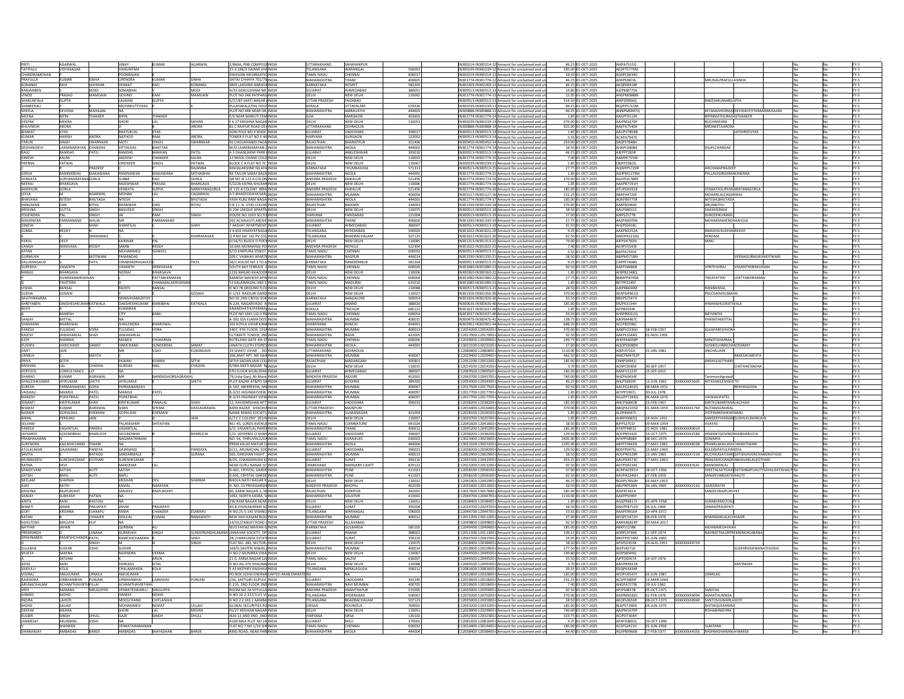| | | | | | | | | | | | | | | | | | | | | | | |
|---|---|---|---|---|---|---|---|---|---|---|---|---|---|---|---|---|---|---|---|---|---|---|
| PRITI | AGARWAL | | VINAY | KUMAR | AGARWAL | 2/846A, PNB COMPOUI | INDIA | UTTARAKHAND | SAHARANPUR | | IN300214-IN300214-12 | Amount for unclaimed and un | 46.25 | 01-OCT-2025 | AIKPA7315G | | | | | No | No | FY-5 |
| TATIPALLI | VIDYASAGAR | | VAIKUNTAM | | | 15.4.198/3 SWAMI VIV | INDIA | TELANGANA | WARANGAL | 506002 | IN300239-IN300239-12 | Amount for unclaimed and un | 185.00 | 01-OCT-2025 | AEDPT5770M | | | | | No | No | FY-5 |
| CHANDRAMOHAN | P | | POONRAJAN | | | ENVISION INFORMATIC | INDIA | TAMIL NADU | CHENNAI | 600017 | IN300214-IN300214-12 | Amount for unclaimed and un | 18.50 | 01-OCT-2025 | AGXPC6034G | | | | | No | No | FY-5 |
| PRAFULLA | KUMAR | SINHA | UPENDRA | KUMAR | SINHA | SHITAI CHHAYA 701/7 | INDIA | MAHARASHTRA | THANE | 400605 | IN301774-IN301774-12 | Amount for unclaimed and un | 46.25 | 01-OCT-2025 | ADXPS9874L | | | MRUNALPRAFULLASINHA | | No | No | FY-5 |
| KONANGI | RAVI | SHEKHAR | VENKAT | RAO | KONANGI | SREE LAKSHMI NARAYA | INDIA | KARNATAKA | HOSPET | 583201 | IN302269-IN302269-13 | Amount for unclaimed and un | 46.25 | 01-OCT-2025 | AKQPK8318P | | | | | No | No | FY-5 |
| RANJANBEN | S | MODI | SOMABHAI | | | H/55 GOKULDHAM NR | INDIA | GUJARAT | AHMEDABAD | 380051 | IN300513-IN300513-13 | Amount for unclaimed and un | 14.80 | 01-OCT-2025 | AIZPM8775A | | | | | No | No | FY-5 |
| VINOD | PRASAD | MAMGAIN | GOVIND | RAM | MAMGAIN | PLOT NO 248 PATPARG | INDIA | DELHI | NEW DELHI | 110092 | IN301774-IN301774-13 | Amount for unclaimed and un | 12.95 | 01-OCT-2025 | ANSPM0888R | | | | | No | No | FY-5 |
| SHAKUNTALA | GUPTA | | LALMAN | GUPTA | | 5/17/87 SAKTI NAGAR | INDIA | UTTAR PRADESH | FAIZABAD | | IN300513-IN300513-13 | Amount for unclaimed and un | 314.50 | 01-OCT-2025 | AIKPG9096Q | | | RAKESHKUMARGUPTA | | No | No | FY-5 |
| SHABEERALI | P | | MOYINKUTTYHAJI | P | K | PULAYAKALATHIL HOUS | INDIA | KERALA | OTTAPALAM | 679326 | IN300239-IN300239-13 | Amount for unclaimed and un | 46.25 | 01-OCT-2025 | BQZPP5713M | | | | | No | No | FY-5 |
| SHEELA | DEVIDAS | MAHAJAN | NA | | | PLOT NO 44B NEAR DR | INDIA | MAHARASHTRA | AMRAVATHI | 444603 | IN300888-IN300888-13 | Amount for unclaimed and un | 46.25 | 01-OCT-2025 | ANNPM6997Q | | | KETANASHOKMAHDEVIDASTOTARAMMAHAJAN | | No | No | FY-5 |
| MEENA | BIPIN | THAKKER | BIPIN | THAKKER | | F/6 NEAR MARUTI TEM | INDIA | GOA | MARGAON | 403601 | IN301774-IN301774-14 | Amount for unclaimed and un | 1.85 | 01-OCT-2025 | AAGPT9113K | | | BIPINMATHURADASTHAKKER | | No | No | FY-5 |
| DEEPAK | MEHRA | | SHORI | LAL | MEHRA | F 6 27 KRISHNA NAGAR | INDIA | DELHI | NEW DELHI | 110051 | IN300239-IN300239-14 | Amount for unclaimed and un | 370.00 | 01-OCT-2025 | AAJPM1670P | | | RUCHIMEHRA | | No | No | FY-5 |
| BHUVNESH | ARORA | | D | B | ARORA | 81 C RAJPUR ROAD DEH | INDIA | UTTARAKHAND | DEHRADUN | | IN300888-IN300888-14 | Amount for unclaimed and un | 925.00 | 01-OCT-2025 | AAEPA7540H | | | MRSNEETAARORA | | No | No | FY-5 |
| BHARAT | VYAS | | BHATUKLAL | VYAS | | SONI POLE NO 4 WADI | INDIA | GUJARAT | VADODARA | 390017 | IN300513-IN300513-14 | Amount for unclaimed and un | 1.85 | 01-OCT-2025 | AAUPV7858B | | | JAYSHREEVYAS | | No | No | FY-5 |
| KUMAR | HARISH | ARORA | NATHOO | RAM | ARORA | TOWER E FLAT NO E 40 | INDIA | HARYANA | GURGAON | 122002 | IN300513-IN300513-14 | Amount for unclaimed and un | 5.55 | 01-OCT-2025 | ACAPA7947E | | | | | No | No | FY-5 |
| TARUN | SINGH | SWARNKAR | MOTI | SINGH | SWARNKAR | 50 CHOUKHANDI PADA | INDIA | RAJASTHAN | BHARATPUR | 321406 | IN300450-IN300450-14 | Amount for unclaimed and un | 259.00 | 01-OCT-2025 | DASPS7848H | | | | | No | No | FY-5 |
| MOHANIDEVI | LAXMINARAYAN | CHANDAK | VITTALDAS | BHATTAD | | W/O LAXMINARAYAN C | INDIA | MAHARASHTRA | AKOLA | 444002 | IN301774-IN301774-14 | Amount for unclaimed and un | 18.50 | 01-OCT-2025 | AHAPC6808K | | | DILIPLCHANDAK | | No | No | FY-5 |
| RAJU | RAMDAS | PATEL | RAMDAS | MAKKAN | PATEL | A 3 DHANLAXMI PARK | INDIA | GUJARAT | ANKLESHWAR | 393010 | IN300513-IN300513-14 | Amount for unclaimed and un | 46.25 | 01-OCT-2025 | AJEPP7785R | | | | | No | No | FY-5 |
| DINESH | KALRA | | JAGDISH | CHANDER | KALRA | 12 MOOL CHAND COLO | INDIA | DELHI | NEW DELHI | 110033 | IN301774-IN301774-15 | Amount for unclaimed and un | 7.40 | 01-OCT-2025 | AAMPK7559E | | | | | No | No | FY-5 |
| PRERNA | PATWAL | | VIRENDER | SINGH | PATWAL | BLOCK C A FLAT NO 7C | INDIA | DELHI | NEW DELHI | 110067 | IN300239-IN300239-15 | Amount for unclaimed and un | 1.85 | 01-OCT-2025 | CBJPP2582G | | | | | No | No | FY-5 |
| C | | PRADEEP | C | | RAJANNA | MAHALAKSHMI NILAYA | INDIA | KARNATAKA | THUMBASOGE | 571313 | IN300513-IN300513-15 | Amount for unclaimed and un | 27.75 | 01-OCT-2025 | AQWPP5729R | | | ARCHANAPRADEEP | | No | No | FY-5 |
| GIRISH | RAMNIKBHAI | MAKAWANA | RAMNIKBHAI | MAKAWANA | MITHABHAI | R4 TAILOR SABAT BAZA | INDIA | MAHARASHTRA | AKOLA | 444001 | IN301774-IN301774-15 | Amount for unclaimed and un | 1.85 | 01-OCT-2025 | ASHPM1179M | | | PALLAVIGIRISHMAKAWANA | | No | No | FY-5 |
| VENKATA | SURYANARAYANA | GORLA | SUBBA | RAO | GORLA | QR NO JE 123 A COLON | INDIA | ANDHRA PRADESH | KAIKALUR | 521456 | IN301774-IN301774-16 | Amount for unclaimed and un | 370.00 | 01-OCT-2025 | AGOPG5788R | | | | | No | No | FY-5 |
| NEERAJ | BHARGAVA | | RAJESHWAR | PRASAD | BHARGAVA | 5/2226 KATRA KHUSHA | INDIA | DELHI | NEW DELHI | 110006 | IN301774-IN301774-16 | Amount for unclaimed and un | 1.85 | 01-OCT-2025 | AAAPB7191H | | | | | No | No | FY-5 |
| MADHURI | GORLA | | VENKATA | SURYA | NARAYANAGORLA | JE 125 A COLONY IBRA | INDIA | ANDHRA PRADESH | KAIKALUR | 521456 | IN301774-IN301774-16 | Amount for unclaimed and un | 185.00 | 01-OCT-2025 | ATUPG0561B | | | VENKATASURYANARAYANAGORLA | | No | No | FY-5 |
| LEELA | M | AGARWAL | MOHAN | LAL | CAGARWAL | A 5 BHAGYODAYA SAR | INDIA | MAHARASHTRA | MUMBAI | 400056 | IN301127-IN301127-16 | Amount for unclaimed and un | 231.25 | 01-OCT-2025 | ABAPA4720E | | | MOHANLALCAGARWAL | | No | No | FY-5 |
| BHAVANA | NITESH | BHUTADA | NITESH | | BHUTADA | YASH KUNJ RAM NAGA | INDIA | MAHARASHTRA | AKOLA | 444001 | IN301774-IN301774-17 | Amount for unclaimed and un | 185.00 | 01-OCT-2025 | ADXPB9775R | | | NITESHLBHUTADA | | No | No | FY-5 |
| HANUMAN | DAN | BITHU | BHANWAR | DAN | BITHU | II B.1.1 N. VYAS COLON | INDIA | RAJASTHAN | BIKANER | 334003 | IN301330-IN301330-18 | Amount for unclaimed and un | 370.00 | 01-OCT-2025 | AARPB3466C | | | ARUNBITHU | | No | No | FY-5 |
| KRISHNA | DUTTA | SINGH | BASUDEO | SINGH | | D 204 UNIQUE APARTM | INDIA | DELHI | NEW DELHI | 110075 | IN300513-IN300513-19 | Amount for unclaimed and un | 18.50 | 01-OCT-2025 | AALPS9651G | | | SHASHISINGH | | No | No | FY-5 |
| YOGENDRA | PAL | SINGH | JAI | RAM | SINGH | HOUSE NO 326 3 SECTO | INDIA | HARYANA | FARIDABAD | 121004 | IN300513-IN300513-19 | Amount for unclaimed and un | 37.00 | 01-OCT-2025 | AIBPS2577B | | | SUBODHKUMARI | | No | No | FY-5 |
| MAHENDRA | PARMANAND | AHUJA | MR | PARMANAND | | 202 ACHALKUTI ABOVE | INDIA | MAHARASHTRA | THANE | 400602 | IN301330-IN301330-19 | Amount for unclaimed and un | 27.75 | 01-OCT-2025 | AAZPA9079N | | | MOHAKMAHENDRAAHUJA | | No | No | FY-5 |
| DINESH | H | SHAH | SHANTILAL | | SHAH | 7 AKSHAT APARTMENT | INDIA | GUJARAT | AHMEDABAD | 380007 | IN300513-IN300513-19 | Amount for unclaimed and un | 92.50 | 01-OCT-2025 | AHZPS0418C | | | | | No | No | FY-5 |
| SUBBA | REDDY | | NA | | | 3 6 603 HIMAYATNAGA | INDIA | TELANGANA | HYDERABAD | 500029 | IN301022-IN301022-20 | Amount for unclaimed and un | 9.25 | 01-OCT-2025 | AAXPN3252A | | | NMADHUSUDHANREDDY | | No | No | FY-5 |
| K | V | SRAMARAO | K | | KSHIRASAGAR | Q R NO MC 142 PV COL | INDIA | TELANGANA | BHADRACHALAM | 507125 | IN301022-IN301022-20 | Amount for unclaimed and un | 92.50 | 01-OCT-2025 | AMOPK2310G | | | KPADMA | | No | No | FY-5 |
| PARUL | DEEP | | KANWAR | PAL | | D/14/51 BLOCK D POC | INDIA | DELHI | NEW DELHI | 110085 | IN301313-IN301313-21 | Amount for unclaimed and un | 74.00 | 01-OCT-2025 | AJFPD4782N | | | MANU | | No | No | FY-5 |
| VANGA | SRINIVASA | REDDY | SAMBI | REDDY | | 10 64A MUNNANGI PO | INDIA | ANDHRA PRADESH | REPALLE | 522304 | IN301022-IN301022-21 | Amount for unclaimed and un | 7.40 | 01-OCT-2025 | AEHPV5543E | | | | | No | No | FY-5 |
| AFFAN | | | MOHAMMED | SHAKEEL | | 6/13 KARPURA STREET | INDIA | TAMIL NADU | CHENNAI | 600003 | IN300513-IN300513-21 | Amount for unclaimed and un | 5.55 | 01-OCT-2025 | BAFPA7593E | | | | | No | No | FY-5 |
| GURMUKH | | MOTWANI | PAMANDAS | | | 209 C VAIBHAV APART | INDIA | MAHARASHTRA | NAGPUR | 440014 | IN301330-IN301330-21 | Amount for unclaimed and un | 18.50 | 01-OCT-2025 | ABIPM5718N | | | VEENAGURMUKHMOTWANI | | No | No | FY-5 |
| KALLANAGAUD | V | PATIL | VIRABHADRAGAOUD | | PATIL | 36/1 HOUSE NO 3 TO 4 | INDIA | KARNATAKA | RANEBENNUR | 581204 | IN300513-IN300513-21 | Amount for unclaimed and un | 9.25 | 01-OCT-2025 | CAPPP7408G | | | | | No | No | FY-5 |
| SUREKHA | VASANTH | | VASANTH | SRINIVASAN | | SOUTH BAY TERRACE | INDIA | TAMIL NADU | CHENNAI | 600028 | IN301080-IN301080-22 | Amount for unclaimed and un | 92.50 | 01-OCT-2025 | AAEPV8488B | | | VPRITHVIRAJ | VASANTHSRINIVASAN | No | No | FY-5 |
| MANJU | BHARGAVA | | NEERAJ | BHARGAVA | | 2226 MASJID KHAZOOR | INDIA | DELHI | NEW DELHI | 110006 | IN300960-IN300360-22 | Amount for unclaimed and un | 1.85 | 01-OCT-2025 | AFBPB2348Q | | | | | No | No | FY-5 |
| SIVARAMAKRISHNAN | | | | PATTABHIRAMAN | | RAMESH MAHESH APA | INDIA | TAMIL NADU | CHENNAI | 600004 | IN301080-IN301080-22 | Amount for unclaimed and un | 27.75 | 01-OCT-2025 | BNMPP8790A | | | TRGAYATHRI | LPATTABHIRAMAN | No | No | FY-5 |
| PAVITHRA | | | | DHANABALAKRISHNAN | | 53 KALAIMAGAL IIND S | INDIA | TAMIL NADU | MADURAI | 625010 | IN301080-IN301080-22 | Amount for unclaimed and un | 1.85 | 01-OCT-2025 | BETPP2145F | | | | | No | No | FY-5 |
| VISHAL | BANSAL | | RAJEEV | BANSAL | | H NO 78 GROUND FLO | INDIA | DELHI | NEW DELHI | 110088 | IN300513-IN300513-23 | Amount for unclaimed and un | 18.50 | 01-OCT-2025 | AIXPB8444M | | | RANIBANSAL | | No | No | FY-5 |
| SUDHA | GOSAIN | | P | | GOSAIN | V-1/53 RAJOURI GARD | INDIA | DELHI | NEW DELHI | 110027 | IN301356-IN301356-30 | Amount for unclaimed and un | 370.00 | 01-OCT-2025 | AEAPG4961Q | | | PSGOSAINHUSBAND | | No | No | FY-5 |
| SAVITHRAMMA | | | SRINIVASAMURTHY | | | NO 92 2ND CROSS GOK | INDIA | KARNATAKA | BANGALORE | 560054 | IN301926-IN301926-30 | Amount for unclaimed and un | 55.50 | 01-OCT-2025 | BBDPS7547H | | | | | No | No | FY-5 |
| SHREYABEN | DAKSHESHKUMAR | KATWALA | DAKSHESHKUMAR | MANIBHAI | KATWALA | N-224, NAGARVADO A | INDIA | GUJARAT | ANAND | 388620 | IN300636-IN300636-40 | Amount for unclaimed and un | 185.00 | 01-OCT-2025 | ERZPK5154H | | | HIMANSHUDKATWALA | | No | No | FY-5 |
| BIJOY | | | KUMARAN | | | ANANDHATHUPARAMB | INDIA | KERALA | TRICHUR | 680121 | IN301637-IN301637-40 | Amount for unclaimed and un | 1.85 | 01-OCT-2025 | AIFPB9294E | | | | | No | No | FY-5 |
| B | RAMESH | | CITY | BABU | | PLOT NO 1641 LIG II TN | INDIA | TAMIL NADU | CHENNAI | 600054 | IN301637-IN301637-40 | Amount for unclaimed and un | 59.20 | 01-OCT-2025 | AHSPR9012Q | | | BJEYANTHI | | No | No | FY-5 |
| SANJAY | MITTAL | | NA | | | A-303 SEA FLAMA OG | INDIA | MAHARASHTRA | MUMBAI | 400015 | IN300476-IN300476-41 | Amount for unclaimed and un | 138.75 | 01-OCT-2025 | AIKPM4467C | | | PARINITAMITTAL | | No | No | FY-5 |
| SHASHANK | BHARDWAJ | | SHAILENDRA | BHARDWAJ | | 102 KOYLA VIHAR KANK | INDIA | JHARKHAND | RANCHI | 834001 | IN302902-IN302902-44 | Amount for unclaimed and un | 688.20 | 01-OCT-2025 | ACCPB2596C | | | | | No | No | FY-5 |
| PARESH | TULSIDAS | VORA | TULSIDAS | VORA | | 1407, 4TH FLOOR, CESA | INDIA | MAHARASHTRA | MUMBAI | 400013 | C12054200-12054200-0 | Amount for unclaimed and un | 370.00 | 01-OCT-2025 | AABPV2336D | 18-FEB-1957 | | ALKAPARESHVORA | | No | No | FY-5 |
| RAJESH | JAWAHARLAL | SHAH | JAWAHARLAL | | | ULTIMATE TOWER, 2ND | INDIA | MAHARASHTRA | MUMBAI | 400005 | C12017800-12017800-0 | Amount for unclaimed and un | 92.50 | 01-OCT-2025 | AAKPS1044G | 01-NOV-1956 | | | | No | No | FY-5 |
| AJOY | SHARMA | | MANICK | CHSHARMA | | RUTELAND GATE 4th ST | INDIA | TAMIL NADU | CHENNAI | 600006 | C12039000-12039000-0 | Amount for unclaimed and un | 249.75 | 01-OCT-2025 | AHOPA6038P | | | MINOTISHARMA | | No | No | FY-5 |
| PUSHPA | HARICHAND | SAMAT | HARICHAND | SUNDERDAS | SAMAT | JANATA CLOTH STORES | INDIA | MAHARASHTRA | AKOLA | 444001 | C13023100-13023100-0 | Amount for unclaimed and un | 37.00 | 01-OCT-2025 | AQDPS9088H | | | SUSHEELSHARICHANDSAMAT | | No | No | FY-5 |
| AMIT | JAIN | | MR | VIJAY | KUMARJAIN | 39 SHAKTI VIHAR . . DEI | INDIA | UTTARAKHAND | DEHRADUN | | C12080800-12080800-0 | Amount for unclaimed and un | 1110.00 | 01-OCT-2025 | AIBPJ4701A | 31-JAN-1981 | | ANCHALJAIN | | No | No | FY-5 |
| URMILA | | MEHTA | R | | | 306,AMIT APT, NR SWA | INDIA | MAHARASHTRA | MUMBAI | 400067 | C12029400-12029400-0 | Amount for unclaimed and un | 462.50 | 01-OCT-2025 | AMCPM4792P | | | RAKESHCMEHTA | | No | No | FY-5 |
| PRIYA | SETHI | | PAWAN | KUMRA | SETHI | SETHI SADAN JAIN COL | INDIA | RAJASTHAN | MADANGANJ | 305801 | C12052200-12052200-0 | Amount for unclaimed and un | 185.00 | 01-OCT-2025 | CNHPS4941E | | | ANSHULKOTHARI | | No | No | FY-5 |
| KRISHAN | LAL | CHADHA | GURDAS | MAL | CHADHA | 9/36A MOTI NAGAR N | INDIA | DELHI | NEW DELHI | 110015 | C12014100-12014100-0 | Amount for unclaimed and un | 3.70 | 01-OCT-2025 | ADSPC9385K | 30-SEP-1957 | | CHETANCHADHA | | No | No | FY-5 |
| VERTOOL | CONSULTANCY | LLP | NA | | | 5TH FLOOR MURLIDHA | INDIA | GUJARAT | AHMEDABAD | 380007 | C12069500-12069500-0 | Amount for unclaimed and un | 185.00 | 01-OCT-2025 | AANFV1223F | 15-SEP-2015 | | | | No | No | FY-5 |
| SHARAD | KUMAR | AGRAWAL | MR | NANDKISHOREAGRAWAL | | 79,Usha Ganj, Ali Mans | INDIA | MADHYA PRADESH | INDORE | 452001 | C12043700-12043700-0 | Amount for unclaimed and un | 740.00 | 01-OCT-2025 | AHZPA9434E | | | TaramaniAgrawal | | No | No | FY-5 |
| SHAILESHKUMAR | JAYKUMAR | SHETH | JAYKUMAR | | SHETH | PLOT BAZAR AT&PO-SA | INDIA | GUJARAT | GODHRA | 389260 | C12054300-12054300-0 | Amount for unclaimed and un | 46.25 | 01-OCT-2025 | AHLPS6859F | 13-JUN-1963 | XXXXXXXX5605 | NITASHAILESHSHETH | | No | No | FY-5 |
| SURESH | PARMANANDAS | GODA | PARMANANDAS | | | A-502, ABHIREKHA, MA | INDIA | MAHARASHTRA | MUMBAI | 400067 | C12017500-12017500-0 | Amount for unclaimed and un | 92.50 | 01-OCT-2025 | AACPG2402Q | 08-MAR-1951 | | REKHASGODA | | No | No | FY-5 |
| VAISHALI | MANISH | PATEL | MANISH | PATEL | | B-3/35 HIGHWAYVIEW | INDIA | MAHARASHTRA | MUMBAI | 400097 | C12017700-12017700-0 | Amount for unclaimed and un | 1.85 | 01-OCT-2025 | AFYPP1907L | 30-JUL-1978 | | | | No | No | FY-5 |
| MANISH | POPATBHAI | PATEL | POPATBHAI | | | B-3/35 HIGHWAY VIEW | INDIA | MAHARASHTRA | MUMBAI | 400097 | C12017700-12017700-0 | Amount for unclaimed and un | 1.85 | 01-OCT-2025 | AGUPP7283Q | 06-MAR-1976 | | VAISHALIPATEL | | No | No | FY-5 |
| VINANTI | KIRITKUMAR | SHAH | KIRITKUMAR | PANALAL | SHAH | 12, RAVIDARSHAN APT | INDIA | GUJARAT | VADODARA | 390019 | C12038200-12038200-0 | Amount for unclaimed and un | 185.00 | 01-OCT-2025 | ANCPS6842B | 23-FEB-1967 | | KIRITKUMARPANALALSHAH | | No | No | FY-5 |
| BHARAT | KUMAR | AGRAWAL | SHAN | SHYAM | DASSAGRAWAL | BABA BAZAR SHIKOH | INDIA | UTTAR PRADESH | MAINPURI | | C12016400-12016400-0 | Amount for unclaimed and un | 370.00 | 01-OCT-2025 | ABQPA2105D | 01-MAR-1959 | XXXXXXXX1760 | NUTANAGRAWAL | | No | No | FY-5 |
| NARAIN | GOPALDAS | KHEMANI | GOPALDAS | KHEMANI | | NANIK NIWAS SOCIETY | INDIA | MAHARASHTRA | ULHASNAGAR | 421004 | C12028100-12028100-0 | Amount for unclaimed and un | 1.85 | 01-OCT-2025 | ALOPK6447L | | | JYOTINARESHKHEMANI | | No | No | FY-5 |
| BIMAL | PERSHAD | JAIN | P | | JAIN | A/7 C C COLONY DELHI | INDIA | DELHI | NEW DELHI | 110007 | C13020700-13020700-0 | Amount for unclaimed and un | 1.85 | 01-OCT-2025 | AHBPJ0685Q | 14-NOV-1931 | | SANDEEPJAINSANJUSHILKUMARJAIN | | No | No | FY-5 |
| SELVAM | | | PALANISAMY | SHITAIYAN | | NO. 45, LORDS AVENUE | INDIA | TAMIL NADU | COIMBATORE | 641024 | C12041600-12041600-0 | Amount for unclaimed and un | 18.50 | 01-OCT-2025 | BJFPS2701F | 09-MAR-1954 | | VIJAYAS | | No | No | FY-5 |
| PARESH | VASANTLAL | PAREKH | VASANTLAL | | | S/O: VASANTLAL PAREK | INDIA | MAHARASHTRA | THANE | 400612 | C12045200-12045200-0 | Amount for unclaimed and un | 185.00 | 01-OCT-2025 | AYKPP4801E | 22-NOV-1981 | XXXXXXXX0010 | | | No | No | FY-5 |
| JAYSHREE | GOVINDBHAI | BHARUCHI | GOVINDBHAI | | BHARUCHI | C/O: JAYSHREE O SHAH | INDIA | GUJARAT | VADODARA | 390007 | C12038200-12038200-0 | Amount for unclaimed and un | 129.50 | 01-OCT-2025 | AOYPB5542E | 14-OCT-1975 | XXXXXXXX2580 | HEMANTGOVINDBHAIBHARUCHI | | No | No | FY-5 |
| PRABHAKARAN | N | | NAGARATHINAM | | | NO. 94, THIRUVALLUVA | INDIA | TAMIL NADU | KARAIKUDI | 630003 | C13023400-13023400-0 | Amount for unclaimed and un | 2405.00 | 01-OCT-2025 | AFXPP5868H | 08-DEC-1974 | | SOWMIYA | | No | No | FY-5 |
| SURENDRA | KAILASHCHAND | TIWARI | NA | | | PREM KALAS MAYUR C | INDIA | MAHARASHTRA | AKOLA | 444004 | C13023100-13023100-0 | Amount for unclaimed and un | 1295.00 | 01-OCT-2025 | ABYPT0443N | 27-MAY-1981 | XXXXXXXX8598 | PRAMILAKAILASHCHANDTIWARI | | No | No | FY-5 |
| ATULKUMAR | GAJANAND | PANDYA | GAJANAND | G | PANDAYA | D/11, ARUNACHAL SOC | INDIA | GUJARAT | VADODARA | 390023 | C12038200-12038200-0 | Amount for unclaimed and un | 129.50 | 01-OCT-2025 | BDEPP0475L | 15-MAY-1969 | | KULDEEPATULPANDYA | | No | No | FY-5 |
| SAVITA | S | RATHOD | SARDARMALJI | | SURANA | 505, DARSHAN HEIGHT | INDIA | MAHARASHTRA | MUMBAI | 400013 | C12062900-12062900-0 | Amount for unclaimed and un | 18.50 | 01-OCT-2025 | ADVPR0329R | 13-JAN-1965 | XXXXXXXX7239 | RUCHIKASATISHRSATISHJAVERCHANDRATHOD | | No | No | FY-5 |
| MUNNADEVI | SURESHKUMAR | KOTHARI | SURESHKUMAR | | | B/25, CHANDANVAN SO | INDIA | GUJARAT | SURAT | 394210 | C12041500-12041500-0 | Amount for unclaimed and un | 453.25 | 01-OCT-2025 | AAUPK4573C | 17-MAY-1963 | | PRAKASHCHANDRABHAVARLALKOTHARI | | No | No | FY-5 |
| RATNA | DEVI | | MANOHAR | LAL | | NEAR GURU NANAK SC | INDIA | JHARKHAND | RAMGARH CANTT | 829122 | C12013200-12013200-0 | Amount for unclaimed and un | 92.50 | 01-OCT-2025 | AGTPD9234E | | XXXXXXXX3541 | MANOHARLAL | | No | No | FY-5 |
| SANJEEVANI | SATISH | AUTY | SATISH | | | D-601, CRYSTAL GARDE | INDIA | MAHARASHTRA | PUNE | 411021 | C12058100-12058100-0 | Amount for unclaimed and un | 37.00 | 01-OCT-2025 | ACHPA0391H | 18-OCT-1956 | | SHEETALSATISHASATISHBAPUAUTYSAYALISATISHAUTY | | No | No | FY-5 |
| SATISH | BAPU | AUTY | BAPU | | | D 601, CRYSTAL GARDE | INDIA | MAHARASHTRA | PUNE | 411021 | C12058100-12058100-0 | Amount for unclaimed and un | 92.50 | 01-OCT-2025 | AAVPA2240H | 27-FEB-1950 | | SANJEEVANISATISHAUTY | | No | No | FY-5 |
| NEELAM | SHARMA | | KRISHAN | DEV | SHARMA | BHOLA NATH NAGAR S | INDIA | DELHI | NEW DELHI | 110032 | C12041900-12041900-0 | Amount for unclaimed and un | 46.25 | 01-OCT-2025 | BGDPS7850N | 05-MAY-1955 | | | | No | No | FY-5 |
| AJAY | RATHI | | KAMAL | NARAYAN | | H. NO. 33 PRIYADARSH | INDIA | MADHYA PRADESH | BHOPAL | 462039 | C12031600-12031600-0 | Amount for unclaimed and un | 18.50 | 01-OCT-2025 | ABLPR0536N | 26-JAN-1969 | XXXXXXXX2163 | GARGIRATHI | | No | No | FY-5 |
| KRISHNA | RAJPUROHIT | | SANJEEV | RAJPUROHIT | | 80, KARNI NAGAR-3, NE | INDIA | RAJASTHAN | JODHPUR | 342001 | C13017600-13017600-0 | Amount for unclaimed and un | 185.00 | 01-OCT-2025 | AJSPR5361A | | | SANJEEVRAJPUROHIT | | No | No | FY-5 |
| SANJAY | SUBHASH | PATWA | NA | | | 1092, NORTH KASBA, S | INDIA | MAHARASHTRA | SOLAPUR | 413002 | C12044700-12044700-0 | Amount for unclaimed and un | 11104.07 | 01-OCT-2025 | AAXPP5059F | | | | | No | No | FY-5 |
| ANITA | RANI | RASTOGI | NA | | | 290 RAM NAGAR NEAR | INDIA | DELHI | NEW DELHI | 110051 | C12038400-12038400-0 | Amount for unclaimed and un | 1.85 | 01-OCT-2025 | AGGPR4617L | 05-APR-1958 | | SURABHIRASTOGI | | No | No | FY-5 |
| BHARTI | JANAK | PRAJAPATI | JANAK | PRAJAPATI | | 40-B,VISHVAKARMA SO | INDIA | GUJARAT | SURAT | 395004 | C12024700-12024700-0 | Amount for unclaimed and un | 18.50 | 01-OCT-2025 | ANUPP8752D | 26-JUL-1969 | | JANAKPRAJAPATI | | No | No | FY-5 |
| GOPI | KRISHNA | ESARAPU | RAMA | CHANDER | ESARAPU | H NO 25-5-141 VISHNU | INDIA | TELANGANA | WARANGAL | 506003 | C12044700-12044700-0 | Amount for unclaimed and un | 53.65 | 01-OCT-2025 | AAUPE9916H | 10-APR-1972 | | | | No | No | FY-5 |
| RATAN | S | CHHAJER | GISULAL | FOJMAL | RANAWATH | NEW HAJI KASAM BLDG | INDIA | MAHARASHTRA | MUMBAI | 400012 | C12011200-12011200-0 | Amount for unclaimed and un | 37.00 | 01-OCT-2025 | AFQPC5472H | 08-FEB-1976 | | BHANWARLALCHHAJER | | No | No | FY-5 |
| ASHUTOSH | MALVIYA | HUF | NA | | | 14/10,STANLEY ROAD | INDIA | UTTAR PRADESH | ALLAHABAD | | C12049800-12049800-0 | Amount for unclaimed and un | 92.50 | 01-OCT-2025 | AAHHA6814P | 30-MAR-2017 | | | | No | No | FY-5 |
| NAYYAR | JAHAN | | QURBAN | ALI | | W/O FAIYAZ MAIYAN G | INDIA | KARNATAKA | GULBARGA | 585105 | C12049400-12049400-0 | Amount for unclaimed and un | 185.00 | 01-OCT-2025 | ABXPJ1258K | | | MOHMMEDAYAAN | | No | No | FY-5 |
| PREMSINGH | G | LABANA | GURMUKH | SINGH | SUNDERSINGHLABANA | JAWAHAR SOCIETY, OP | INDIA | GUJARAT | ANAND | 388001 | C12011300-12011300-0 | Amount for unclaimed and un | 109.15 | 01-OCT-2025 | ADRPL9769K | 11-SEP-1974 | | NAVNEETKAURPREMSINGHLABANA | | No | No | FY-5 |
| KRISHNABEN | RAMESHCHANDRA | PATEL | RAMESHCHANDRA | R | SHAH | 28, CHAMUNDA ESTAT | INDIA | GUJARAT | SURAT | 394210 | C12041500-12041500-0 | Amount for unclaimed and un | 24.05 | 01-OCT-2025 | ABCPP9718M | 01-JUN-1960 | | | | No | No | FY-5 |
| L | | SINGH | | | SINGH | FLAT NO. 283, SECTOR | INDIA | DELHI | NEW DELHI | 110075 | C12038400-12038400-0 | Amount for unclaimed and un | 18.50 | 01-OCT-2025 | APSPS1953B | 19-AUG-1951 | XXXXXXXX9754 | | | No | No | FY-5 |
| SULABHA | SUDHIR | JOSHI | SUDHIR | | | 169/D,SAVITRI NIWAS, | INDIA | MAHARASHTRA | MUMBAI | 400014 | C12010900-12010900-0 | Amount for unclaimed and un | 277.50 | 01-OCT-2025 | ADXPJ4710J | | | SUDHIRVISHWANATHJOSHI | | No | No | FY-5 |
| MUKTA | SAXENA | | RAJENDRA | VERMA | | H NO 2 MUNIRKA VIHA | INDIA | DELHI | NEW DELHI | 110067 | C12044500-12044500-0 | Amount for unclaimed and un | 199.80 | 01-OCT-2025 | AIDPS8049Q | | | | | No | No | FY-5 |
| C | DEIVAM | | C | ARUN | | 21 G ANNA NAGAR SA | INDIA | TAMIL NADU | SALEM | 636007 | C12044500-12044500-0 | Amount for unclaimed and un | 55.50 | 01-OCT-2025 | AJPPD0097A | 14-SEP-1976 | | | | No | No | FY-5 |
| ASHA | RANI | | PARKASH | SITAL | | H NO-AG-376 SHALIMA | INDIA | DELHI | NEW DELHI | 110088 | C12049100-12049100-0 | Amount for unclaimed and un | 3.70 | 01-OCT-2025 | AAOPR4992R | | | AMITINDHI | | No | No | FY-5 |
| SAIDULU | KOLA | | CHALAMANDA | KOLA | | 5 43 MOTHEY RAGHAV | INDIA | TELANGANA | MIRALAGUDA | 508212 | C12081600-12081600-0 | Amount for unclaimed and un | 20.35 | 01-OCT-2025 | EDQPK4434R | | | | | No | No | FY-5 |
| VISHNU | ANILKUMAR | URMILA | ANILKUMAR | | | PO BOX 32343 ENERM | UNITED ARAB EMIRATES | NA | | | C12032800-12032800-0 | Amount for unclaimed and un | 185.00 | 01-OCT-2025 | AFOPU0547F | 02-JUN-1987 | | URMILAG | | No | No | FY-5 |
| RAJENDRA | VIRBHANBHAI | PUNJABI | VIRBHANBHAI | LAXMIDAS | PUNJABI | I/36, SAPTGIRI DUPLEX | INDIA | GUJARAT | VADODARA | 390021 | C12038200-12038200-0 | Amount for unclaimed and un | 231.25 | 01-OCT-2025 | ACSPP2800P | 13-MAR-1964 | | | | No | No | FY-5 |
| ARUNACHALAM | ACHAMTHAVIRTHA | PILLAI | ACHAMTHAVIRTHAN | | | C-215, 2ND FLOOR 2N | INDIA | MAHARASHTRA | NAVI MUMBAI | 400705 | C12010600-12010600-0 | Amount for unclaimed and un | 7.40 | 01-OCT-2025 | AHGPA7279L | 19-JUL-1962 | | | | No | No | FY-5 |
| SREE | RAMANA | SIRIGUPPA | VENKATESWARLU | SIRIGUPPA | | ROOM NO 26 SYFFULL | INDIA | ANDHRA PRADESH | ANANTHAPUR | 515005 | C12035000-12035000-0 | Amount for unclaimed and un | 92.50 | 01-OCT-2025 | APJPS4837B | 05-OCT-1971 | | SANITHA | | No | No | FY-5 |
| AHMED | MOHD | | HANEEF | MOHD | | H NO 10-2-317/11/1 VI | INDIA | TELANGANA | HYDERABAD | 500057 | C12070200-12070200-0 | Amount for unclaimed and un | 370.00 | 01-OCT-2025 | ASXPM6582C | 01-FEB-1976 | XXXXXXXX4094 | ASMATHUNNISA | | No | No | FY-5 |
| INDIRA | LAHOTI | | MOOLCHAND | CHITLANGIA | | H NO 2 2 163 1 AAMBA | INDIA | TELANGANA | BHADRACHALAM | 507123 | C12035000-12035000-0 | Amount for unclaimed and un | 18.50 | 01-OCT-2025 | AKDPL0656R | 08-OCT-1973 | XXXXXXXX0940 | SANTOSKUMARLAHOTI | | No | No | FY-5 |
| MOHD | SAJJAD | | MOHAMMED | NEMAT | ULLAH | GLOBAL SECURITIES RO | INDIA | ORISSA | ROURKELA | 769001 | C12033200-12033200-0 | Amount for unclaimed and un | 185.00 | 01-OCT-2025 | BLGPS7290N | 04-JUN-1979 | | ISHTIAQUEAHMAD | | No | No | FY-5 |
| DEEPAK | MEHRA | | SHORI | LAL | MEHRA | F6/27 KRISHAN NAGAR | INDIA | DELHI | NEW DELHI | 110051 | C12029900-12029900-0 | Amount for unclaimed and un | 740.00 | 01-OCT-2025 | AAJPM1670P | | | RISHABHMEHRA | | No | No | FY-5 |
| KULBIR | SINGH | DHULL | GAZE | SINGH | DHULL | WAS 12 2ND 2ND ONE | INDIA | HARYANA | SIRSA | 126102 | C12012300-12012300-0 | Amount for unclaimed and un | 323.75 | 01-OCT-2025 | ACJPD7364H | | | | | No | No | FY-5 |
| JANMEJAY | ARUNBHAI | JOSHI | NA | | | AUM MAA PLOT NO 24 | INDIA | GUJARAT | BHUJ | 370001 | C12081600-12081600-0 | Amount for unclaimed and un | 9.25 | 01-OCT-2025 | APXPJ5805Q | 26-OCT-1990 | | | | No | No | FY-5 |
| J | SHANKAR | | VENKATARAMANAN | | | FLAT NO 7 NO 1/16 SHI | INDIA | TAMIL NADU | CHENNAI | 600033 | C13014400-13014400-0 | Amount for unclaimed and un | 185.00 | 01-OCT-2025 | ACSPS2411H | 01-JUN-1958 | | SLAKSHMI | | No | No | FY-5 |
| DHANANJAY | AMBADAS | BARDE | AMBADAS | WAYADHAN | BARDE | RING ROAD, NEAR PAN | INDIA | MAHARASHTRA | AKOLA | 444004 | C12038400-12038400-0 | Amount for unclaimed and un | 44.40 | 01-OCT-2025 | AGXPB9960E | 17-FEB-1977 | XXXXXXXX4356 | RASHMIDHANANJAYBARDE | | No | No | FY-5 |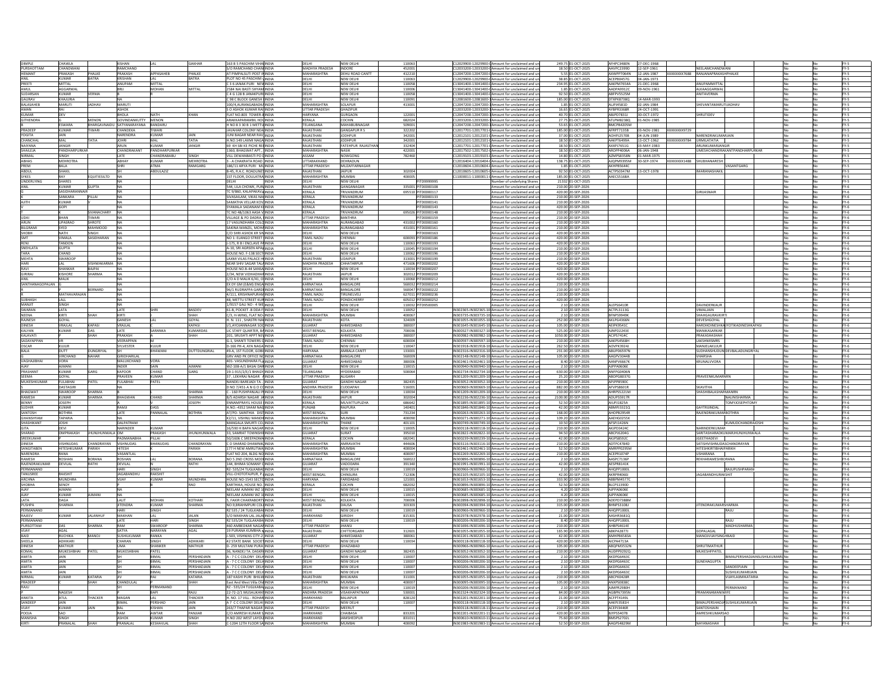| | | | | | | | | | | | | | | | | | | | | | | | |
|---|---|---|---|---|---|---|---|---|---|---|---|---|---|---|---|---|---|---|---|---|---|---|---|
| DIMPLE | CHAWLA | | KISHAN | LAL | GAKHAR | 163 B 5 PASCHIM VIHA | INDIA | DELHI | NEW DELHI | 110063 | C12029900-12029900-0 | Amount for unclaimed and un | 249.75 | 01-OCT-2025 | AFHPC3480N | 27-DEC-1968 | | | | | No | No | FY-5 |
| PURSHOTTAM | CHANDWANI | | RAMCHAND | | | S/O RAMCHAND CHAN | INDIA | MADHYA PRADESH | INDORE | 452001 | C12033200-12033200-0 | Amount for unclaimed and un | 18.50 | 01-OCT-2025 | AAVPC2399D | 12-SEP-1961 | | NEELAMCHANDWANI | | | No | No | FY-5 |
| HEMANT | PRAKASH | PHALKE | PRAKASH | APPASAHEB | PHALKE | AT PIMPALSUTI POST IN | INDIA | MAHARASHTRA | DEHU ROAD CANTT | 412210 | C12047200-12047200-0 | Amount for unclaimed and un | 5.55 | 01-OCT-2025 | AXWPP7064N | 12-JAN-1987 | XXXXXXXX7688 | RANJANAPRAKASHPHALKE | | | No | No | FY-5 |
| ANIL | KUMAR | BATRA | KRISHAN | LAL | BATRA | PLOT NO 45 PASCHIM V | INDIA | DELHI | NEW DELHI | 110063 | C12029900-12029900-0 | Amount for unclaimed and un | 38.85 | 01-OCT-2025 | ACEPB0457G | 04-JAN-1973 | | | | | No | No | FY-5 |
| PREETI | MITTAL | | ANUPAM | MITTAL | | C 3 6 JANAK PURI NEW | INDIA | DELHI | NEW DELHI | 110058 | C13041400-13041400-0 | Amount for unclaimed and un | 234.95 | 01-OCT-2025 | AAKPM7654A | 21-DEC-1968 | | ANUPAMMITTAL | | | No | No | FY-5 |
| AMUL | AGGARWAL | | BRIJ | MOHAN | MITTAL | 2584 NAI BASTI SHYAM | INDIA | DELHI | NEW DELHI | 110006 | C13041400-13041400-0 | Amount for unclaimed and un | 1.85 | 01-OCT-2025 | AADPA8912C | 09-NOV-1961 | | ALKAAGGARWAL | | | No | No | FY-5 |
| SUDARSAN | KUMAR | VERMA | R | | | C 4 G 128 B JANAKPUR | INDIA | DELHI | NEW DELHI | 110058 | C13041400-13041400-0 | Amount for unclaimed and un | 92.50 | 01-OCT-2025 | ABFPV5525M | | | ANITAVERMA | | | No | No | FY-5 |
| GAURAV | KHAJURIA | | NA | | | C 98 C BLOCK GANESH | INDIA | DELHI | NEW DELHI | 110091 | C12081600-12081600-0 | Amount for unclaimed and un | 185.00 | 01-OCT-2025 | DTXPK8738Q | 14-MAR-1993 | | | | | No | No | FY-5 |
| BALASAHEB | MARUTI | JADHAV | MARUTI | | | 100/4,AURANGABADKA | INDIA | MAHARASHTRA | SOLAPUR | 413001 | C12047200-12047200-0 | Amount for unclaimed and un | 1.85 | 01-OCT-2025 | ALJPJ4581D | 02-JAN-1984 | | SHEVANTAMARUTIJADHAV | | | No | No | FY-5 |
| AMAN | RAI | | ASHOK | | | S O ASHOK KUMAR RAI | INDIA | UTTAR PRADESH | GHAZIPUR | 233001 | C12033200-12033200-0 | Amount for unclaimed and un | 16.65 | 01-OCT-2025 | AYBPR3368R | 24-OCT-1991 | | | | | No | No | FY-5 |
| KUMAR | DEV | | BHOLA | NATH | KHAN | FLAT NO.803 TOWER-6 | INDIA | HARYANA | GURGAON | 122001 | C12047200-12047200-0 | Amount for unclaimed and un | 40.70 | 01-OCT-2025 | ABJPD7831J | 30-OCT-1972 | | SHRUTIDEV | | | No | No | FY-5 |
| GITHENDRA | | | MENON | GOVINDANKUTTY | MENON | ARAKKAPARAMBIL HO | INDIA | KERALA | COCHIN | 682024 | C12033200-12033200-0 | Amount for unclaimed and un | 27.75 | 01-OCT-2025 | ATUPM8238Q | 01-NOV-1985 | | | | | No | No | FY-5 |
| | ESWARA | BHARGAVNAIDU | SATYANARAYANA | BANDARU | | H NO 8 3 30 B 1 METTU | INDIA | TELANGANA | MAHABUBNAGAR | 509001 | C12047200-12047200-0 | Amount for unclaimed and un | 53.65 | 01-OCT-2025 | BMCPB4205M | | | | | | No | No | FY-5 |
| PRADEEP | KUMAR | TIWARI | CHANDEKA | TIWARI | | JAVAHAR COLONY NEA | INDIA | RAJASTHAN | GANGAPUR R S | 322202 | C12017701-12017701-0 | Amount for unclaimed and un | 185.00 | 01-OCT-2025 | AFRPT7135B | 03-NOV-1981 | XXXXXXXX9729 | | | | No | No | FY-5 |
| YOGITA | JAIN | | NARENDRA | KUMAR | JAIN | JUNI BAGAR NEAR RAV | INDIA | RAJASTHAN | JODHPUR | 342001 | C12012101-12012101-0 | Amount for unclaimed and un | 37.00 | 01-OCT-2025 | AOHPJ2570B | 04-JUN-1989 | | NARENDRAKUMARJAIN | | | No | No | FY-5 |
| CHANCHAL | MAL | TATIA | JOHRI | MAL | TATIA | H.NO.149 LAXMI NAGA | INDIA | RAJASTHAN | JODHPUR | 342001 | C12012101-12012101-0 | Amount for unclaimed and un | 185.00 | 01-OCT-2025 | AAKPT6499A | 13-OCT-1962 | XXXXXXXX9784 | URMILATATIA | | | No | No | FY-5 |
| NAYANA | JANGIR | | ARUN | KUMAR | JANGIR | 69 KH SBI KE PICHE RE | INDIA | RAJASTHAN | FATEHPUR RAJASTHAN | 332404 | C12017701-12017701-0 | Amount for unclaimed and un | 18.50 | 01-OCT-2025 | AXXPJ7651G | 03-MAY-1983 | | ARUNKUMARJANGIR | | | No | No | FY-5 |
| SHAILEJA | PANDHARPURKAR | | CHANDRAKANT | PANDHARPURKAR | | 1360, BHAGWAT APT., | INDIA | MAHARASHTRA | NASIK | 422001 | C12017502-12017502-0 | Amount for unclaimed and un | 18.50 | 01-OCT-2025 | AROPP4006A | 06-JAN-1948 | | UMESHCHANDRAKANTPANDHARPURKAR | | | No | No | FY-5 |
| NIRMAL | SINGH | | LATE | CHANDRABABU | SINGH | VILL DEWANBASTI PO | INDIA | ASSAM | NOWGONG | 782460 | C12019103-12019103-0 | Amount for unclaimed and un | 14.80 | 01-OCT-2025 | AZMPS8358N | 01-MAR-1975 | | | | | No | No | FY-5 |
| ABHAS | MEHROTRA | | ABHAY | KUMAR | MEHROTRA | 3 - A CHAKRATA ROAD | INDIA | UTTARAKHAND | DEHRADUN | | C12016404-12016404-0 | Amount for unclaimed and un | 138.75 | 01-OCT-2025 | AKJPM9395M | 30-SEP-1974 | XXXXXXXX1488 | SHUBHANARESH | | | No | No | FY-5 |
| PREM | BALA | | SHRI | ATMA | RAMGARG | 186/11 ARYA PURI MU | INDIA | UTTAR PRADESH | MUZAFFARNAGAR | | C12010604-12010604-0 | Amount for unclaimed and un | 1.85 | 01-OCT-2025 | AKHPB5644C | | | | VASANTGARG | | No | No | FY-5 |
| ABDUL | SHAKIL | | SH | ABDULAZIZ | | B-45, R.A.C. ROADUNES | INDIA | RAJASTHAN | JAIPUR | 302004 | C12010605-12010605-0 | Amount for unclaimed and un | 92.50 | 01-OCT-2025 | ACTPS0347M | 13-OCT-1978 | | IMARANASHAKIL | | | No | No | FY-5 |
| SYKES | RAY | EQUITIESLTD | NA | | | 1ST FLOOR, DOULATRA | INDIA | MAHARASHTRA | MUMBAI | 400005 | C11000011-11000011-0 | Amount for unclaimed and un | 185.00 | 01-OCT-2025 | AAECS5168A | | | | | | No | No | FY-5 |
| UNDERLYING | SHARES | | NA | | | DELHI | INDIA | DELHI | NEW DELHI | | PIT09999995 | Number of underlying Shares | 21332 | 01-OCT-2025 | | | | | | | No | No | FY-5 |
| ANIL | KUMAR | GUPTA | NA | | | 544, LILA CHOWK, PUR | INDIA | RAJASTHAN | GANGANAGAR | 335001 | PIT00000108 | Amount for unclaimed and un | 210.00 | 20-SEP-2026 | | | | | | | No | No | FY-6 |
| G | SASIDHARANNAIR | | NA | | | TC 9/860, KALAPAKAY | INDIA | KERALA | TRIVANDRUM | 695510 | PIT00000117 | Amount for unclaimed and un | 420.00 | 20-SEP-2026 | | | | GIRIJASNAIR | | | No | No | FY-6 |
| K | SANKARA | PILLAI | NA | | | SIVASAILAM, VIKAS NA | INDIA | KERALA | TRIVANDRUM | | PIT00000133 | Amount for unclaimed and un | 210.00 | 20-SEP-2026 | | | | | | | No | No | FY-6 |
| AJITH | KUMAR | | NA | | | SAMATHA VELLAR KOV | INDIA | KERALA | TRIVANDRUM | | PIT00000141 | Amount for unclaimed and un | 210.00 | 20-SEP-2026 | | | | | | | No | No | FY-6 |
| V | GOPI | | NA | | | SYAMALA SADANAM I | INDIA | KERALA | TRIVANDRUM | | PIT00000143 | Amount for unclaimed and un | 420.00 | 20-SEP-2026 | | | | | | | No | No | FY-6 |
| K | | SIVANACHARY | NA | | | TC NO 48/1063 AASA V | INDIA | KERALA | TRIVANDRUM | 695026 | PIT00000148 | Amount for unclaimed and un | 210.00 | 20-SEP-2026 | | | | | | | No | No | FY-6 |
| UDAI | BHAN | TIWARI | NA | | | VILLAGE & PO DADRA, | INDIA | UTTAR PRADESH | BANTHRA | | PIT00000159 | Amount for unclaimed and un | 210.00 | 20-SEP-2026 | | | | | | | No | No | FY-6 |
| ARUN | LIPASRAO | SHIROTE | NA | | | 17 VASUNDHARA COLO | INDIA | MAHARASHTRA | AURANGABAD | 431002 | PIT00000160 | Amount for unclaimed and un | 210.00 | 20-SEP-2026 | | | | | | | No | No | FY-6 |
| BILGRAMI | SYED | MAHMOOD | NA | | | SAKINA MANZIL, MOH | INDIA | MAHARASHTRA | AURANGABAD | 431001 | PIT00000161 | Amount for unclaimed and un | 210.00 | 20-SEP-2026 | | | | | | | No | No | FY-6 |
| SHOBH | NATH | SINGH | NA | | | C/O SHRI ASHOK KR SIN | INDIA | DELHI | NEW DELHI | | PIT00000163 | Amount for unclaimed and un | 420.00 | 20-SEP-2026 | | | | | | | No | No | FY-6 |
| SMT | VIMALA | SASIDHARAN | NA | | | NO 1 ELANGO STREET | INDIA | TAMIL NADU | CHENNAI | 600093 | PIT00000186 | Amount for unclaimed and un | 420.00 | 20-SEP-2026 | | | | | | | No | No | FY-6 |
| RENI | TANDON | | NA | | | I-175, R B I ENCLAVE P | INDIA | DELHI | NEW DELHI | 110083 | PIT00000193 | Amount for unclaimed and un | 420.00 | 20-SEP-2026 | | | | | | | No | No | FY-6 |
| SNEHLATA | GUPTA | | NA | | | A-10, SRI AGRSEN APA | INDIA | DELHI | NEW DELHI | 110045 | PIT00000194 | Amount for unclaimed and un | 210.00 | 20-SEP-2026 | | | | | | | No | No | FY-6 |
| TARA | CHAND | | NA | | | HOUSE NO. F-138 SECT | INDIA | DELHI | NEW DELHI | 110062 | PIT00000196 | Amount for unclaimed and un | 210.00 | 20-SEP-2026 | | | | | | | No | No | FY-6 |
| MEHTA | SWAROOP | | NA | | | LAXMI VILAS PALACE H | INDIA | RAJASTHAN | UDAIPUR | 313001 | PIT00000199 | Amount for unclaimed and un | 210.00 | 20-SEP-2026 | | | | | | | No | No | FY-6 |
| HARI | LAL | VISHWAKARMA | NA | | | NEAR SHIV SAGAR TAL | INDIA | MADHYA PRADESH | CHHATARPUR | 471606 | PIT00000202 | Amount for unclaimed and un | 420.00 | 20-SEP-2026 | | | | | | | No | No | FY-6 |
| RAVI | SHANKAR | BAJPAI | NA | | | HOUSE NO.B-44 SANSA | INDIA | DELHI | NEW DELHI | 110034 | PIT00000207 | Amount for unclaimed and un | 420.00 | 20-SEP-2026 | | | | | | | No | No | FY-6 |
| GIRIRAJ | KISHORE | SHARMA | NA | | | 2/94, NEW VIDHADHAR | INDIA | RAJASTHAN | JAIPUR | 302012 | PIT00000209 | Amount for unclaimed and un | 420.00 | 20-SEP-2026 | | | | | | | No | No | FY-6 |
| ANIL | MALIK | | NA | | | C/O A D MALIK 6/41, O | INDIA | DELHI | NEW DELHI | 110060 | PIT00000212 | Amount for unclaimed and un | 420.00 | 20-SEP-2026 | | | | | | | No | No | FY-6 |
| SANTHANAGOPALAN | G | | NA | | | EX DY GM (E&M) ENGI | INDIA | KARNATAKA | BANGALORE | 560032 | PIT00000214 | Amount for unclaimed and un | 210.00 | 20-SEP-2026 | | | | | | | No | No | FY-6 |
| R | | BERNARD | NA | | | 96/1 RUDRAPPA GARD | INDIA | KARNATAKA | BANGALORE | 560047 | PIT00000222 | Amount for unclaimed and un | 210.00 | 20-SEP-2026 | | | | | | | No | No | FY-6 |
| R | MATHAVARAJAN | | NA | | | 4/113, KRISHNAPURAM | INDIA | TAMIL NADU | TIRUNELVELI | 627011 | PIT00000236 | Amount for unclaimed and un | 210.00 | 20-SEP-2026 | | | | | | | No | No | FY-6 |
| SUBHASH | LALL | | NA | | | 48, METTU STREET KUR | INDIA | TAMIL NADU | PONDICHERRY | 605012 | PIT00000252 | Amount for unclaimed and un | 420.00 | 20-SEP-2026 | | | | | | | No | No | FY-6 |
| MANJIT | SINGH | | NA | | | 1/9157 GALI NO - 4 WE | INDIA | DELHI | NEW DELHI | 110032 | PIT00500005 | Amount for unclaimed and un | 2.10 | 20-SEP-2026 | ALEPS6410R | | | | | | No | No | FY-6 |
| SWARAN | LATA | | LATE | SHRI | BASDEV | 61-B, POCKET -B DDA F | INDIA | DELHI | NEW DELHI | 110052 | IN302365-IN302365-10 | Amount for unclaimed and un | 2.10 | 20-SEP-2026 | ACTPL3113G | | | DAVINDERKAUR | | | No | No | FY-6 |
| NEENA | KIRTI | SHAH | KIRTI | | SHAH | C/9, H-WING, FLAT NO. | INDIA | MAHARASHTRA | MUMBAI | 400067 | IN303735-IN303735-10 | Amount for unclaimed and un | 2.10 | 20-SEP-2026 | BFNPS9949K | | | SHAHGAURAVKIRTI | | | No | No | FY-6 |
| RAJNESH | GOYAL | | GANESH | LAL | GOYAL | H. N. 111 , SHASTRI NA | INDIA | RAJASTHAN | KOTA | 324009 | IN301055-IN301055-10 | Amount for unclaimed and un | 252.00 | 20-SEP-2026 | AKUPG4366N | | | DEVESHGOYAL | | | No | No | FY-6 |
| DINESH | VRAJLAL | KAPASI | VRAJLAL | | KAPASI | 1/1,AYODIANNAGAR SOC | INDIA | GUJARAT | AHMEDABAD | 380007 | IN301645-IN301645-10 | Amount for unclaimed and un | 105.00 | 20-SEP-2026 | AEIPK9541C | | | HARDIKDINESHKAJYOTIKADINESHKAPASI | | | No | No | FY-6 |
| KALYAN | KUMAR | DAS | LATE | SARANKA | KUMARDAS | LIC STAFF QUARTER, B | INDIA | WEST BENGAL | KOLKATA | 700036 | IN300327-IN300327-10 | Amount for unclaimed and un | 525.00 | 20-SEP-2026 | AINPD2243E | | | MANIKASARKAR | | | No | No | FY-6 |
| KALAVATI | | SHAH | PRAKASH | | SHAH | 201, SRUSHTI APPT NE | INDIA | GUJARAT | AHMEDABAD | 380007 | IN300982-IN300982-10 | Amount for unclaimed and un | 1050.00 | 20-SEP-2026 | ACIPS7414C | | | PRAKASHASHAH | | | No | No | FY-6 |
| SADAYAPPAN | VR | | VEERAPPAN | M | | G-1, SHANTI TOWERS ( | INDIA | TAMIL NADU | CHENNAI | 600004 | IN300597-IN300597-10 | Amount for unclaimed and un | 210.00 | 20-SEP-2026 | AAKPS4508H | | | LAKSHMISMRS | | | No | No | FY-6 |
| OSCAR | KUJUR | | SYLVESTER | KUJUR | | D-166 PH-4, AYA NAGA | INDIA | DELHI | NEW DELHI | 110047 | IN301918-IN301918-10 | Amount for unclaimed and un | 262.50 | 20-SEP-2026 | AOVPK3924J | | | MANJILAKUJUR | | | No | No | FY-6 |
| BALA | DUTT | DUNGRIYAL | SH | BHAWANI | DUTTDUNGRIYAL | 49-A, 1ST FLOOR, GOBI | INDIA | HARYANA | AMBALA CANTT | 133001 | IN302316-IN302316-10 | Amount for unclaimed and un | 231.00 | 20-SEP-2026 | ABUPD6597N | | | SUDHANSHUDUN DEVBALADUNGRIYAL | | | No | No | FY-6 |
| | VIRCHAND | NAHAR | GIRIDHARILAL | | | GRV AND PK OFFICE NO | INDIA | KARNATAKA | BANGALORE | 560009 | IN302148-IN302148-10 | Amount for unclaimed and un | 105.00 | 20-SEP-2026 | AAGPV3044B | | | VHARSHA | | | No | No | FY-6 |
| VAGHAJIBHAI | VORA | | MALUKCHAND | VORA | | 401- VASUNDHARA FLA | INDIA | GUJARAT | AHMEDABAD | 380006 | IN302461-IN302461-10 | Amount for unclaimed and un | 8.40 | 20-SEP-2026 | AANPV6667K | | | KRUNALVVORA | | | No | No | FY-6 |
| AJAY | AJMANI | | INDER | SAIN | AJMANI | WZ-108-A/1 BASAI DAR | INDIA | DELHI | NEW DELHI | 110015 | IN300940-IN300940-10 | Amount for unclaimed and un | 2.10 | 20-SEP-2026 | AJPPA0606E | | | | | | No | No | FY-6 |
| PRASHANT | KUMAR | GARG | KAPOOR | CHAND | GARG | 19-1-915/2/E/1 BHAGY | INDIA | TELANGANA | HYDERABAD | 500064 | IN302734-IN302734-10 | Amount for unclaimed and un | 630.00 | 20-SEP-2026 | AHFPG0406N | | | | | | No | No | FY-6 |
| SEEMA | GOYAL | | PRAVEEN | KUMAR | | 37 , LEKHRAJ NAGAR , | INDIA | UTTAR PRADESH | ALIGARH | | IN301209-IN301209-10 | Amount for unclaimed and un | 25.20 | 20-SEP-2026 | ABOPG8037G | | | PRAVEENKUMARNRN | | | No | No | FY-6 |
| MUKESHKUMAR | FULABHAI | PATEL | FULABHAI | | PATEL | NANDEJ BAREJADI TA | INDIA | GUJARAT | GANDHI NAGAR | 382435 | IN303052-IN303052-10 | Amount for unclaimed and un | 210.00 | 20-SEP-2026 | APJPP8590C | | | | | | No | No | FY-6 |
| S | DASTAGIRI | | NA | | | D NO 7/451-A N G O CO | INDIA | ANDHRA PRADESH | CUDDAPAH | 516001 | IN300669-IN300669-10 | Amount for unclaimed and un | 882.00 | 20-SEP-2026 | AFVPS8601R | | | SKAVITHA | | | No | No | FY-6 |
| BHAGWAT | SWAROOP | SHARMA | | | SHARMA | C - 160 PUSHPANJALI E | INDIA | DELHI | NEW DELHI | 110034 | IN301209-IN301209-10 | Amount for unclaimed and un | 210.00 | 20-SEP-2026 | AHRPS5221M | | | SHASHIBALASHARMANRN | | | No | No | FY-6 |
| RAMESH | KUMAR | SHARMA | BHAGWAN | CHAND | SHARMA | B/5 ADARSH NAGAR JA | INDIA | RAJASTHAN | JAIPUR | 302004 | IN302236-IN302236-10 | Amount for unclaimed and un | 2100.00 | 20-SEP-2026 | ADUPS5917R | | | | NALINISHARMA | | No | No | FY-6 |
| BENNY | JOSEPH | | | | JOSEPH | ENNAMPRAYIL HOUSE | INDIA | KERALA | MUVATTUPUZHA | 686642 | IN301895-IN301895-10 | Amount for unclaimed and un | 52.50 | 20-SEP-2026 | AIUPJ1825A | | | | TOMYJOSEPHTOMY | | No | No | FY-6 |
| SUDHIR | KUMAR | | RAMJI | DASS | | H.NO.-4352 SHAM NAG | INDIA | PUNJAB | RAJPURA | 140401 | IN301846-IN301846-10 | Amount for unclaimed and un | 42.00 | 20-SEP-2026 | ABMPS1321Q | | | GAYTRIJINDAL | | | No | No | FY-6 |
| SANTOSH | BOTHRA | | LATE | PANNALAL | BOTHRA | AT/PO- SAINTHIA DIST | INDIA | WEST BENGAL | SURI | 731234 | IN300263-IN300263-10 | Amount for unclaimed and un | 168.00 | 20-SEP-2026 | AHOPB2954R | | | RAJENDRAKUMARBOTHRA | | | No | No | FY-6 |
| GHANSHYAM | TAPARIA | | NA | | | K2/11, VISHNU MANDI | INDIA | MAHARASHTRA | MUMBAI | 400090 | IN300271-IN300271-10 | Amount for unclaimed and un | 109.20 | 20-SEP-2026 | AAEHG0255K | | | | | | No | No | FY-6 |
| SHASHIKANT | JOSHI | | DALPATRAM | | | MANGALA SMURTI CO | INDIA | MAHARASHTRA | THANE | 401101 | IN300749-IN300749-10 | Amount for unclaimed and un | 10.50 | 20-SEP-2026 | AFSPJ1426N | | | | KUMUDCHANDRAJOSHI | | No | No | FY-6 |
| GITA | DEVI | | NARINDER | KUMAR | | 16/590 H BAPA NAGAR | INDIA | DELHI | NEW DELHI | 110005 | IN300118-IN300118-10 | Amount for unclaimed and un | 210.00 | 20-SEP-2026 | AKIPD3424C | | | NARINDERKUMAR | | | No | No | FY-6 |
| SHARAD | OMPRAKASH | JHUNJHUNWALA | OM | PRAKASH | JHUNJHUNWALA | 33, SAMRAT TOWNSHIP | INDIA | GUJARAT | SURAT | 395010 | IN302822-IN302822-10 | Amount for unclaimed and un | 94.50 | 20-SEP-2026 | ABCPJ8204G | | | SARITASHARADKUMARJHUNJHUNWALA | | | No | No | FY-6 |
| SREEKUMAR | | | PADMANABHA | PILLAI | | 50/1606 C SREEPADMA | INDIA | KERALA | COCHIN | 682041 | IN300239-IN300239-10 | Amount for unclaimed and un | 42.00 | 20-SEP-2026 | AKJPS8592C | | | IGEETHADEVI | | | No | No | FY-6 |
| DINESH | VISHNUDAS | CHANDRAYAN | VISHNUDAS | BHANUDAS | CHANDRAYAN | C D SHARAD DHAMNIK | INDIA | MAHARASHTRA | AMRAVATHI | 444606 | IN303116-IN303116-10 | Amount for unclaimed and un | 210.00 | 20-SEP-2026 | ADTPC4784D | | | SATISHVISHNUDASCHANDRAYAN | | | No | No | FY-6 |
| SANATABEN | HITESHKUMAR | PARIKH | HITESH | K | PARIKH | 177 H NEW AMRUTWAD | INDIA | MAHARASHTRA | MUMBAI | 400004 | IN302461-IN302461-10 | Amount for unclaimed and un | 52.50 | 20-SEP-2026 | AMRPP0295M | | | HITESHKRTIBHAIPARIKH | | | No | No | FY-6 |
| NARENDRA | RANA | | VASANTLAL | | | FLAT NO 204, BLDG NO | INDIA | MAHARASHTRA | MUMBAI | 400097 | IN302269-IN302269-10 | Amount for unclaimed and un | 210.00 | 20-SEP-2026 | ACEPR1074P | | | USHARANA | | | No | No | FY-6 |
| RAMESH | ROSHAN | BORANA | ROSHAN | LAL | BORANA | NO 5 2ND CROSS MOD | INDIA | KARNATAKA | BANGALORE | 560022 | IN300896-IN300896-10 | Amount for unclaimed and un | 2.10 | 20-SEP-2026 | AASPC7136P | | | REKHARAMESHBORANA | | | No | No | FY-6 |
| RAJENDRAKUMAR | DEVILAL | RATHI | DEVILAL | | RATHI | 144, BHIMA SUMANY C | INDIA | GUJARAT | VADODARA | 391340 | IN301991-IN301991-10 | Amount for unclaimed and un | 42.00 | 20-SEP-2026 | AESPR8141K | | | | | | No | No | FY-6 |
| PERMANAND | | | HARI | | SINGH | RZ- 535/24 TUGLAKABA | INDIA | DELHI | NEW DELHI | 110019 | IN300966-IN300966-10 | Amount for unclaimed and un | 2.10 | 20-SEP-2026 | AHQPP1000L | | | | RAJUPUSHPARANI | | No | No | FY-6 |
| TANUSREE | RAKSHIT | | JAGABANDHU | RAKSHIT | | VILL-DHOTOTAJPUR, P | INDIA | WEST BENGAL | CHINSURA | 712306 | IN302105-IN302105-10 | Amount for unclaimed and un | 42.00 | 20-SEP-2026 | AKRPR4060J | | | JAGABANDHURAKSHIT | | | No | No | FY-6 |
| ARCHNA | MUNDHRA | | VIJAY | KUMAR | MUNDHRA | HOUSE NO-1543 SECTO | INDIA | HARYANA | FARIDABAD | 121001 | IN301653-IN301653-10 | Amount for unclaimed and un | 333.90 | 20-SEP-2026 | ABBPM4577C | | | | | | No | No | FY-6 |
| SHOBHA | SENOY | | K | | RAO | KARTHIKA, HOUSE NO. | INDIA | KERALA | COCHIN | 682032 | IN300896-IN300896-10 | Amount for unclaimed and un | 52.50 | 20-SEP-2026 | BLCPS3390D | | | | | | No | No | FY-6 |
| AJAY | AJMANI | | NA | | | NEELAM AJMANI WZ 1 | INDIA | DELHI | NEW DELHI | 110015 | IN300685-IN300685-10 | Amount for unclaimed and un | 4.20 | 20-SEP-2026 | AJPPA0606E | | | | | | No | No | FY-6 |
| AJAY | KUMAR | AJMANI | NA | | | NEELAM AJMANI WZ 1 | INDIA | DELHI | NEW DELHI | 110015 | IN300685-IN300685-10 | Amount for unclaimed and un | 4.20 | 20-SEP-2026 | AJPPA0606E | | | | | | No | No | FY-6 |
| LATA | DAGA | | LALIT | MOHAN | KOTHARI | 5, FAKIR CHAKRABORT | INDIA | WEST BENGAL | KOLKATA | 700006 | IN302898-IN302898-10 | Amount for unclaimed and un | 210.00 | 20-SEP-2026 | ADEPD7388M | | | | | | No | No | FY-6 |
| PUSHPA | SHARMA | | JITENDRA | KUMAR | SHARMA | NO.9,BRAHMPURI COL | INDIA | RAJASTHAN | DAUSA | 303303 | IN300394-IN300394-10 | Amount for unclaimed and un | 115.00 | 20-SEP-2026 | BHNPS5108J | | | JITENDRAKUMARSHARMA | | | No | No | FY-6 |
| PERMANAND | | | HARI | | SINGH | RZ 535 / 24 TUGLKABA | INDIA | DELHI | NEW DELHI | 110019 | IN300966-IN300966-10 | Amount for unclaimed and un | 2.10 | 20-SEP-2026 | AHQPP1000L | | | | RAJU | | No | No | FY-6 |
| RAJEEV | KUMAR | JALANHUF | MAKHAN | LAL | JALAN | S/O MAKHAN LAL JALA | INDIA | JHARKHAND | GIRIDIH | 815301 | IN302978-IN302978-10 | Amount for unclaimed and un | 21.00 | 20-SEP-2026 | AASHR3681Q | | | | | | No | No | FY-6 |
| PERMANAND | | | HARI | | SINGH | RZ 535/24 TUGLAKABA | INDIA | DELHI | NEW DELHI | 110019 | IN300206-IN300206-10 | Amount for unclaimed and un | 8.40 | 20-SEP-2026 | AHQPP1000L | | | | RAJU | | No | No | FY-6 |
| PURSOTTAM | DAS | SHARMA | RAM | SWAROOP | SHARMA | 460 AMBEDKAR NAGAR | INDIA | UTTAR PRADESH | JHANSI | | IN301696-IN301696-10 | Amount for unclaimed and un | 210.00 | 20-SEP-2026 | AHBPS4614E | | | | MADHUSHARMA | | No | No | FY-6 |
| VIJAY | AGAL | | SATYA | NARAYAN | AGAL | 19 PURANA KUMBHA | INDIA | RAJASTHAN | CHITTORGARH | 312601 | IN301055-IN301055-10 | Amount for unclaimed and un | 165.90 | 20-SEP-2026 | ABKPA2877J | | | GOPALAGAL | | | No | No | FY-6 |
| BAID | RUCHIKA | MANOJ | SUSHILKUMAR | RANKA | | I-503, VISHWAS CITY-2 | INDIA | GUJARAT | AHMEDABAD | 380061 | IN302201-IN302201-10 | Amount for unclaimed and un | 42.00 | 20-SEP-2026 | AMHPB6583A | | | MANOJVIJAYSINGHBAID | | | No | No | FY-6 |
| SHEELA | ADHIKARI | | CHARAN | SINGH | ADHIKARI | 42 STATE BANK SOCIE | INDIA | DELHI | NEW DELHI | 110034 | IN300118-IN300118-10 | Amount for unclaimed and un | 420.00 | 20-SEP-2026 | AICPA4713A | | | | | | No | No | FY-6 |
| DINESH | MATHUR | | UMA | SHANKER | MATHUR | D- 259 MULTANI PURA | INDIA | UTTAR PRADESH | GHAZIABAD | | IN300966-IN300966-10 | Amount for unclaimed and un | 105.00 | 20-SEP-2026 | ABQPM5532N | | | SHRUTIMATHUR | | | No | No | FY-6 |
| KOMAL | MUKESHBHAI | PATEL | MUKESHBHAI | PATEL | | 36, NANDEJ TA. DASKR | INDIA | GUJARAT | GANDHI NAGAR | 382435 | IN303052-IN303052-10 | Amount for unclaimed and un | 105.00 | 20-SEP-2026 | AUDPP9292Q | | | MUKESHFPATEL | | | No | No | FY-6 |
| AMITA | JAIN | | SH | BIMAL | PERSHADJAIN | A - 7 C C COLONY DELH | INDIA | DELHI | NEW DELHI | 110007 | IN300206-IN300206-10 | Amount for unclaimed and un | 2.10 | 20-SEP-2026 | AKDPG6463C | | | | BIMALPERSHADJAINSUSHILKUMARJAIN | | No | No | FY-6 |
| AMITA | JAIN | | SH | BIMAL | PERSHADJAIN | A - 7 C C COLONY DELH | INDIA | DELHI | NEW DELHI | 110007 | IN300206-IN300206-10 | Amount for unclaimed and un | 21.00 | 20-SEP-2026 | AKDPG6463C | | | SUNEHAGUPTA | | | No | No | FY-6 |
| AMITA | JAIN | | SH | BIMAL | PERSHADJAIN | A - 7 C C COLONY DELH | INDIA | DELHI | NEW DELHI | 110007 | IN300206-IN300206-10 | Amount for unclaimed and un | 2.10 | 20-SEP-2026 | AKDPG6463C | | | | SANDEEPJAIN | | No | No | FY-6 |
| AMITA | JAIN | | SH | BIMAL | PERSHADJAIN | A - 7 C C COLONY DELH | INDIA | DELHI | NEW DELHI | 110007 | IN300206-IN300206-10 | Amount for unclaimed and un | 2.10 | 20-SEP-2026 | AKDPG6463C | | | | SUSHILKUMARJAIN | | No | No | FY-6 |
| NIRMAL | KUMAR | KATARIA | JIV | RAJ | KATARIA | 187 KASHI PURI BHILW | INDIA | RAJASTHAN | BHILWARA | 311001 | IN301055-IN301055-10 | Amount for unclaimed and un | 210.00 | 20-SEP-2026 | ABCPK0428R | | | VIJAYLAXMIKATARIA | | | No | No | FY-6 |
| PRADEEP | | SHAH | CHANDULAL | | SHAH | East And West Villa Ol | INDIA | MAHARASHTRA | MUMBAI | 400007 | IN300095-IN300095-10 | Amount for unclaimed and un | 105.00 | 20-SEP-2026 | ANXPS0838C | | | | | | No | No | FY-6 |
| RAJU | | | SH | PERMANAND | | RZ- 535/24 TUGLKABA | INDIA | DELHI | NEW DELHI | 110019 | IN300206-IN300206-10 | Amount for unclaimed and un | 2.10 | 20-SEP-2026 | AJMPR2980H | | | | PERMANAND | | No | No | FY-6 |
| | NAGESH | | | BAPI | RAJU | 22-72-2/1 MUSALIKAN | INDIA | ANDHRA PRADESH | VISAKHAPATNAM | 530001 | IN302324-IN302324-10 | Amount for unclaimed and un | 84.00 | 20-SEP-2026 | AGBPN7395N | | | PRAMANAMANIMFE | | | No | No | FY-6 |
| ANKITA | ATUL | THACKER | MAGAN | LAL | THACKER | H. NO. 17 VILL - ROHAI | INDIA | JHARKHAND | BALIAPUR | 828201 | IN302201-IN302201-10 | Amount for unclaimed and un | 21.00 | 20-SEP-2026 | ACFPT4149L | | | | | | No | No | FY-6 |
| SANDEEP | JAIN | | SH | BIMAL | PERSHAD | A 7 C C COLONY DELHI | INDIA | DELHI | NEW DELHI | 110007 | IN300118-IN300118-10 | Amount for unclaimed and un | 2.10 | 20-SEP-2026 | AAKPJ3581H | | | BIMALPERSHADJASUSHILKUMARJAIN | | | No | No | FY-6 |
| VIBHA | KUMAR | JAIN | BAL | KISHAN | JAIN | 263/7 THAPAR NAGAR | INDIA | UTTAR PRADESH | MEERUT | | IN301151-IN301151-10 | Amount for unclaimed and un | 210.00 | 20-SEP-2026 | ACEPJ4446R | | | SANTOSHJAIN | | | No | No | FY-6 |
| POOJA | SAO | | RAM | AWTAR | PANJIAR | C/O AMRESH KUMAR S | INDIA | JHARKHAND | CHAIBASA | 833201 | IN302201-IN302201-10 | Amount for unclaimed and un | 420.00 | 20-SEP-2026 | BJYPS5467B | | | AMRESHKUMARSAO | | | No | No | FY-6 |
| MANISHA | SINGH | | ASHOK | KUMAR | SINGH | H.NO 202 WEST LAYOU | INDIA | JHARKHAND | JAMSHEDPUR | 831011 | IN300610-IN300610-10 | Amount for unclaimed and un | 75.60 | 20-SEP-2026 | BMSPS2702L | | | | | | No | No | FY-6 |
| KIRTI | PRANALAL | SHAH | PRANALAL | KESHAVLAL | SHAH | C-1204 12TH FLOOR SA | INDIA | MAHARASHTRA | MUMBAI | 400092 | IN301983-IN301983-10 | Amount for unclaimed and un | 52.50 | 20-SEP-2026 | AAGPS4829M | | | NAYANASHAH | | | No | No | FY-6 |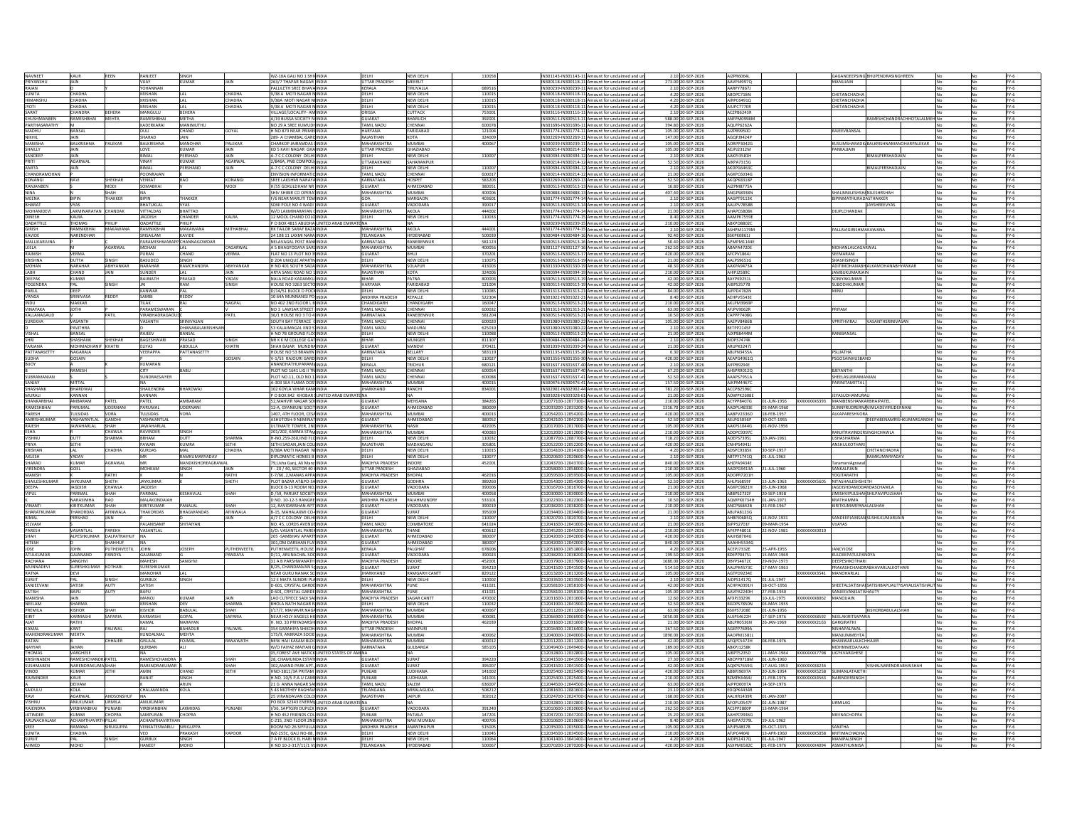| | | | | | | | | | | | | | | | | | | | | | |
|---|---|---|---|---|---|---|---|---|---|---|---|---|---|---|---|---|---|---|---|---|---|
| NAVNEET | KAUR | REEN | RANJEET | SINGH | | WZ-10A GALI NO 1 SHI INDIA | DELHI | NEW DELHI | 110058 | IN301143-IN301143-11 | Amount for unclaimed and un | 2.10 | 20-SEP-2026 | AIZPR6064L | | | GAGANDEEPSINGH | BHUPENDRASINGHREEN | No | No | FY-6 |
| PRIYANSHU | JAIN | | VIJAY | KUMAR | JAIN | 263/7 THAPAR NAGAR INDIA | UTTAR PRADESH | MEERUT | | IN300118-IN300118-11 | Amount for unclaimed and un | 273.00 | 20-SEP-2026 | AAVPJ4997Q | | | MANUJAIN | | No | No | FY-6 |
| RAJAN | O | | YOHANNAN | | | PALLILETH SREE BHAVA INDIA | KERALA | TIRUVALLA | 689516 | IN300239-IN300239-11 | Amount for unclaimed and un | 2.10 | 20-SEP-2026 | AARPY7867J | | | | | No | No | FY-6 |
| SUNITA | CHADHA | | KRISHAN | LAL | CHADHA | 9/38 A MOTI NAGAR N INDIA | DELHI | NEW DELHI | 110015 | IN300118-IN300118-11 | Amount for unclaimed and un | 4.20 | 20-SEP-2026 | ABOPC7184J | | | CHETANCHADHA | | No | No | FY-6 |
| HIMANSHU | CHADHA | | KRISHAN | LAL | CHADHA | 9/38A MOTI NAGAR N INDIA | DELHI | NEW DELHI | 110015 | IN300118-IN300118-11 | Amount for unclaimed and un | 4.20 | 20-SEP-2026 | AIRPC6491Q | | | CHETANCHADHA | | No | No | FY-6 |
| JYOTI | CHADHA | | KRISHAN | LAL | CHADHA | 9/38 A MOTI NAGAR N INDIA | DELHI | NEW DELHI | 110015 | IN300118-IN300118-11 | Amount for unclaimed and un | 4.20 | 20-SEP-2026 | AIUPC7770R | | | CHETANCHADHA | | No | No | FY-6 |
| SARAT | CHANDRA | BEHERA | MANGULU | BEHERA | | VILLAGE/LOCALITY- AM INDIA | ORISSA | CUTTACK | 753001 | IN303116-IN303116-11 | Amount for unclaimed and un | 2.10 | 20-SEP-2026 | ACZPB6243R | | | | | No | No | FY-6 |
| KHUSHMANBEN | RAMESHBHAI | MEHTA | RAMESHBHAI | METHA | | A/19 BUSSA SOCIETY N INDIA | GUJARAT | BHARUCH | 392001 | IN300513-IN300513-11 | Amount for unclaimed and un | 588.00 | 20-SEP-2026 | ANFPM0988M | | | | RAMESHCHANDRACHHOTALALMEH | No | No | FY-6 |
| PARTHASARATHY | M | | KADERKARAI | MANIMUTHU | | NO 29 A SREE KUMUDI INDIA | TAMIL NADU | CHENNAI | 600078 | IN301696-IN301696-11 | Amount for unclaimed and un | 394.80 | 20-SEP-2026 | AQLPP6262A | | | | | No | No | FY-6 |
| MADHU | BANSAL | | DULI | CHAND | GOYAL | H NO 879 NEAR PRIME INDIA | HARYANA | FARIDABAD | 121004 | IN301774-IN301774-11 | Amount for unclaimed and un | 105.00 | 20-SEP-2026 | AIZPB9950D | | | RAJEEVBANSAL | | No | No | FY-6 |
| NIKHIL | JAIN | | SHARAD | JAIN | | 289- A CHHABBAL GARD INDIA | RAJASTHAN | KOTA | 324009 | IN302269-IN302269-11 | Amount for unclaimed and un | 147.00 | 20-SEP-2026 | AGQPJ9424P | | | | | No | No | FY-6 |
| MANISHA | BALKRISHNA | PALEKAR | BALKRISHNA | MANOHAR | PALEKAR | CHARKOP JAIRAMDAS INDIA | MAHARASHTRA | MUMBAI | 400067 | IN300239-IN300239-11 | Amount for unclaimed and un | 105.00 | 20-SEP-2026 | AORPP3042G | | | KUSUMSHARADKU | BALKRISHNAMANOHARPALEKAR | No | No | FY-6 |
| SHAILLY | JAIN | | LOVE | KUMAR | JAIN | KD 5 KAVI NAGAR GHA INDIA | UTTAR PRADESH | GHAZIABAD | | IN300214-IN300214-12 | Amount for unclaimed and un | 105.00 | 20-SEP-2026 | AEJPJ2312M | | | PANKAJJAIN | | No | No | FY-6 |
| SANDEEP | JAIN | | BIMAL | PERSHAD | JAIN | A-7 C C COLONY DELHI INDIA | DELHI | NEW DELHI | 110007 | IN300394-IN300394-12 | Amount for unclaimed and un | 2.10 | 20-SEP-2026 | AAKPJ3583H | | | | BIMALPERSHADJAIN | No | No | FY-6 |
| PRITI | AGARWAL | | VINAY | KUMAR | AGARWAL | 2/846A, PNB COMPOU INDIA | UTTARAKHAND | SAHARANPUR | | IN300214-IN300214-12 | Amount for unclaimed and un | 52.50 | 20-SEP-2026 | AIKPA7315G | | | | | No | No | FY-6 |
| AMITA | JAIN | | BIMAL | PERSHAND | JAIN | A-7 C C COLONY DELHI INDIA | DELHI | NEW DELHI | 110007 | IN300394-IN300394-12 | Amount for unclaimed and un | 2.10 | 20-SEP-2026 | AKDPG6463C | | | | BIMALPERSHADJAIN | No | No | FY-6 |
| CHANDRAMOHAN | P | | POONRAJAN | | | ENVISION INFORMATIC INDIA | TAMIL NADU | CHENNAI | 600017 | IN300214-IN300214-12 | Amount for unclaimed and un | 21.00 | 20-SEP-2026 | AGKPC6034Q | | | | | No | No | FY-6 |
| KONANGI | RAVI | SHEKHAR | VENKAT | RAO | KONANGI | SREE LAKSHMI NARAYA INDIA | KARNATAKA | HOSPET | 583203 | IN302269-IN302269-13 | Amount for unclaimed and un | 52.50 | 20-SEP-2026 | AKQPK8318P | | | | | No | No | FY-6 |
| RANJANBEN | | MODI | SOMABHAI | V | MODI | H/55 GOKULDHAM NR INDIA | GUJARAT | AHMEDABAD | 380051 | IN300513-IN300513-13 | Amount for unclaimed and un | 16.80 | 20-SEP-2026 | AJZPM8775A | | | | | No | No | FY-6 |
| NINA | | SHAH | NA | | | SHIV SHIBIR CO OPERA INDIA | MAHARASHTRA | MUMBAI | 400006 | IN300888-IN300888-13 | Amount for unclaimed and un | 407.40 | 20-SEP-2026 | ANGPS8938N | | | SHALINNILESHSH | NILESHRSHAH | No | No | FY-6 |
| MEENA | BIPIN | THAKKER | BIPIN | THAKKER | | F/6 NEAR MARUTI TEMP INDIA | GOA | MARGAON | 403601 | IN301774-IN301774-14 | Amount for unclaimed and un | 2.10 | 20-SEP-2026 | AAGPT9113K | | | BIPINMATHURADASTHAKKER | | No | No | FY-6 |
| BHARAT | VYAS | | BHATUKLAL | VYAS | | SONI POLE NO 4 WADI INDIA | GUJARAT | VADODARA | 390017 | IN300513-IN300513-14 | Amount for unclaimed and un | 2.10 | 20-SEP-2026 | AAUPV7858B | | | | JAYSHREEVYAS | No | No | FY-6 |
| MOHANIDEVI | LAXMINARAYAN | CHANDAK | VITTALDAS | BHATTAD | | W/O LAXMINARAYAN C INDIA | MAHARASHTRA | AKOLA | 444002 | IN301774-IN301774-14 | Amount for unclaimed and un | 21.00 | 20-SEP-2026 | AHAPC6808K | | | DILIPLCHANDAK | | No | No | FY-6 |
| DINESH | KALRA | | JAGDISH | CHANDER | KALRA | 12 MODL CHAND COLO INDIA | DELHI | NEW DELHI | 110033 | IN301774-IN301774-15 | Amount for unclaimed and un | 8.40 | 20-SEP-2026 | AAMPK7559E | | | | | No | No | FY-6 |
| DADATTILE | THOMAS | PHILIP | DADATTILE | PHILIP | | P O BOX 4815 ABUDHA UNITED ARAB EMIRATES | NA | NA | | IN300239-IN300239-15 | Amount for unclaimed and un | 210.00 | 20-SEP-2026 | ABXPD8802C | | | | | No | No | FY-6 |
| GIRISH | RAMNIKBHAI | MAKAWANA | RAMNIKBHAI | MAKAWANA | MITHABHAI | RK TAILOR SARAF BAZA INDIA | MAHARASHTRA | AKOLA | 444001 | IN301774-IN301774-15 | Amount for unclaimed and un | 2.10 | 20-SEP-2026 | ASHPM1179M | | | PALLAVIGIRISHMAKAWANA | | No | No | FY-6 |
| KAVIDE | NARENDHAR | | SRISAILAM | KAVIDE | | 24 108 11 LAXMI NARA INDIA | TELANGANA | HYDERABAD | 500039 | IN300484-IN300484-16 | Amount for unclaimed and un | 92.40 | 20-SEP-2026 | BSKPK0861J | | | | | No | No | FY-6 |
| MALLIKARJUNA | | | PARAMESHWARAPPA | CHANNAGOWDAR | | NELAVAGAL POST RAN INDIA | KARNATAKA | RANEBENNUR | 581123 | IN300513-IN300513-16 | Amount for unclaimed and un | 50.40 | 20-SEP-2026 | APMPM1144E | | | | | No | No | FY-6 |
| LEELA | | AGARWAL | MOHAN | LAL | CAGARWAL | A 5 BHAGYODAYA SARG INDIA | MAHARASHTRA | MUMBAI | 400056 | IN301127-IN301127-16 | Amount for unclaimed and un | 262.50 | 20-SEP-2026 | ABAPA4720E | | | MOHANLALCAGARWAL | | No | No | FY-6 |
| RAJNISH | VERMA | | PURAN | CHAND | VERMA | FLAT NO 13 PLOT NO 59 INDIA | GUJARAT | BHUJ | 370201 | IN300513-IN300513-17 | Amount for unclaimed and un | 420.00 | 20-SEP-2026 | AFCPV1864J | | | SEEMARANI | | No | No | FY-6 |
| KRISHNA | DUTTA | SINGH | BASUDEO | SINGH | | D 204 UNIQUE APARTM INDIA | DELHI | NEW DELHI | 110075 | IN300513-IN300513-19 | Amount for unclaimed and un | 21.00 | 20-SEP-2026 | AALPS9651G | | | SHASHISINGH | | No | No | FY-6 |
| MOHAN | NARAHAR | ABHYANKAR | NARAHAR | RAMCHANDRA | ABHYANKAR | H NO 401 SOUTH SADA INDIA | MAHARASHTRA | SOLAPUR | 413003 | IN301330-IN301330-19 | Amount for unclaimed and un | 48.30 | 20-SEP-2026 | AAXPA9473A | | | ADITIMOHANABHY | ALAKAMOHANABHYANKAR | No | No | FY-6 |
| LABH | CHAND | JAIN | SUNDER | LAL | JAIN | ARYA SAMJ ROAD NO 1 INDIA | RAJASTHAN | KOTA | 324006 | IN300394-IN300394-19 | Amount for unclaimed and un | 210.00 | 20-SEP-2026 | AHPPJ2589C | | | JAMBUKUMARJAIN | | No | No | FY-6 |
| DEEPAK | KUMAR | | BAIJNATH | PRASAD | YADAV | NALA ROAD KADAMKU INDIA | BIHAR | PATNA | 800003 | IN300513-IN300513-19 | Amount for unclaimed and un | 42.00 | 20-SEP-2026 | BAYPK9251L | | | SONIYAKUMARI | | No | No | FY-6 |
| YOGENDRA | PAL | SINGH | JAI | RAM | SINGH | HOUSE NO 3263 SECTO INDIA | HARYANA | FARIDABAD | 121004 | IN300513-IN300513-19 | Amount for unclaimed and un | 42.00 | 20-SEP-2026 | AIBPS2577B | | | SUBODHKUMARI | | No | No | FY-6 |
| PARUL | DEEP | | KANWAR | PAL | | D/14/51 BLOCK D POCK INDIA | DELHI | NEW DELHI | 110085 | IN301313-IN301313-21 | Amount for unclaimed and un | 84.00 | 20-SEP-2026 | AIFPD4782N | | | MINU | | No | No | FY-6 |
| VANGA | SRINIVASA | REDDY | SAMBI | REDDY | | 10 64A MUNNANGI PO INDIA | ANDHRA PRADESH | REPALLE | 522304 | IN301022-IN301022-21 | Amount for unclaimed and un | 8.40 | 20-SEP-2026 | AEHPV5543E | | | | | No | No | FY-6 |
| INDU | MAKKAR | | TILAK | RAJ | NAGPAL | NO 402 2ND FLOOR 1 B INDIA | CHANDIGARH | CHANDIGARH | 160047 | IN300513-IN300513-21 | Amount for unclaimed and un | 210.00 | 20-SEP-2026 | AKLPM3969P | | | | | No | No | FY-6 |
| VINAYAKA | JOTHI | | PARAMESWARAN | C | V | NO 3 LAWSAR STREET INDIA | TAMIL NADU | CHENNAI | 600032 | IN301313-IN301313-21 | Amount for unclaimed and un | 63.00 | 20-SEP-2026 | AFJPV9062R | | | PRIYAM | | No | No | FY-6 |
| KALLANAGAUD | | PATIL | VIRABHADRAGAOUD | | PATIL | 16/1 HOUSE NO 3 TO 4 INDIA | KARNATAKA | RANEBENNUR | 581204 | IN300513-IN300513-21 | Amount for unclaimed and un | 10.50 | 20-SEP-2026 | CAPPP7408Q | | | | | No | No | FY-6 |
| SUREKHA | VASANTH | | VASANTH | SRINIVASAN | | SOUTH BAY TERRACE 'C INDIA | TAMIL NADU | CHENNAI | 600020 | IN301080-IN301080-22 | Amount for unclaimed and un | 105.00 | 20-SEP-2026 | AAEPV8486B | | | VPRITHVIRAJ | VASANTHSRINIVASAN | No | No | FY-6 |
| D | PAVITHRA | | DHANABALAKRISHNAN | | | 53 KALAIMAGAL IIND S INDIA | TAMIL NADU | MADURAI | 625010 | IN301080-IN301080-22 | Amount for unclaimed and un | 2.10 | 20-SEP-2026 | BETPP2145F | | | | | No | No | FY-6 |
| VISHAL | BANSAL | | RAJEEV | BANSAL | | H NO 76 GROUND FLOO INDIA | DELHI | NEW DELHI | 110088 | IN300513-IN300513-23 | Amount for unclaimed and un | 21.00 | 20-SEP-2026 | AJXPB8444M | | | RANIBANSAL | | No | No | FY-6 |
| SHRI | SHASHANK | SHEKHAR | BAGESHWARI | PRASAD | SINGH | NR K K M COLLEGE GAT INDIA | BIHAR | MUNGER | 811307 | IN300484-IN300484-24 | Amount for unclaimed and un | 21.00 | 20-SEP-2026 | BIOPS7474K | | | | | No | No | FY-6 |
| FARJANA | MOHMADHANIF | KHATRI | ELIYAS | ABDULLA | KHATRI | SHAH BAJAR MUNDRA INDIA | GUJARAT | MANDVI | 370421 | IN301039-IN301039-24 | Amount for unclaimed and un | 21.00 | 20-SEP-2026 | ARUPK6247J | | | | | No | No | FY-6 |
| PATTANASETTY | NAGARAJA | | VEERAPPA | PATTANASETTY | | HOUSE NO 5 3 BRAMIN INDIA | KARNATAKA | BELLARY | 583119 | IN301135-IN301135-26 | Amount for unclaimed and un | 6.30 | 20-SEP-2026 | ABLPN3455A | | | PSUJATHA | | No | No | FY-6 |
| SUDHA | GOSAIN | | | | GOSAIN | V-3/53 RAJOURI GARD INDIA | DELHI | NEW DELHI | 110027 | IN301356-IN301356-30 | Amount for unclaimed and un | 420.00 | 20-SEP-2026 | AEAPG4361Q | | | PSGOSAINHUSBAND | | No | No | FY-6 |
| BIJOY | A | | KUMARAN | | | ANANDHATHUPARAMBI INDIA | KERALA | TRICHUR | 680121 | IN301637-IN301637-40 | Amount for unclaimed and un | 2.10 | 20-SEP-2026 | AIFPB9294E | | | | | No | No | FY-6 |
| B | RAMESH | | CITY | | BABU | PLOT NO 1641 LIG II TN INDIA | TAMIL NADU | CHENNAI | 600054 | IN301637-IN301637-40 | Amount for unclaimed and un | 67.20 | 20-SEP-2026 | AHSPR9012Q | | | BJEYANTHI | | No | No | FY-6 |
| SUBRAMANIAN | K | | SUNDRAESAIYER | | | PLOT NO.11, OLD NO.1 INDIA | TAMIL NADU | CHENNAI | 600088 | IN301637-IN301637-41 | Amount for unclaimed and un | 52.50 | 20-SEP-2026 | AAAPS7951A | | | SHEELASUBRAMANIAN | | No | No | FY-6 |
| SANJAY | MITTAL | | NA | | | A-303 SEA FLAMA DOS INDIA | MAHARASHTRA | MUMBAI | 400015 | IN300476-IN300476-41 | Amount for unclaimed and un | 157.50 | 20-SEP-2026 | AJKPM4467C | | | PARINITAMITTAL | | No | No | FY-6 |
| SHASHANK | BHARDWAJ | | SHAILENDRA | BHARDWAJ | | 102 KOYLA VIHAR KANK INDIA | JHARKHAND | RANCHI | 834001 | IN302902-IN302902-44 | Amount for unclaimed and un | 781.20 | 20-SEP-2026 | ACCPB2596C | | | | | No | No | FY-6 |
| MURALI | KANNAN | | KANNAN | | | P O BOX 842 KHOBAR UNITED ARAB EMIRATES | NA | NA | | IN303028-IN303028-61 | Amount for unclaimed and un | 21.00 | 20-SEP-2026 | AOWPK2608E | | | JEYASUDHAMURALI | | No | No | FY-6 |
| SHANKARBHAI | AMBARAM | PATEL | PATEL | AMBARAM | | 52,MAHVIR NAGAR SO INDIA | GUJARAT | MEHSANA | 384265 | C12077100-12077100-0 | Amount for unclaimed and un | 210.00 | 20-SEP-2026 | ACYPP8407G | 01-JUN-1956 | XXXXXXXX6993 | MANIBENSHANKARBHAIPATEL | | No | No | FY-6 |
| RAMESHBHAI | PARUMAL | UDERNANI | PARUMAL | UDERNANI | | 32-A, GYANKUNJ SOCI INDIA | GUJARAT | AHMEDABAD | 380009 | C12032200-12032200-0 | Amount for unclaimed and un | 1316.70 | 20-SEP-2026 | AADPU4831E | 05-MAR-1960 | | SUNNYRUDERNA | VIMLADEVIRUDERNANI | No | No | FY-6 |
| PARESH | TULSIDAS | VORA | TULSIDAS | VORA | | 1407, 4TH FLOOR, CES INDIA | MAHARASHTRA | MUMBAI | 400013 | C12054200-12054200-0 | Amount for unclaimed and un | 420.00 | 20-SEP-2026 | AABPV2336O | 18-FEB-1957 | | ALKAPARESHVORA | | No | No | FY-6 |
| AMRISHKUMAR | YASHWANTLAL | GANDHI | YASHWANTLAL | | | ASHUTOSH-9 NEMINAT INDIA | GUJARAT | AHMEDABAD | 380052 | C12042100-12042100-0 | Amount for unclaimed and un | 52.50 | 20-SEP-2026 | AELPG5056P | 30-OCT-1955 | | | DEEPABENAMRISHKUMARGANDHI | No | No | FY-6 |
| RAJESH | JAWAHARLAL | SHAH | JAWAHARLAL | | | ULTIMATE TOWER, 2N INDIA | MAHARASHTRA | NASIK | 422005 | C12017000-12017000-0 | Amount for unclaimed and un | 105.00 | 20-SEP-2026 | AAKPS1044G | 21-NOV-1956 | | | | No | No | FY-6 |
| ESHA | | CHAWLA | RAVINDER | SINGH | | 201/202, KARMA STAM INDIA | MAHARASHTRA | MUMBAI | 400083 | C12012000-12012000-0 | Amount for unclaimed and un | 210.00 | 20-SEP-2026 | ADDPC9397C | | | RANJITRAVINDERSINGHCHAWLA | | No | No | FY-6 |
| VISHNU | DUTT | SHARMA | BRHAM | DUTT | SHARMA | H-NO 259 2ND FLO INDIA | DELHI | NEW DELHI | 110032 | C12087700-12087700-0 | Amount for unclaimed and un | 738.20 | 20-SEP-2026 | AOEPS7395L | 20-JAN-1961 | | USHASHARMA | | No | No | FY-6 |
| PRIYA | SETHI | | PAWAN | KUMRA | SETHI | SETHI SADAN,JAIN COL INDIA | RAJASTHAN | MADANGANJ | 305801 | C12052200-12052200-0 | Amount for unclaimed and un | 420.00 | 20-SEP-2026 | CNHPS4941J | | | ANSHULKOTHARI | | No | No | FY-6 |
| KRISHAN | LAL | CHADHA | GURDAS | MAL | CHADHA | 9/38A MOTI NAGAR NE INDIA | DELHI | NEW DELHI | 110015 | C12014100-12014100-0 | Amount for unclaimed and un | 4.20 | 20-SEP-2026 | ADSPC9385K | 30-SEP-1957 | | | CHETANCHADHA | No | No | FY-6 |
| AKLESH | YADAV | | MR | RAMKUMARYADAV | | DIPLOMATIC HOMES B INDIA | DELHI | NEW DELHI | 110077 | C12029600-12029600-0 | Amount for unclaimed and un | 2.10 | 20-SEP-2026 | ABTPY1741Q | 01-JUL-1963 | | | RAMKUMARYADAV | No | No | FY-6 |
| SHARAD | KUMAR | AGRAWAL | MR | NANDKISHOREAGRAWAL | | 79,Usha Ganj, Ali Mano INDIA | MADHYA PRADESH | INDORE | 452001 | C12043700-12043700-0 | Amount for unclaimed and un | 840.00 | 20-SEP-2026 | AHZPA9434E | | | TaramaniAgrawal | | No | No | FY-6 |
| VIRENDRA | GOEL | | MOHKAM | SINGH | JAIN | F - 20 / 40, SECTOR 40 INDIA | UTTAR PRADESH | GHAZIABAD | | C12058000-12058000-0 | Amount for unclaimed and un | 210.00 | 20-SEP-2026 | AADPG9413A | 21-JUL-1960 | | SANKALPJAIN | | No | No | FY-6 |
| MAHESH | | RATHI | K | | RATHI | E-7/66 ,2,MANAS APPA INDIA | MADHYA PRADESH | BHOPAL | 462016 | C12059500-12059500-0 | Amount for unclaimed and un | 105.00 | 20-SEP-2026 | ADOPR7201H | | | YOGITARATHI | | No | No | FY-6 |
| SHAILESHKUMAR | JAYKUMAR | SHETH | JAYKUMAR | | SHETH | PLOT BAZAR AT&PO:SA INDIA | GUJARAT | GODHRA | 389260 | C12054300-12054300-0 | Amount for unclaimed and un | 52.50 | 20-SEP-2026 | AHLPS6859F | 13-JUN-1963 | XXXXXXXX5605 | NITASHAILESHSHETH | | No | No | FY-6 |
| DEEPA | JAGDISH | CHAWLA | JAGDISH | | | BLOCK B-13 ROOM NO. INDIA | GUJARAT | VADODARA | 390006 | C13016700-13016700-0 | Amount for unclaimed and un | 21.00 | 20-SEP-2026 | AGKPC9821H | 05-JUN-1968 | | JAGDISHDAMODARDASCHAWLA | | No | No | FY-6 |
| VIPUL | PARIMAL | SHAH | PARIMAL | KESHAVLAL | SHAH | D /59, PARIJAT SOCIETY INDIA | MAHARASHTRA | MUMBAI | 400058 | C12030000-12030000-0 | Amount for unclaimed and un | 210.00 | 20-SEP-2026 | ABBPS2732F | 20-SEP-1958 | | JIMISHVIPULSHAH | SHILPAVIPULSHAH | No | No | FY-6 |
| | NARASIMHA | RAO | MALAKONDAIAH | | | D.NO. 10-12-5 RANGRE INDIA | ANDHRA PRADESH | RAJAHMUNDRY | 533101 | C12022300-12022300-0 | Amount for unclaimed and un | 10.50 | 20-SEP-2026 | AQWPK0754H | 01-JAN-1971 | | KRATHAMMA | | No | No | FY-6 |
| VINANTI | KIRITKUMAR | SHAH | KIRITKUMAR | PANALAL | SHAH | 12, RAVIDARSHAN APT INDIA | GUJARAT | VADODARA | 390019 | C12038200-12038200-0 | Amount for unclaimed and un | 210.00 | 20-SEP-2026 | AACPS6842B | 23-FEB-1967 | | KIRITKUMARPANALALSHAH | | No | No | FY-6 |
| BHARATKUMAR | THAKORDAS | AFINWALA | THAKORDAS | BHAGWANDAS | AFINWALA | B-15, MAHALAXMI CO-INDIA | GUJARAT | SURAT | 395009 | C12034400-12034400-0 | Amount for unclaimed and un | 21.00 | 20-SEP-2026 | ABLPA8123G | | | | | No | No | FY-6 |
| BIMAL | PERSHAD | JAIN | P | | JAIN | A/7 C C COLONY DELH INDIA | DELHI | NEW DELHI | 110007 | C12020700-12020700-0 | Amount for unclaimed and un | 2.10 | 20-SEP-2026 | AHBPJ4085Q | 14-NOV-1931 | | SANDEEPJAINSAN | SUSHILKUMARJAIN | No | No | FY-6 |
| SELVAM | P | | PALANISAMY | SHITAIYAN | | NO. 45, LORDS AVENU INDIA | TAMIL NADU | COIMBATORE | 641024 | C12041600-12041600-0 | Amount for unclaimed and un | 21.00 | 20-SEP-2026 | BJPPS2701F | 09-MAR-1954 | | VIJAYAS | | No | No | FY-6 |
| PARESH | VASANTLAL | PAREKH | VASANTLAL | | | S/O: VASANTLAL PAREK INDIA | MAHARASHTRA | THANE | 400612 | C12045200-12045200-0 | Amount for unclaimed and un | 210.00 | 20-SEP-2026 | AYKPP4801E | 22-NOV-1981 | XXXXXXXX0010 | | | No | No | FY-6 |
| SHAH | ALPESHKUMAR | DALPATRAIHUF | NA | | | 205 -SAMBHAV APARTM INDIA | GUJARAT | AHMEDABAD | 380007 | C12042000-12042000-0 | Amount for unclaimed and un | 420.00 | 20-SEP-2026 | AAJHS8704G | | | | | No | No | FY-6 |
| HITESH | | SHAHHUF | NA | | | 301,OM DARSHAN FLA INDIA | GUJARAT | AHMEDABAD | 380007 | C12042000-12042000-0 | Amount for unclaimed and un | 840.00 | 20-SEP-2026 | AAAHH5534G | | | | | No | No | FY-6 |
| JOSE | JOHN | PUTHENVEETIL | JOHN | JOSEPH | PUTHENVEETIL | PUTHENVEETIL HOUSE INDIA | KERALA | PALGHAT | 678006 | C12051800-12051800-0 | Amount for unclaimed and un | 4.20 | 20-SEP-2026 | ACEPJ7332E | 25-APR-1955 | | JANCYJOSE | | No | No | FY-6 |
| ATULKUMAR | GAJANAND | PANDYA | GAJANAND | | PANDAYA | D/11, ARUNACHAL SOC INDIA | GUJARAT | VADODARA | 390023 | C12038200-12038200-0 | Amount for unclaimed and un | 199.50 | 20-SEP-2026 | BDEPP0475L | 15-MAY-1969 | | KULDEEPATULPANDYA | | No | No | FY-6 |
| RACHANA | SANGHVI | | MAHESH | SANGHVI | | 31 A B PARSHWANATH INDIA | MADHYA PRADESH | INDORE | 452001 | C12037900-12037900-0 | Amount for unclaimed and un | 1680.00 | 20-SEP-2026 | DBYPS4672C | 29-NOV-1973 | | DEEPESHKOTHARI | | No | No | FY-6 |
| MINAXIBEN | SURESHKUMAR | KOTHARI | SURESHKUMAR | | | B/25, CHANDANVAN S INDIA | GUJARAT | SURAT | 394210 | C12041500-12041500-0 | Amount for unclaimed and un | 514.50 | 20-SEP-2026 | AALPK4573C | 17-MAY-1963 | | PRAKASHCHANDRABHAVARILALKOTHARI | | No | No | FY-6 |
| RATNA | DEVI | | MANOHAR | LAL | | NEAR GURU NANAK SC INDIA | JHARKHAND | RAMGARH CANTT | 829122 | C12013200-12013200-0 | Amount for unclaimed and un | 105.00 | 20-SEP-2026 | AGTPD9234E | | XXXXXXXX3541 | MANOHARLAL | | No | No | FY-6 |
| SURJIT | PAL | SINGH | GURBUX | SINGH | | 12 E MATA SUNDRI PLA INDIA | DELHI | NEW DELHI | 110002 | C12033500-12033500-0 | Amount for unclaimed and un | 2.10 | 20-SEP-2026 | AIDPS1417Q | 01-JUL-1947 | | | | No | No | FY-6 |
| SANJEEVANI | SATISH | AUTY | SATISH | | | D-601, CRYSTAL GARDE INDIA | MAHARASHTRA | PUNE | 411021 | C12058100-12058100-0 | Amount for unclaimed and un | 42.00 | 20-SEP-2026 | ACHPA0391H | 18-OCT-1956 | | SHEETALSATISHA | SATISHBAPUAUTYSAYALISATISHAUTY | No | No | FY-6 |
| SATISH | BAPU | AUTY | BAPU | | | D 601, CRYSTAL GARDE INDIA | MAHARASHTRA | PUNE | 411021 | C12058100-12058100-0 | Amount for unclaimed and un | 105.00 | 20-SEP-2026 | AAVPA2240H | 27-FEB-1950 | | SANJEEVANISATISHAUTY | | No | No | FY-6 |
| MANISHA | JAIN | | MANOJ | KUMAR | JAIN | LAO CUTPIECE SADI SA INDIA | MADHYA PRADESH | SAGAR CANTT | 470002 | C12031600-12031600-0 | Amount for unclaimed and un | 12.60 | 20-SEP-2026 | AFXPJ3329E | 10-JUL-1975 | XXXXXXXX8062 | MANOJJAIN | | No | No | FY-6 |
| NEELAM | SHARMA | | KRISHAN | DEV | SHARMA | BHOLA NATH NAGAR S INDIA | DELHI | NEW DELHI | 110032 | C12041900-12041900-0 | Amount for unclaimed and un | 52.50 | 20-SEP-2026 | BGDPS7850N | 03-MAY-1965 | | | | No | No | FY-6 |
| PREMILA | KISHOR | SHAH | KISHOR | BABULAL | SHAH | 1/17/7, MAHAVIR NAGA INDIA | MAHARASHTRA | MUMBAI | 400067 | C12011200-12011200-0 | Amount for unclaimed and un | 63.00 | 20-SEP-2026 | BSKPS7208E | 01-JUN-1956 | | | KISHORBABULALSHAH | No | No | FY-6 |
| KIRIT | KARMASHI | SAPARIA | KARMASHI | GOPAL | SAPARIA | NEAR HOLY ANGELS HI INDIA | MAHARASHTRA | MUMBAI | 400081 | C12066900-12066900-0 | Amount for unclaimed and un | 1050.00 | 20-SEP-2026 | AUJPS4622H | 17-SEP-1976 | XXXXXXXX8592 | NEELAKIRITSAPARIA | | No | No | FY-6 |
| AJAY | RATHI | | KAMAL | NARAYAN | | H. NO. 33 PRIYADARSHI INDIA | MADHYA PRADESH | BHOPAL | 462039 | C12031600-12031600-0 | Amount for unclaimed and un | 21.00 | 20-SEP-2026 | ABLPR0536N | 26-JAN-1969 | XXXXXXXX2163 | GARGIRATHI | | No | No | FY-6 |
| KAMAL | KANT | PALIWAL | RAI | BAHADUR | PALIWAL | 354 GARAHIYA SHIKOH INDIA | UTTAR PRADESH | MAINPURI | | C12016400-12016400-0 | Amount for unclaimed and un | 367.50 | 20-SEP-2026 | AGEPP7699A | | | NISHAPALIWAL | | No | No | FY-6 |
| MAHENDRAKUMAR | MEHTA | | KUNDALMAL | MEHTA | | 175/9, AMBAZA SOCIE INDIA | MAHARASHTRA | MUMBAI | 400062 | C12040000-12040000-0 | Amount for unclaimed and un | 1890.00 | 20-SEP-2026 | AAOPM1381L | | | MANJUMMEHTA | | No | No | FY-6 |
| RATAN | | CHHAJER | GISULAL | FOJMAL | RANAWATH | NEW HAJI KASAM BLDG INDIA | MAHARASHTRA | MUMBAI | 400010 | C12011200-12011200-0 | Amount for unclaimed and un | 42.00 | 20-SEP-2026 | AFQPC5472H | 08-FEB-1976 | | BHANWARLALKCHHAJER | | No | No | FY-6 |
| NAYYAR | JAHAN | | QURBAN | ALI | | W/O FAIYAZ MAIYAN G INDIA | KARNATAKA | GULBARGA | 585105 | C12049400-12049400-0 | Amount for unclaimed and un | 189.00 | 20-SEP-2026 | ABXPJ1258K | | | MOHMMEDAYAAN | | No | No | FY-6 |
| THOMAS | VARGHESE | | NA | | | 05,FOREST AVE NATICK UNITED STATES OF AMERICA | NA | NA | | C12032800-12032800-0 | Amount for unclaimed and un | 105.00 | 20-SEP-2026 | AIBPT5235D | 11-MAY-1964 | XXXXXXXX7798 | LIGYVARGHESE | | No | No | FY-6 |
| KRISHNABEN | RAMESHCHANDRA | PATEL | RAMESHCHANDRA | R | | 28, CHAMUNDA ESTATE INDIA | GUJARAT | SURAT | 394220 | C12041500-12041500-0 | Amount for unclaimed and un | 27.30 | 20-SEP-2026 | ABCPP9718M | 01-JUN-1960 | | | | No | No | FY-6 |
| SUSHMABEN | NARENDRAKUMAR | SHAH | NARENDRAKUMAR | S | SHAH | 302,ANAND PARK APT INDIA | GUJARAT | SURAT | 395007 | C12041500-12041500-0 | Amount for unclaimed and un | 42.00 | 20-SEP-2026 | AQKPS7659G | 17-AUG-1953 | XXXXXXXX8234 | | VISHALNARENDRABHAISHAH | No | No | FY-6 |
| VINOD | KUMAR | JETHI | AMIN | CHAND | SETHI | HNO-3811/3A PRITAM INDIA | PUNJAB | LUDHIANA | 141002 | C12025400-12025400-0 | Amount for unclaimed and un | 420.00 | 20-SEP-2026 | ABBPJ9697A | 20-JUN-1954 | XXXXXXXX5258 | SUMANLATAJETHI | | No | No | FY-6 |
| RAJWINDER | KAUR | | RANJIT | SINGH | | H.NO. 10/5 P.A.U CAMP INDIA | PUNJAB | LUDHIANA | 141001 | C12025400-12025400-0 | Amount for unclaimed and un | 210.00 | 20-SEP-2026 | BZMPK6464J | 21-FEB-1976 | XXXXXXXX4563 | NARDERSINGH | | No | No | FY-6 |
| R | DEIVAM | | ARUN | | | 21 G ANNA NAGAR SA INDIA | TAMIL NADU | SALEM | 636007 | C12044500-12044500-0 | Amount for unclaimed and un | 63.00 | 20-SEP-2026 | AJPPD0097A | 14-SEP-1976 | | | | No | No | FY-6 |
| SAIDULU | KOLA | | CHALAMANDA | KOLA | | 5 43 MOTHEY RAGHAV INDIA | TELANGANA | MIRALAGUDA | 508212 | C12081600-12081600-0 | Amount for unclaimed and un | 23.10 | 20-SEP-2026 | EDQPK4434R | | | | | No | No | FY-6 |
| RAVI | AGARWAL | ANDSONSHUF | NA | | | 25 VIRANDAVAN COLO INDIA | RAJASTHAN | JAIPUR | 302012 | C12024700-12024700-0 | Amount for unclaimed and un | 168.00 | 20-SEP-2026 | AALHR1439R | 01-JAN-2007 | | | | No | No | FY-6 |
| VISHNU | ANILKUMAR | URMILA | ANILKUMAR | | | PO BOX 32343 ENERMI UNITED ARAB EMIRATES | NA | NA | | C12032800-12032800-0 | Amount for unclaimed and un | 210.00 | 20-SEP-2026 | AFOPU0547F | 02-JUN-1987 | | URMILAG | | No | No | FY-6 |
| RAJENDRA | VIRBHANBHAI | PUNJABI | VIRBHANBHAI | LAKMIDAS | PUNJABI | 7/36, SAPTGIRI DUPLEX INDIA | GUJARAT | VADODARA | 391240 | C12010600-12010600-0 | Amount for unclaimed and un | 262.50 | 20-SEP-2026 | ACSPP2800P | 13-MAR-1964 | | | | No | No | FY-6 |
| JATINDER | KUMAR | CHOPRA | SAMPURAN | CHOPRA | | H NO 452 FRIENDS COL INDIA | PUNJAB | PATIALA | 147201 | C12072000-12072000-0 | Amount for unclaimed and un | 25.20 | 20-SEP-2026 | AAHPC9936G | | | MEENACHOPRA | | No | No | FY-6 |
| ARUNACHALAM | ACHAMTHAVIRTHA | PILLAI | ACHAMTHAVIRTHAN | | | C-215, 2ND FLOOR 2N INDIA | MAHARASHTRA | NAVI MUMBAI | 400705 | C12010600-12010600-0 | Amount for unclaimed and un | 8.40 | 20-SEP-2026 | AHGPA7279L | 19-JUL-1962 | | | | No | No | FY-6 |
| SREE | RAMANA | SIRUGUPPA | VENKATESWARLU | SIRUGUPPA | | ROOM NO 26 SPPU INDIA | ANDHRA PRADESH | ANANTHAPUR | 515005 | C12035000-12035000-0 | Amount for unclaimed and un | 21.00 | 20-SEP-2026 | APUPS4837B | 05-OCT-1971 | | SANITHA | | No | No | FY-6 |
| SUNITA | CHADHA | | VED | PRAKASH | KAPOOR | WZ-255C, GALI NO-08, INDIA | DELHI | NEW DELHI | 110045 | C12014100-12014100-0 | Amount for unclaimed and un | 210.00 | 20-SEP-2026 | AFJPC4404I | 13-APR-1960 | XXXXXXXX5058 | MRITIMCHADHA | | No | No | FY-6 |
| SURJIT | PAL | SINGH | GURBUX | SINGH | | 7 A FF BLOCK EL HARI INDIA | DELHI | NEW DELHI | 110048 | C13041400-13041400-0 | Amount for unclaimed and un | 4.20 | 20-SEP-2026 | AIDPS1417Q | 01-JUL-1947 | | MANIPALSINGH | | No | No | FY-6 |
| AHMED | MOHD | | HANEEF | MOHD | | H NO 10-2-317/11/1 VI INDIA | TELANGANA | HYDERABAD | 500067 | C12070200-12070200-0 | Amount for unclaimed and un | 420.00 | 20-SEP-2026 | ASXPM6582C | 01-FEB-1976 | XXXXXXXX4094 | ASMATHUNNISA | | No | No | FY-6 |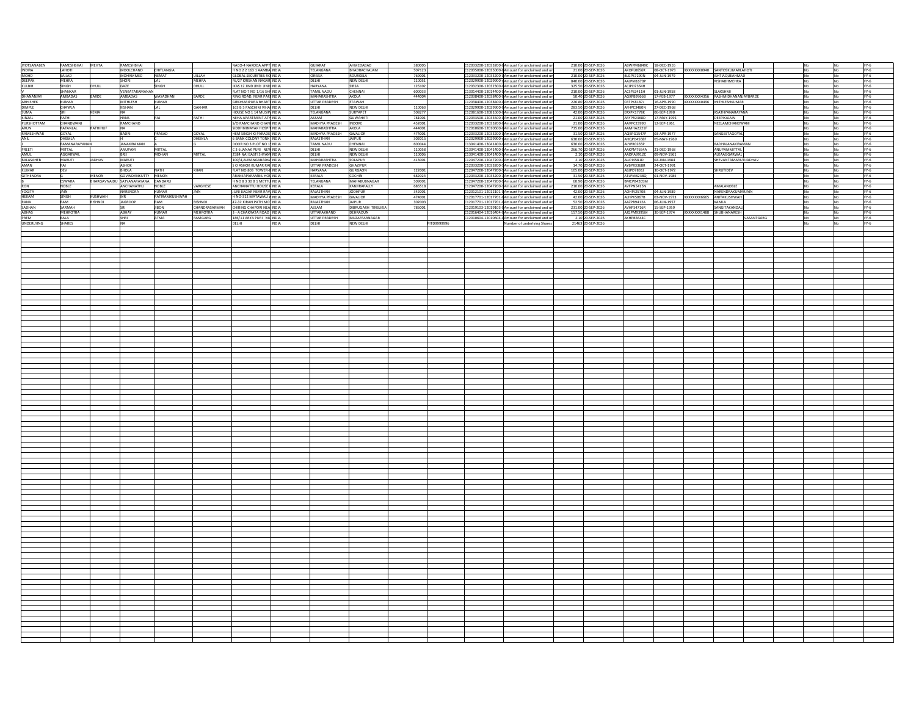| | | | | | | | | | | | | | | | | | | | | | | | | | | | | |
|---|---|---|---|---|---|---|---|---|---|---|---|---|---|---|---|---|---|---|---|---|---|---|---|---|---|---|---|---|
| JYOTSANABEN | RAMESHBHAI | MEHTA | RAMESHBHAI | | | NACO-4 NAKODA APPT | INDIA | GUJARAT | AHMEDABAD | 380005 | | C12033200-12033200-0 | Amount for unclaimed and un | 210.00 | 20-SEP-2026 | ABWPM6849C | 18-DEC-1955 | | | | | | No | No | FY-6 |
| INDIRA | LAHOTI | | MOOLCHAND | CHITLANGIA | | H NO 2 2 163 1 AAMBA | INDIA | TELANGANA | BHADRACHALAM | 507123 | | C12035000-12035000-0 | Amount for unclaimed and un | 21.00 | 20-SEP-2026 | AKOPL0656R | 08-OCT-1973 | XXXXXXXX0940 | SANTOSKUMARLAHOTI | | | | No | No | FY-6 |
| MOHD | SAJJAD | | MOHAMMED | NEMAT | ULLAH | GLOBAL SECURITIES RO | INDIA | ORISSA | ROURKELA | 769001 | | C12033200-12033200-0 | Amount for unclaimed and un | 210.00 | 20-SEP-2026 | BLGPS7290N | 04-JUN-1979 | | ISHTIAQUEAHMAD | | | | No | No | FY-6 |
| DEEPAK | MEHRA | | SHORI | LAL | MEHRA | F6/27 KRISHAN NAGAR | INDIA | DELHI | NEW DELHI | 110051 | | C12029900-12029900-0 | Amount for unclaimed and un | 840.00 | 20-SEP-2026 | AAJPM1670P | | | RISHABHMEHRA | | | | No | No | FY-6 |
| KULBIR | SINGH | DHULL | GAZE | SINGH | DHULL | WAS 12 JIND JIND JIND | INDIA | HARYANA | SIRSA | 126102 | | C12032300-12032300-0 | Amount for unclaimed and un | 325.50 | 20-SEP-2026 | ACJPD7364H | | | | | | | No | No | FY-6 |
| V | SHANKAR | | VENKATARAMANAN | | | FLAT NO 7 NO 1/16 SH | INDIA | TAMIL NADU | CHENNAI | 600033 | | C13014400-13014400-0 | Amount for unclaimed and un | 210.00 | 20-SEP-2026 | ACSPS2411H | 01-JUN-1958 | | SLAKSHMI | | | | No | No | FY-6 |
| DHANANJAY | AMBADAS | BARDE | AMBADAS | WAYADHAN | BARDE | RING ROAD, NEAR PAR | INDIA | MAHARASHTRA | AKOLA | 444004 | | C12038400-12038400-0 | Amount for unclaimed and un | 50.40 | 20-SEP-2026 | AGXPB9966B | 17-FEB-1977 | XXXXXXXX4356 | RASHMIDHANANJAYBARDE | | | | No | No | FY-6 |
| ABHISHEK | KUMAR | | MITHLESH | KUMAR | | GIRDHARIPURA BHART | INDIA | UTTAR PRADESH | ETAWAH | | | C12038400-12038400-0 | Amount for unclaimed and un | 226.80 | 20-SEP-2026 | CBTPK8187J | 16-APR-1990 | XXXXXXXX0496 | MITHLESHKUMAR | | | | No | No | FY-6 |
| DIMPLE | CHAWLA | | KISHAN | LAL | GAKHAR | 163 B S PASCHIM VIHA | INDIA | DELHI | NEW DELHI | 110063 | | C12029900-12029900-0 | Amount for unclaimed and un | 283.50 | 20-SEP-2026 | AFHPC3480N | 27-DEC-1968 | | | | | | No | No | FY-6 |
| SUMA | SRI | KEMA | NA | | | HOUSE NO 1 14 MUSIP | INDIA | TELANGANA | SURYAPET | 508277 | | C12081600-12081600-0 | Amount for unclaimed and un | 42.00 | 20-SEP-2026 | ERXPK1778K | 06-SEP-1990 | | KSATHYANARAYANA | | | | No | No | FY-6 |
| KINZAL | RATHI | | HANS | RAJ | RATHI | NEHA APARTMENT ATH | INDIA | ASSAM | GUWAHATI | 781001 | | C12033500-12033500-0 | Amount for unclaimed and un | 21.00 | 20-SEP-2026 | ARYPR2368D | 17-MAY-1991 | | DEEPIKAJAIN | | | | No | No | FY-6 |
| PURSHOTTAM | CHANDWANI | | RAMCHAND | | | S/O RAMCHAND CHAN | INDIA | MADHYA PRADESH | INDORE | 452001 | | C12033200-12033200-0 | Amount for unclaimed and un | 21.00 | 20-SEP-2026 | AAVPC2399D | 12-SEP-1961 | | NEELAMCHANDWANI | | | | No | No | FY-6 |
| ARUN | RATANLAL | RATHIHUF | NA | | | SIDDHIVINAYAK HOSPI | INDIA | MAHARASHTRA | AKOLA | 444001 | | C12010600-12010600-0 | Amount for unclaimed and un | 735.00 | 20-SEP-2026 | AAMHA2221F | | | | | | | No | No | FY-6 |
| RAMESHWAR | GOYAL | | BADRI | PRASAD | GOYAL | HEM SINGH KI PARADE | INDIA | MADHYA PRADESH | GWALIOR | 474001 | | C12033200-12033200-0 | Amount for unclaimed and un | 31.50 | 20-SEP-2026 | AQBPG1547P | 03-APR-1977 | | SANGEETAGOYAL | | | | No | No | FY-6 |
| ANIL | DHEMLA | | H | C | DHEMLA | 6 BANK COLONY TONK | INDIA | RAJASTHAN | JAIPUR | 302015 | | C12029900-12029900-0 | Amount for unclaimed and un | 630.00 | 20-SEP-2026 | AHQPD4568F | 05-MAY-1969 | | | | | | No | No | FY-6 |
| J | RAMANARAYANAN | | JANAKIRAMAN | A | G | DOOR NO 3 PLOT NO 1 | INDIA | TAMIL NADU | CHENNAI | 600044 | | C13041400-13041400-0 | Amount for unclaimed and un | 630.00 | 20-SEP-2026 | ALYPR0265P | | | RADHAJANAKIRAMAN | | | | No | No | FY-6 |
| PREETI | MITTAL | | ANUPAM | MITTAL | | C 3 6 JANAK PURI NEW | INDIA | DELHI | NEW DELHI | 110058 | | C13041400-13041400-0 | Amount for unclaimed and un | 266.70 | 20-SEP-2026 | AAKPM7654A | 21-DEC-1968 | | ANUPAMMITTAL | | | | No | No | FY-6 |
| AMUL | AGGARWAL | | BRIJ | MOHAN | MITTAL | 2584 NAI BASTI SHYAM | INDIA | DELHI | NEW DELHI | 110006 | | C13041400-13041400-0 | Amount for unclaimed and un | 2.10 | 20-SEP-2026 | AADPA9912C | 09-NOV-1961 | | ALKAAGGARWAL | | | | No | No | FY-6 |
| BALASAHEB | MARUTI | JADHAV | MARUTI | | | 100/4,AURANGABADK | INDIA | MAHARASHTRA | SOLAPUR | 413001 | | C12047200-12047200-0 | Amount for unclaimed and un | 2.10 | 20-SEP-2026 | ALJPJ4581D | 02-JAN-1984 | | SHEVANTAMARUTIJADHAV | | | | No | No | FY-6 |
| AMAN | RAI | | ASHOK | | | S O ASHOK KUMAR RAI | INDIA | UTTAR PRADESH | GHAZIPUR | | | C12033200-12033200-0 | Amount for unclaimed and un | 14.70 | 20-SEP-2026 | AYBPR5368R | 24-OCT-1991 | | | | | | No | No | FY-6 |
| KUMAR | DEV | | BHOLA | NATH | KHAN | FLAT NO.803 TOWER-4 | INDIA | HARYANA | GURGAON | 122001 | | C12047200-12047200-0 | Amount for unclaimed and un | 105.00 | 20-SEP-2026 | ABJPD7831J | 30-OCT-1972 | | SHRUTIDEV | | | | No | No | FY-6 |
| GITHENDRA | G | MENON | GOVINDANKUTTY | MENON | | ARAKKAPARAMBIL HO | INDIA | KERALA | COCHIN | 682024 | | C12033200-12033200-0 | Amount for unclaimed and un | 31.50 | 20-SEP-2026 | ATLPM8238Q | 01-NOV-1985 | | | | | | No | No | FY-6 |
| B | ESWARA | BHARGAVNAIDU | SATYANARAYANA | BANDARU | | H NO 8 3 30 B 1 METTU | INDIA | TELANGANA | MAHABUBNAGAR | 509001 | | C12047200-12047200-0 | Amount for unclaimed and un | 60.90 | 20-SEP-2026 | BMCPB4205M | | | | | | | No | No | FY-6 |
| RON | NOBLE | | ANCHANATHU | NOBLE | VARGHESE | ANCHANATTU HOUSE | INDIA | KERALA | KANJIRAPALLY | 686518 | | C12047200-12047200-0 | Amount for unclaimed and un | 210.00 | 20-SEP-2026 | AVFPN5415N | | | AMALANOBLE | | | | No | No | FY-6 |
| YOGITA | JAIN | | NARENDRA | KUMAR | JAIN | JUNI BAGAR NEAR RAV | INDIA | RAJASTHAN | JODHPUR | 342001 | | C12012101-12012101-0 | Amount for unclaimed and un | 42.00 | 20-SEP-2026 | AOHPJ2570B | 04-JUN-1989 | | NARENDRAKUMARJAIN | | | | No | No | FY-6 |
| HEKAM | SINGH | KUSHWAH | MR | RATIRAMKUSHWAH | | H NO-312 MATAWALI | INDIA | MADHYA PRADESH | GWALIOR | 474001 | | C12017701-12017701-0 | Amount for unclaimed and un | 42.00 | 20-SEP-2026 | ALHPK5067B | 03-NOV-1973 | XXXXXXXX6665 | ANITAKUSHWAH | | | | No | No | FY-6 |
| RANA | RAM | BISHNOI | JAGROOP | RAM | BISHNOI | 47-32 KIRAN PATH MO | INDIA | RAJASTHAN | JAIPUR | 302003 | | C12017701-12017701-0 | Amount for unclaimed and un | 52.50 | 20-SEP-2026 | AAZPB9412A | 06-JUN-1957 | | KAMLA | | | | No | No | FY-6 |
| SADHAN | SARMAH | | SRI | JIBON | CHANDRASARMAH | CHIRING CHAPORI NEA | INDIA | ASSAM | DIBRUGARH TINSUKIA | 786001 | | C12019103-12019103-0 | Amount for unclaimed and un | 231.00 | 20-SEP-2026 | AVHPS4716R | 15-SEP-1959 | | SANGITAKANDALI | | | | No | No | FY-6 |
| ABHAS | MEHROTRA | | ABHAY | KUMAR | MEHROTRA | 3 - A CHAKRATA ROAD | INDIA | UTTARAKHAND | DEHRADUN | | | C12016404-12016404-0 | Amount for unclaimed and un | 157.50 | 20-SEP-2026 | AXIPM9395M | 30-SEP-1974 | XXXXXXXX1488 | SHUBHANARESH | | | | No | No | FY-6 |
| PREM | BALA | | SHRI | ATMA | RAMGARG | 186/11 ARYA PURI MU | INDIA | UTTAR PRADESH | MUZAFFARNAGAR | | | C12010604-12010604-0 | Amount for unclaimed and un | 2.10 | 20-SEP-2026 | AKHPB5644C | | | | VASANTGARG | | | No | No | FY-6 |
| UNDERLYING | SHARES | | NA | | | DELHI | INDIA | DELHI | NEW DELHI | | PITD9999996 | | Number of underlying Shares | 21463 | 20-SEP-2026 | | | | | | | | No | No | FY-6 |